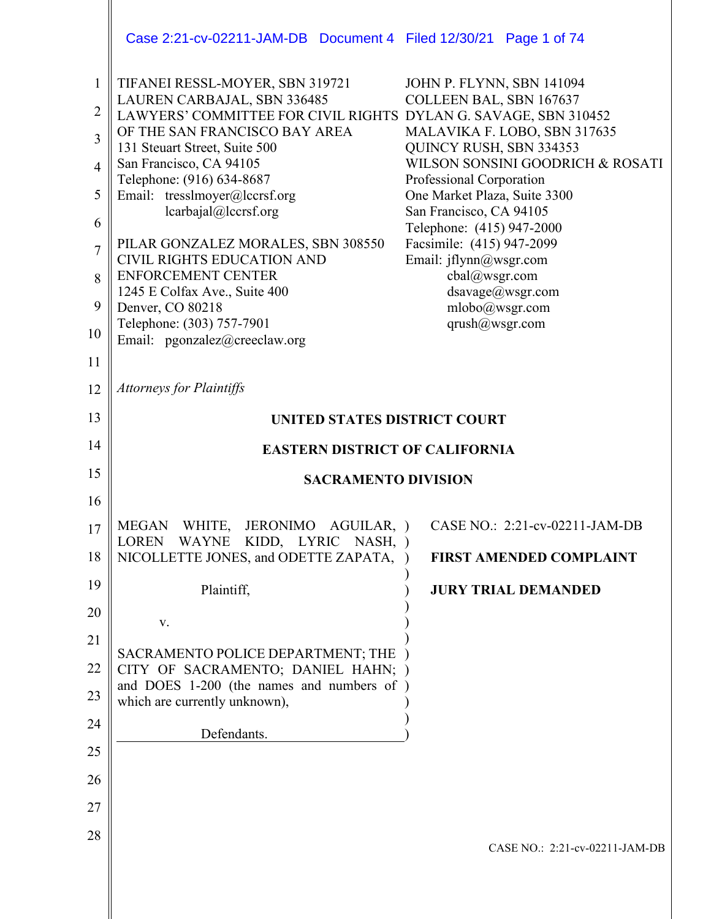TIFANEI RESSL-MOYER, SBN 319721
LAUREN CARBAJAL, SBN 336485
LAWYERS' COMMITTEE FOR CIVIL RIGHTS OF THE SAN FRANCISCO BAY AREA
131 Steuart Street, Suite 500
San Francisco, CA 94105
Telephone: (916) 634-8687
Email: tresslmoyer@lccrsf.org
lcarbajal@lccrsf.org

PILAR GONZALEZ MORALES, SBN 308550
CIVIL RIGHTS EDUCATION AND ENFORCEMENT CENTER
1245 E Colfax Ave., Suite 400
Denver, CO 80218
Telephone: (303) 757-7901
Email: pgonzalez@creeclaw.org

JOHN P. FLYNN, SBN 141094
COLLEEN BAL, SBN 167637
DYLAN G. SAVAGE, SBN 310452
MALAVIKA F. LOBO, SBN 317635
QUINCY RUSH, SBN 334353
WILSON SONSINI GOODRICH & ROSATI
Professional Corporation
One Market Plaza, Suite 3300
San Francisco, CA 94105
Telephone: (415) 947-2000
Facsimile: (415) 947-2099
Email: jflynn@wsgr.com
cbal@wsgr.com
dsavage@wsgr.com
mlobo@wsgr.com
qrush@wsgr.com

*Attorneys for Plaintiffs*

**UNITED STATES DISTRICT COURT**

**EASTERN DISTRICT OF CALIFORNIA**

**SACRAMENTO DIVISION**

MEGAN WHITE, JERONIMO AGUILAR, LOREN WAYNE KIDD, LYRIC NASH, NICOLLETTE JONES, and ODETTE ZAPATA,

Plaintiff,

v.

SACRAMENTO POLICE DEPARTMENT; THE CITY OF SACRAMENTO; DANIEL HAHN; and DOES 1-200 (the names and numbers of which are currently unknown),

Defendants.

CASE NO.: 2:21-cv-02211-JAM-DB

**FIRST AMENDED COMPLAINT**

**JURY TRIAL DEMANDED**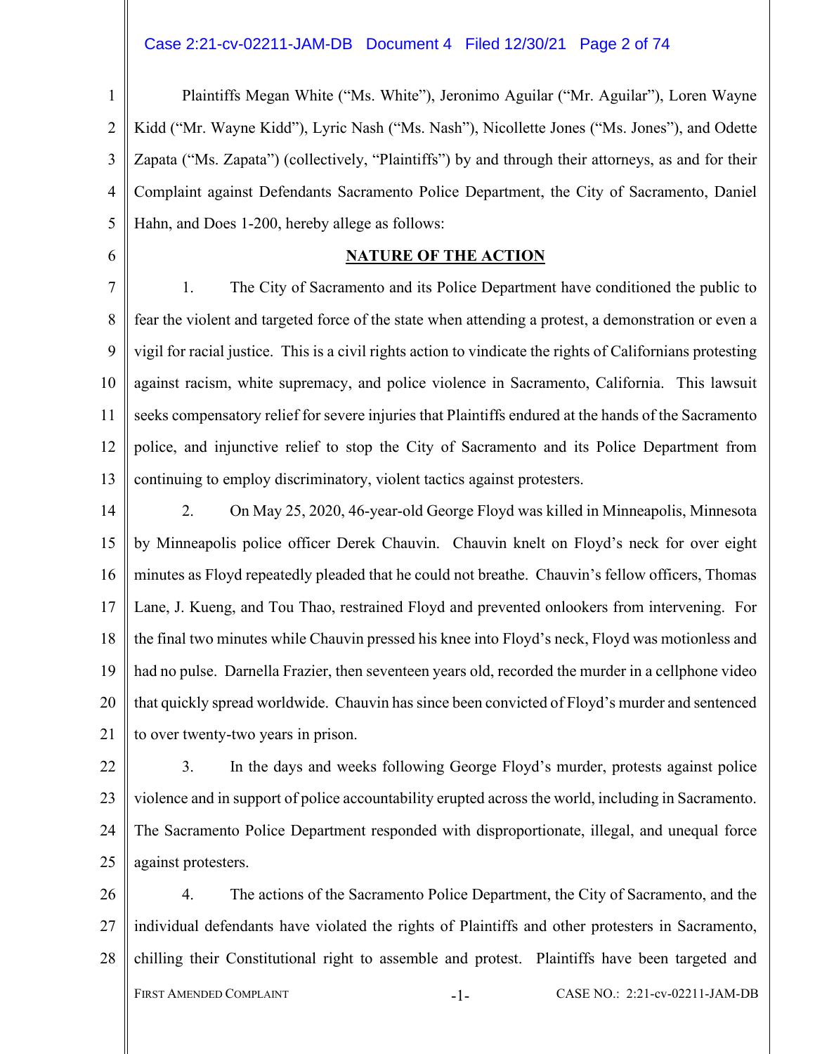Plaintiffs Megan White ("Ms. White"), Jeronimo Aguilar ("Mr. Aguilar"), Loren Wayne Kidd ("Mr. Wayne Kidd"), Lyric Nash ("Ms. Nash"), Nicollette Jones ("Ms. Jones"), and Odette Zapata ("Ms. Zapata") (collectively, "Plaintiffs") by and through their attorneys, as and for their Complaint against Defendants Sacramento Police Department, the City of Sacramento, Daniel Hahn, and Does 1-200, hereby allege as follows:

## NATURE OF THE ACTION

1. The City of Sacramento and its Police Department have conditioned the public to fear the violent and targeted force of the state when attending a protest, a demonstration or even a vigil for racial justice. This is a civil rights action to vindicate the rights of Californians protesting against racism, white supremacy, and police violence in Sacramento, California. This lawsuit seeks compensatory relief for severe injuries that Plaintiffs endured at the hands of the Sacramento police, and injunctive relief to stop the City of Sacramento and its Police Department from continuing to employ discriminatory, violent tactics against protesters.

2. On May 25, 2020, 46-year-old George Floyd was killed in Minneapolis, Minnesota by Minneapolis police officer Derek Chauvin. Chauvin knelt on Floyd's neck for over eight minutes as Floyd repeatedly pleaded that he could not breathe. Chauvin's fellow officers, Thomas Lane, J. Kueng, and Tou Thao, restrained Floyd and prevented onlookers from intervening. For the final two minutes while Chauvin pressed his knee into Floyd's neck, Floyd was motionless and had no pulse. Darnella Frazier, then seventeen years old, recorded the murder in a cellphone video that quickly spread worldwide. Chauvin has since been convicted of Floyd's murder and sentenced to over twenty-two years in prison.

3. In the days and weeks following George Floyd's murder, protests against police violence and in support of police accountability erupted across the world, including in Sacramento. The Sacramento Police Department responded with disproportionate, illegal, and unequal force against protesters.

4. The actions of the Sacramento Police Department, the City of Sacramento, and the individual defendants have violated the rights of Plaintiffs and other protesters in Sacramento, chilling their Constitutional right to assemble and protest. Plaintiffs have been targeted and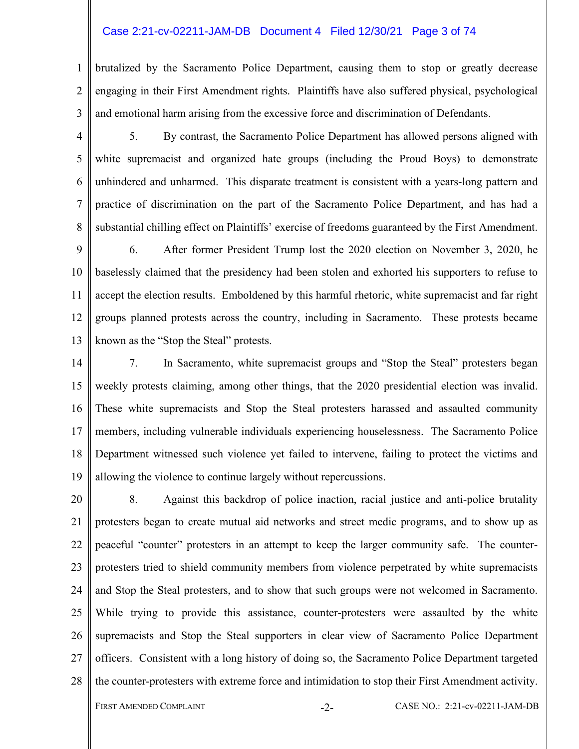brutalized by the Sacramento Police Department, causing them to stop or greatly decrease engaging in their First Amendment rights. Plaintiffs have also suffered physical, psychological and emotional harm arising from the excessive force and discrimination of Defendants.

5. By contrast, the Sacramento Police Department has allowed persons aligned with white supremacist and organized hate groups (including the Proud Boys) to demonstrate unhindered and unharmed. This disparate treatment is consistent with a years-long pattern and practice of discrimination on the part of the Sacramento Police Department, and has had a substantial chilling effect on Plaintiffs' exercise of freedoms guaranteed by the First Amendment.

6. After former President Trump lost the 2020 election on November 3, 2020, he baselessly claimed that the presidency had been stolen and exhorted his supporters to refuse to accept the election results. Emboldened by this harmful rhetoric, white supremacist and far right groups planned protests across the country, including in Sacramento. These protests became known as the "Stop the Steal" protests.

7. In Sacramento, white supremacist groups and "Stop the Steal" protesters began weekly protests claiming, among other things, that the 2020 presidential election was invalid. These white supremacists and Stop the Steal protesters harassed and assaulted community members, including vulnerable individuals experiencing houselessness. The Sacramento Police Department witnessed such violence yet failed to intervene, failing to protect the victims and allowing the violence to continue largely without repercussions.

8. Against this backdrop of police inaction, racial justice and anti-police brutality protesters began to create mutual aid networks and street medic programs, and to show up as peaceful "counter" protesters in an attempt to keep the larger community safe. The counter-protesters tried to shield community members from violence perpetrated by white supremacists and Stop the Steal protesters, and to show that such groups were not welcomed in Sacramento. While trying to provide this assistance, counter-protesters were assaulted by the white supremacists and Stop the Steal supporters in clear view of Sacramento Police Department officers. Consistent with a long history of doing so, the Sacramento Police Department targeted the counter-protesters with extreme force and intimidation to stop their First Amendment activity.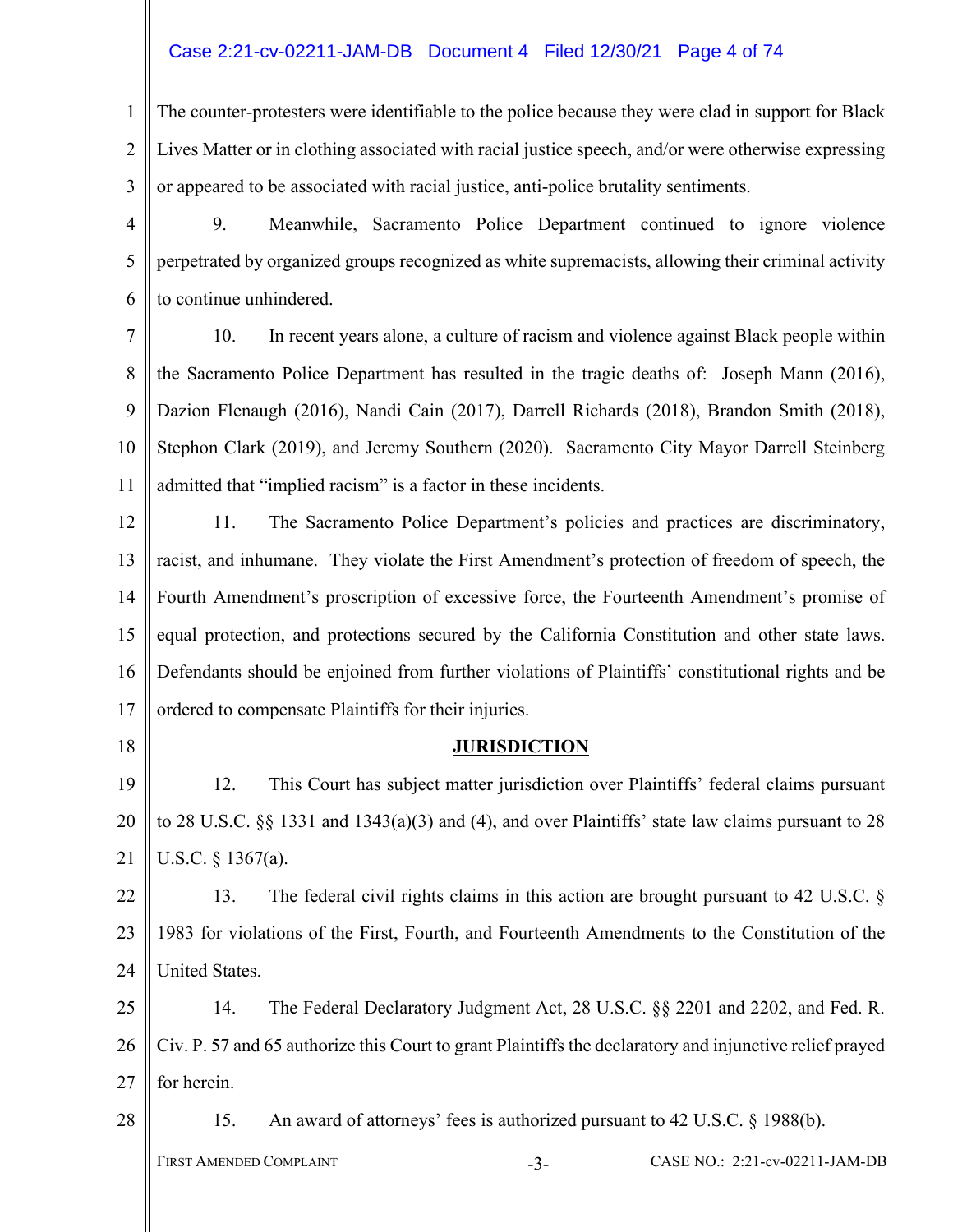The counter-protesters were identifiable to the police because they were clad in support for Black Lives Matter or in clothing associated with racial justice speech, and/or were otherwise expressing or appeared to be associated with racial justice, anti-police brutality sentiments.

9. Meanwhile, Sacramento Police Department continued to ignore violence perpetrated by organized groups recognized as white supremacists, allowing their criminal activity to continue unhindered.

10. In recent years alone, a culture of racism and violence against Black people within the Sacramento Police Department has resulted in the tragic deaths of: Joseph Mann (2016), Dazion Flenaugh (2016), Nandi Cain (2017), Darrell Richards (2018), Brandon Smith (2018), Stephon Clark (2019), and Jeremy Southern (2020). Sacramento City Mayor Darrell Steinberg admitted that "implied racism" is a factor in these incidents.

11. The Sacramento Police Department's policies and practices are discriminatory, racist, and inhumane. They violate the First Amendment's protection of freedom of speech, the Fourth Amendment's proscription of excessive force, the Fourteenth Amendment's promise of equal protection, and protections secured by the California Constitution and other state laws. Defendants should be enjoined from further violations of Plaintiffs' constitutional rights and be ordered to compensate Plaintiffs for their injuries.

## JURISDICTION

12. This Court has subject matter jurisdiction over Plaintiffs' federal claims pursuant to 28 U.S.C. §§ 1331 and 1343(a)(3) and (4), and over Plaintiffs' state law claims pursuant to 28 U.S.C. § 1367(a).

13. The federal civil rights claims in this action are brought pursuant to 42 U.S.C. § 1983 for violations of the First, Fourth, and Fourteenth Amendments to the Constitution of the United States.

14. The Federal Declaratory Judgment Act, 28 U.S.C. §§ 2201 and 2202, and Fed. R. Civ. P. 57 and 65 authorize this Court to grant Plaintiffs the declaratory and injunctive relief prayed for herein.

15. An award of attorneys' fees is authorized pursuant to 42 U.S.C. § 1988(b).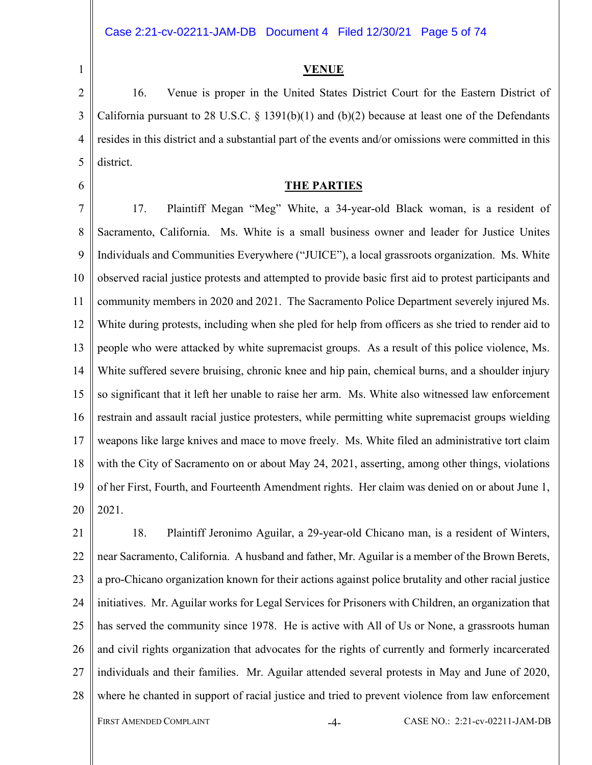## VENUE

16. Venue is proper in the United States District Court for the Eastern District of California pursuant to 28 U.S.C. § 1391(b)(1) and (b)(2) because at least one of the Defendants resides in this district and a substantial part of the events and/or omissions were committed in this district.

## THE PARTIES

17. Plaintiff Megan "Meg" White, a 34-year-old Black woman, is a resident of Sacramento, California. Ms. White is a small business owner and leader for Justice Unites Individuals and Communities Everywhere ("JUICE"), a local grassroots organization. Ms. White observed racial justice protests and attempted to provide basic first aid to protest participants and community members in 2020 and 2021. The Sacramento Police Department severely injured Ms. White during protests, including when she pled for help from officers as she tried to render aid to people who were attacked by white supremacist groups. As a result of this police violence, Ms. White suffered severe bruising, chronic knee and hip pain, chemical burns, and a shoulder injury so significant that it left her unable to raise her arm. Ms. White also witnessed law enforcement restrain and assault racial justice protesters, while permitting white supremacist groups wielding weapons like large knives and mace to move freely. Ms. White filed an administrative tort claim with the City of Sacramento on or about May 24, 2021, asserting, among other things, violations of her First, Fourth, and Fourteenth Amendment rights. Her claim was denied on or about June 1, 2021.

18. Plaintiff Jeronimo Aguilar, a 29-year-old Chicano man, is a resident of Winters, near Sacramento, California. A husband and father, Mr. Aguilar is a member of the Brown Berets, a pro-Chicano organization known for their actions against police brutality and other racial justice initiatives. Mr. Aguilar works for Legal Services for Prisoners with Children, an organization that has served the community since 1978. He is active with All of Us or None, a grassroots human and civil rights organization that advocates for the rights of currently and formerly incarcerated individuals and their families. Mr. Aguilar attended several protests in May and June of 2020, where he chanted in support of racial justice and tried to prevent violence from law enforcement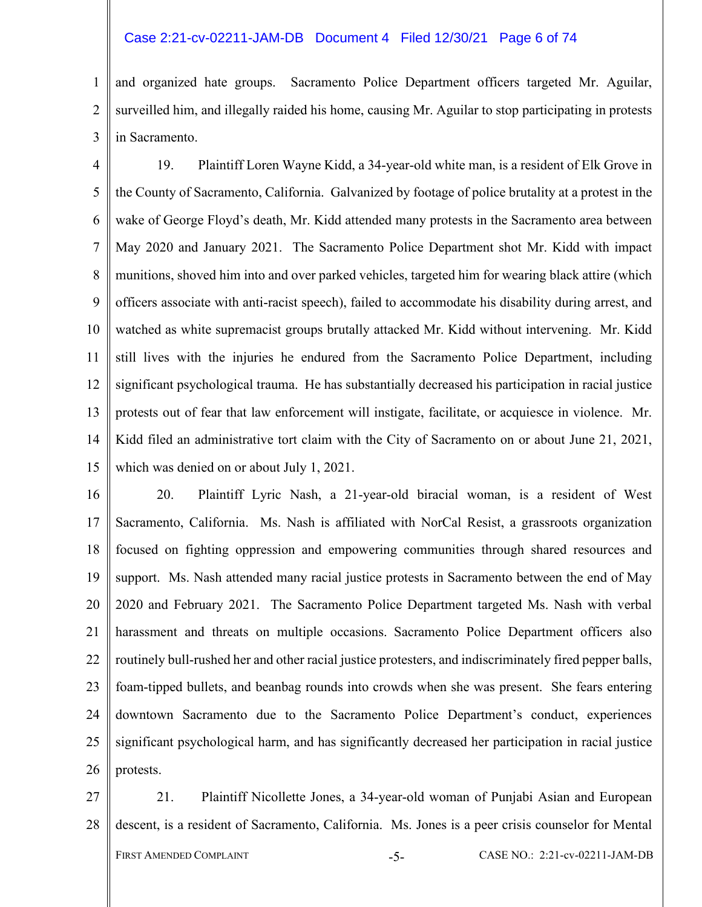and organized hate groups. Sacramento Police Department officers targeted Mr. Aguilar, surveilled him, and illegally raided his home, causing Mr. Aguilar to stop participating in protests in Sacramento.

19. Plaintiff Loren Wayne Kidd, a 34-year-old white man, is a resident of Elk Grove in the County of Sacramento, California. Galvanized by footage of police brutality at a protest in the wake of George Floyd's death, Mr. Kidd attended many protests in the Sacramento area between May 2020 and January 2021. The Sacramento Police Department shot Mr. Kidd with impact munitions, shoved him into and over parked vehicles, targeted him for wearing black attire (which officers associate with anti-racist speech), failed to accommodate his disability during arrest, and watched as white supremacist groups brutally attacked Mr. Kidd without intervening. Mr. Kidd still lives with the injuries he endured from the Sacramento Police Department, including significant psychological trauma. He has substantially decreased his participation in racial justice protests out of fear that law enforcement will instigate, facilitate, or acquiesce in violence. Mr. Kidd filed an administrative tort claim with the City of Sacramento on or about June 21, 2021, which was denied on or about July 1, 2021.

20. Plaintiff Lyric Nash, a 21-year-old biracial woman, is a resident of West Sacramento, California. Ms. Nash is affiliated with NorCal Resist, a grassroots organization focused on fighting oppression and empowering communities through shared resources and support. Ms. Nash attended many racial justice protests in Sacramento between the end of May 2020 and February 2021. The Sacramento Police Department targeted Ms. Nash with verbal harassment and threats on multiple occasions. Sacramento Police Department officers also routinely bull-rushed her and other racial justice protesters, and indiscriminately fired pepper balls, foam-tipped bullets, and beanbag rounds into crowds when she was present. She fears entering downtown Sacramento due to the Sacramento Police Department's conduct, experiences significant psychological harm, and has significantly decreased her participation in racial justice protests.

21. Plaintiff Nicollette Jones, a 34-year-old woman of Punjabi Asian and European descent, is a resident of Sacramento, California. Ms. Jones is a peer crisis counselor for Mental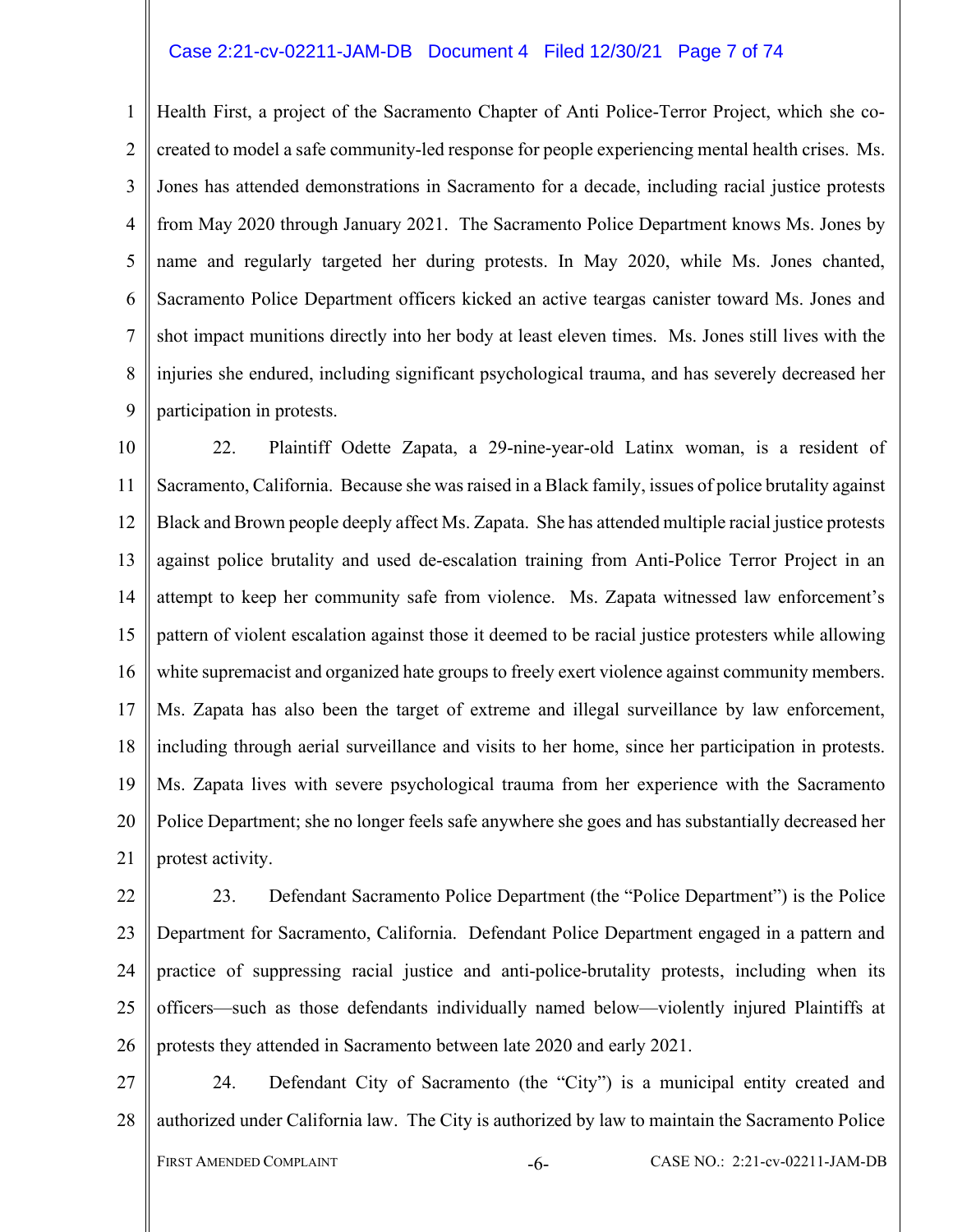Health First, a project of the Sacramento Chapter of Anti Police-Terror Project, which she co-created to model a safe community-led response for people experiencing mental health crises. Ms. Jones has attended demonstrations in Sacramento for a decade, including racial justice protests from May 2020 through January 2021. The Sacramento Police Department knows Ms. Jones by name and regularly targeted her during protests. In May 2020, while Ms. Jones chanted, Sacramento Police Department officers kicked an active teargas canister toward Ms. Jones and shot impact munitions directly into her body at least eleven times. Ms. Jones still lives with the injuries she endured, including significant psychological trauma, and has severely decreased her participation in protests.

22. Plaintiff Odette Zapata, a 29-nine-year-old Latinx woman, is a resident of Sacramento, California. Because she was raised in a Black family, issues of police brutality against Black and Brown people deeply affect Ms. Zapata. She has attended multiple racial justice protests against police brutality and used de-escalation training from Anti-Police Terror Project in an attempt to keep her community safe from violence. Ms. Zapata witnessed law enforcement's pattern of violent escalation against those it deemed to be racial justice protesters while allowing white supremacist and organized hate groups to freely exert violence against community members. Ms. Zapata has also been the target of extreme and illegal surveillance by law enforcement, including through aerial surveillance and visits to her home, since her participation in protests. Ms. Zapata lives with severe psychological trauma from her experience with the Sacramento Police Department; she no longer feels safe anywhere she goes and has substantially decreased her protest activity.

23. Defendant Sacramento Police Department (the "Police Department") is the Police Department for Sacramento, California. Defendant Police Department engaged in a pattern and practice of suppressing racial justice and anti-police-brutality protests, including when its officers—such as those defendants individually named below—violently injured Plaintiffs at protests they attended in Sacramento between late 2020 and early 2021.

24. Defendant City of Sacramento (the "City") is a municipal entity created and authorized under California law. The City is authorized by law to maintain the Sacramento Police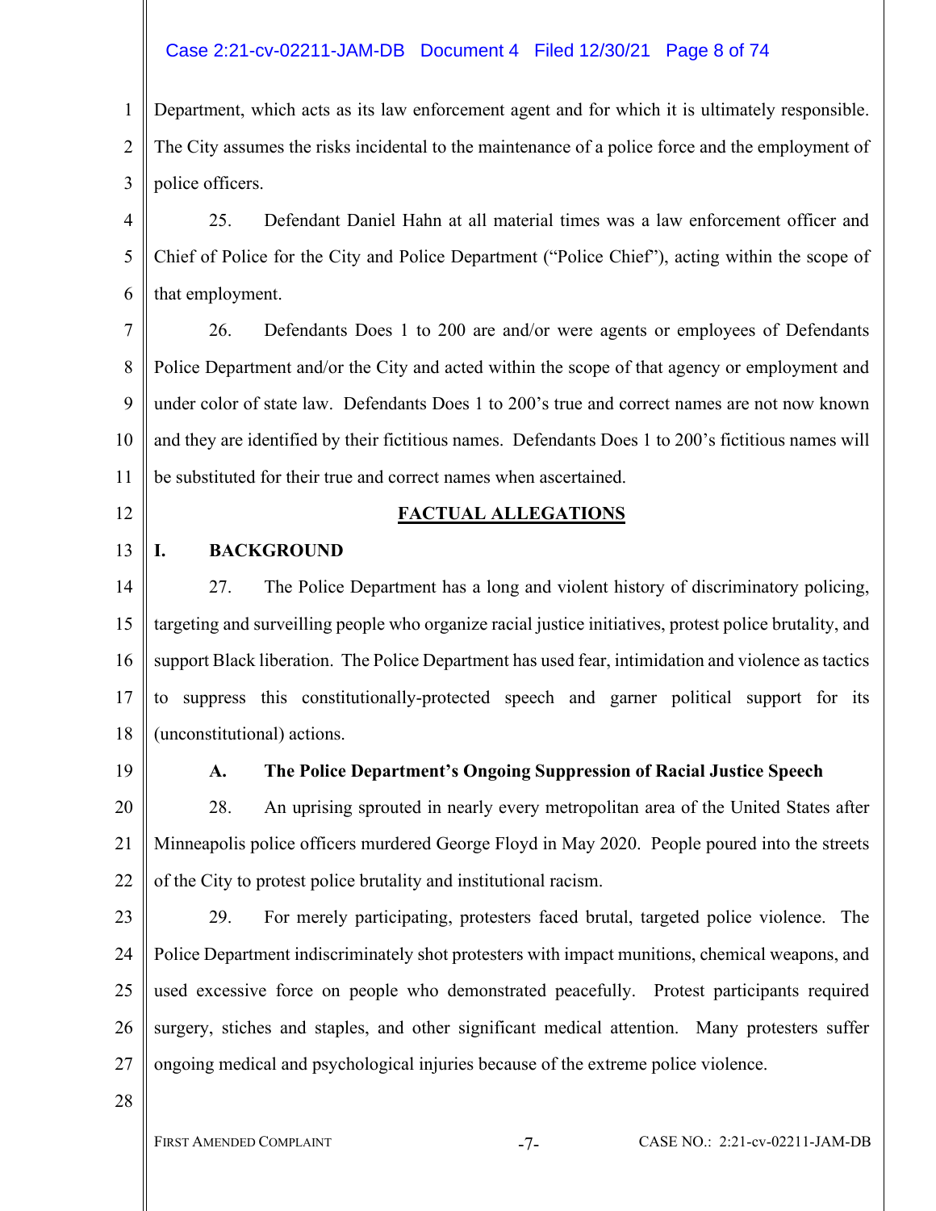Department, which acts as its law enforcement agent and for which it is ultimately responsible. The City assumes the risks incidental to the maintenance of a police force and the employment of police officers.

25. Defendant Daniel Hahn at all material times was a law enforcement officer and Chief of Police for the City and Police Department ("Police Chief"), acting within the scope of that employment.

26. Defendants Does 1 to 200 are and/or were agents or employees of Defendants Police Department and/or the City and acted within the scope of that agency or employment and under color of state law. Defendants Does 1 to 200's true and correct names are not now known and they are identified by their fictitious names. Defendants Does 1 to 200's fictitious names will be substituted for their true and correct names when ascertained.

## FACTUAL ALLEGATIONS

### I. BACKGROUND

27. The Police Department has a long and violent history of discriminatory policing, targeting and surveilling people who organize racial justice initiatives, protest police brutality, and support Black liberation. The Police Department has used fear, intimidation and violence as tactics to suppress this constitutionally-protected speech and garner political support for its (unconstitutional) actions.

#### A. The Police Department's Ongoing Suppression of Racial Justice Speech

28. An uprising sprouted in nearly every metropolitan area of the United States after Minneapolis police officers murdered George Floyd in May 2020. People poured into the streets of the City to protest police brutality and institutional racism.

29. For merely participating, protesters faced brutal, targeted police violence. The Police Department indiscriminately shot protesters with impact munitions, chemical weapons, and used excessive force on people who demonstrated peacefully. Protest participants required surgery, stiches and staples, and other significant medical attention. Many protesters suffer ongoing medical and psychological injuries because of the extreme police violence.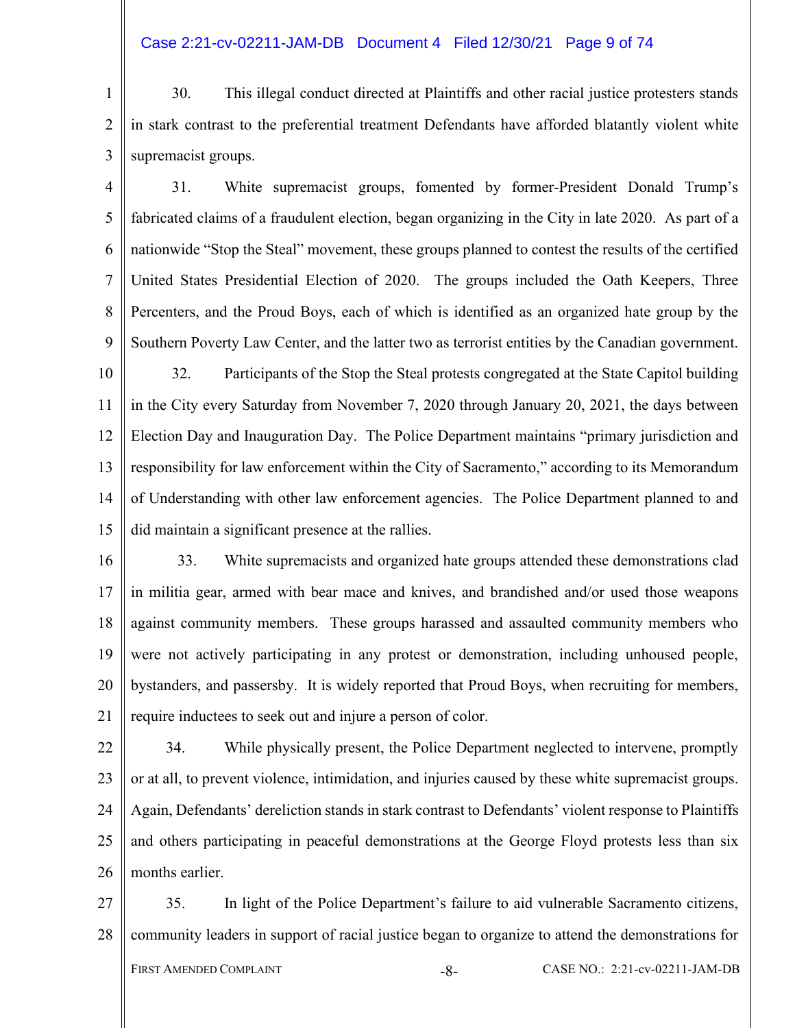30. This illegal conduct directed at Plaintiffs and other racial justice protesters stands in stark contrast to the preferential treatment Defendants have afforded blatantly violent white supremacist groups.

31. White supremacist groups, fomented by former-President Donald Trump's fabricated claims of a fraudulent election, began organizing in the City in late 2020. As part of a nationwide "Stop the Steal" movement, these groups planned to contest the results of the certified United States Presidential Election of 2020. The groups included the Oath Keepers, Three Percenters, and the Proud Boys, each of which is identified as an organized hate group by the Southern Poverty Law Center, and the latter two as terrorist entities by the Canadian government.

32. Participants of the Stop the Steal protests congregated at the State Capitol building in the City every Saturday from November 7, 2020 through January 20, 2021, the days between Election Day and Inauguration Day. The Police Department maintains "primary jurisdiction and responsibility for law enforcement within the City of Sacramento," according to its Memorandum of Understanding with other law enforcement agencies. The Police Department planned to and did maintain a significant presence at the rallies.

33. White supremacists and organized hate groups attended these demonstrations clad in militia gear, armed with bear mace and knives, and brandished and/or used those weapons against community members. These groups harassed and assaulted community members who were not actively participating in any protest or demonstration, including unhoused people, bystanders, and passersby. It is widely reported that Proud Boys, when recruiting for members, require inductees to seek out and injure a person of color.

34. While physically present, the Police Department neglected to intervene, promptly or at all, to prevent violence, intimidation, and injuries caused by these white supremacist groups. Again, Defendants' dereliction stands in stark contrast to Defendants' violent response to Plaintiffs and others participating in peaceful demonstrations at the George Floyd protests less than six months earlier.

35. In light of the Police Department's failure to aid vulnerable Sacramento citizens, community leaders in support of racial justice began to organize to attend the demonstrations for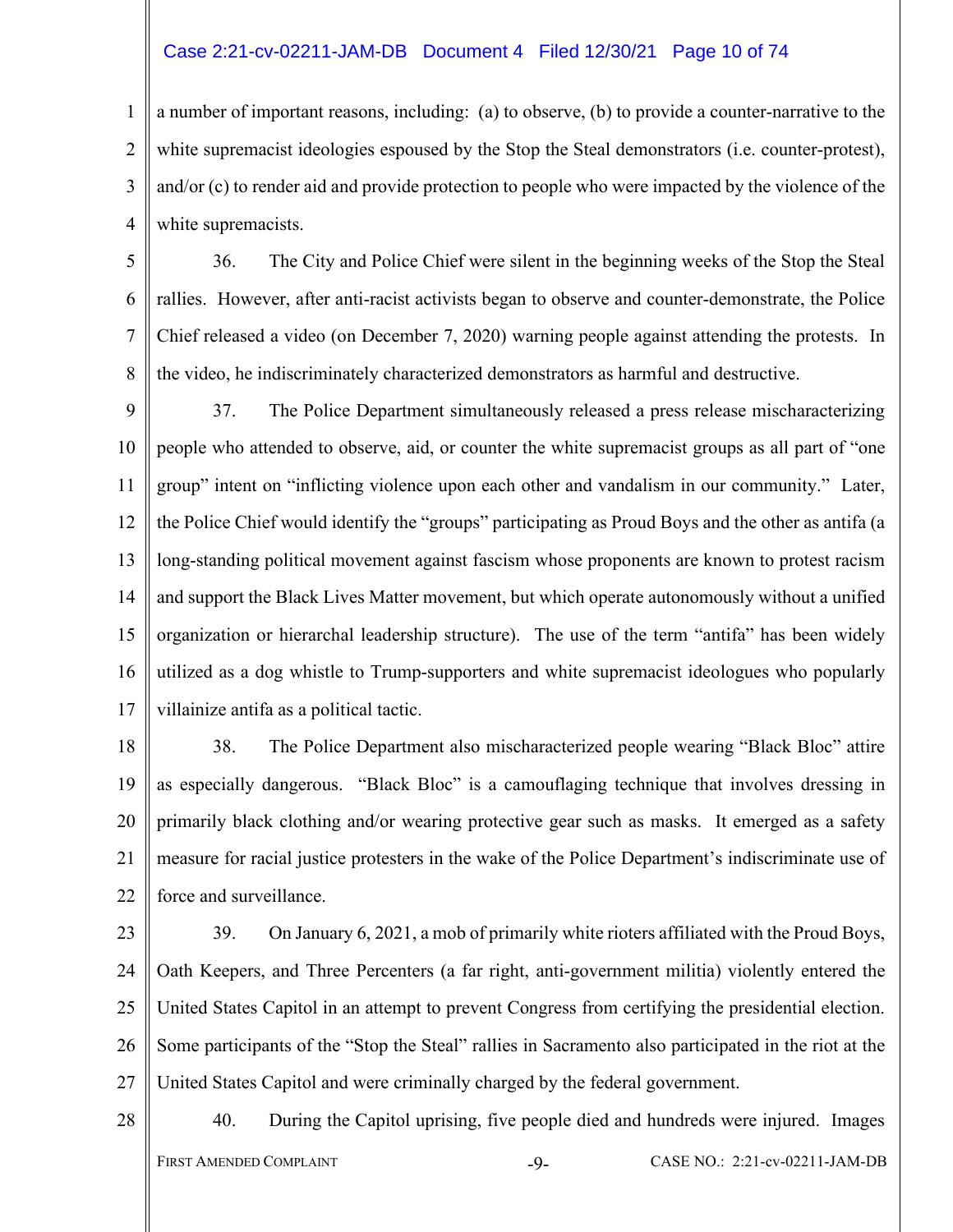a number of important reasons, including: (a) to observe, (b) to provide a counter-narrative to the white supremacist ideologies espoused by the Stop the Steal demonstrators (i.e. counter-protest), and/or (c) to render aid and provide protection to people who were impacted by the violence of the white supremacists.

36. The City and Police Chief were silent in the beginning weeks of the Stop the Steal rallies. However, after anti-racist activists began to observe and counter-demonstrate, the Police Chief released a video (on December 7, 2020) warning people against attending the protests. In the video, he indiscriminately characterized demonstrators as harmful and destructive.

37. The Police Department simultaneously released a press release mischaracterizing people who attended to observe, aid, or counter the white supremacist groups as all part of "one group" intent on "inflicting violence upon each other and vandalism in our community." Later, the Police Chief would identify the "groups" participating as Proud Boys and the other as antifa (a long-standing political movement against fascism whose proponents are known to protest racism and support the Black Lives Matter movement, but which operate autonomously without a unified organization or hierarchal leadership structure). The use of the term "antifa" has been widely utilized as a dog whistle to Trump-supporters and white supremacist ideologues who popularly villainize antifa as a political tactic.

38. The Police Department also mischaracterized people wearing "Black Bloc" attire as especially dangerous. "Black Bloc" is a camouflaging technique that involves dressing in primarily black clothing and/or wearing protective gear such as masks. It emerged as a safety measure for racial justice protesters in the wake of the Police Department's indiscriminate use of force and surveillance.

39. On January 6, 2021, a mob of primarily white rioters affiliated with the Proud Boys, Oath Keepers, and Three Percenters (a far right, anti-government militia) violently entered the United States Capitol in an attempt to prevent Congress from certifying the presidential election. Some participants of the "Stop the Steal" rallies in Sacramento also participated in the riot at the United States Capitol and were criminally charged by the federal government.

40. During the Capitol uprising, five people died and hundreds were injured. Images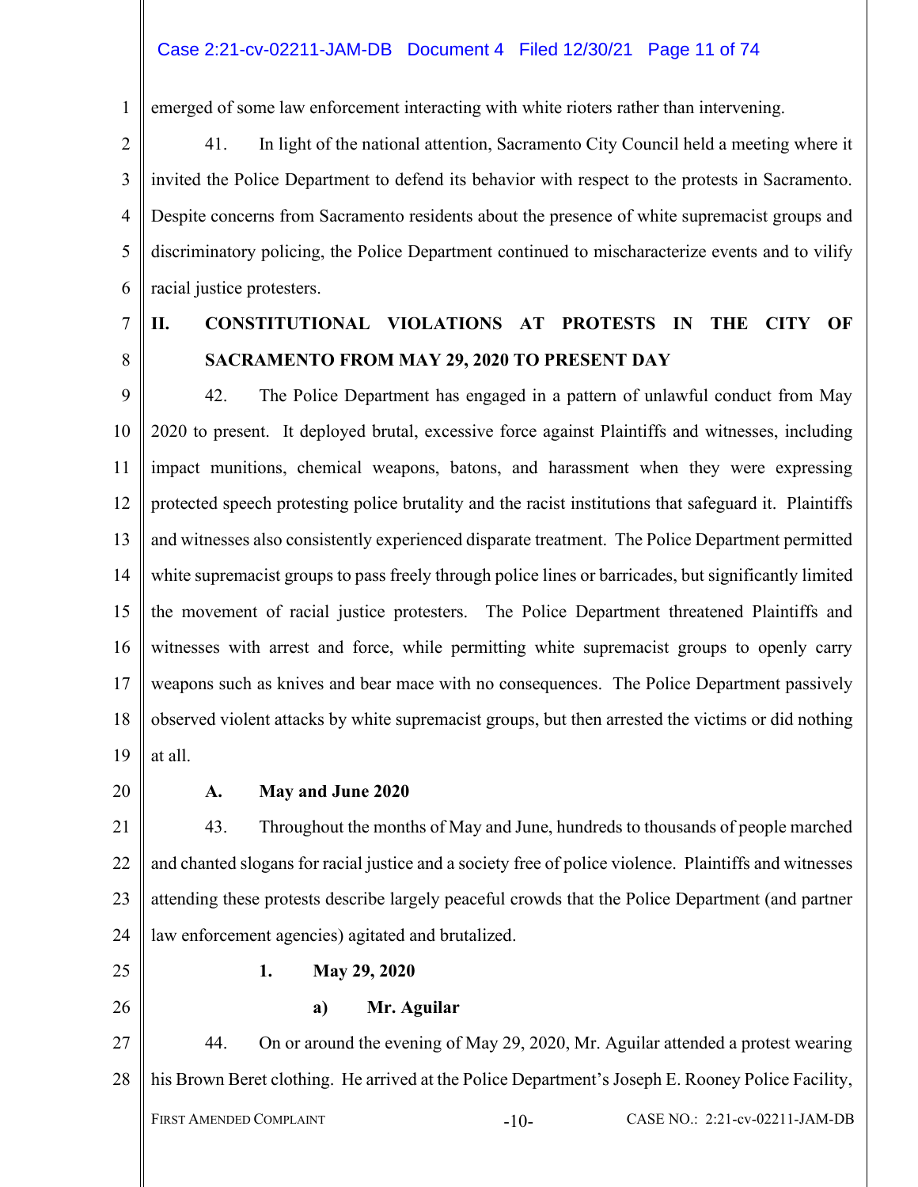emerged of some law enforcement interacting with white rioters rather than intervening.

41. In light of the national attention, Sacramento City Council held a meeting where it invited the Police Department to defend its behavior with respect to the protests in Sacramento. Despite concerns from Sacramento residents about the presence of white supremacist groups and discriminatory policing, the Police Department continued to mischaracterize events and to vilify racial justice protesters.

## II. CONSTITUTIONAL VIOLATIONS AT PROTESTS IN THE CITY OF SACRAMENTO FROM MAY 29, 2020 TO PRESENT DAY

42. The Police Department has engaged in a pattern of unlawful conduct from May 2020 to present. It deployed brutal, excessive force against Plaintiffs and witnesses, including impact munitions, chemical weapons, batons, and harassment when they were expressing protected speech protesting police brutality and the racist institutions that safeguard it. Plaintiffs and witnesses also consistently experienced disparate treatment. The Police Department permitted white supremacist groups to pass freely through police lines or barricades, but significantly limited the movement of racial justice protesters. The Police Department threatened Plaintiffs and witnesses with arrest and force, while permitting white supremacist groups to openly carry weapons such as knives and bear mace with no consequences. The Police Department passively observed violent attacks by white supremacist groups, but then arrested the victims or did nothing at all.

### A. May and June 2020

43. Throughout the months of May and June, hundreds to thousands of people marched and chanted slogans for racial justice and a society free of police violence. Plaintiffs and witnesses attending these protests describe largely peaceful crowds that the Police Department (and partner law enforcement agencies) agitated and brutalized.

#### 1. May 29, 2020

##### a) Mr. Aguilar

44. On or around the evening of May 29, 2020, Mr. Aguilar attended a protest wearing his Brown Beret clothing. He arrived at the Police Department's Joseph E. Rooney Police Facility,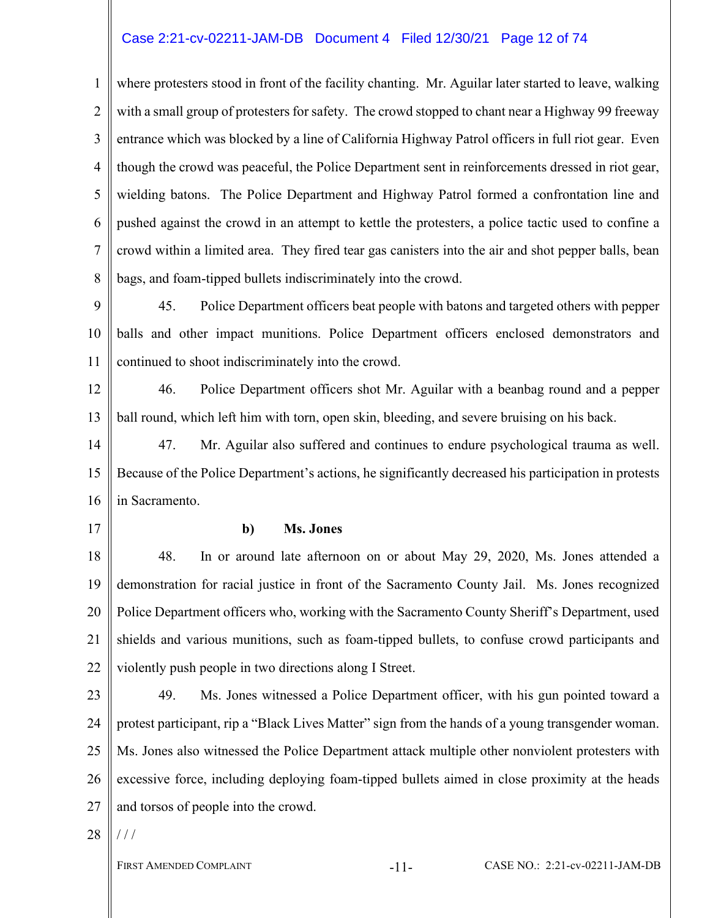where protesters stood in front of the facility chanting. Mr. Aguilar later started to leave, walking with a small group of protesters for safety. The crowd stopped to chant near a Highway 99 freeway entrance which was blocked by a line of California Highway Patrol officers in full riot gear. Even though the crowd was peaceful, the Police Department sent in reinforcements dressed in riot gear, wielding batons. The Police Department and Highway Patrol formed a confrontation line and pushed against the crowd in an attempt to kettle the protesters, a police tactic used to confine a crowd within a limited area. They fired tear gas canisters into the air and shot pepper balls, bean bags, and foam-tipped bullets indiscriminately into the crowd.

45. Police Department officers beat people with batons and targeted others with pepper balls and other impact munitions. Police Department officers enclosed demonstrators and continued to shoot indiscriminately into the crowd.

46. Police Department officers shot Mr. Aguilar with a beanbag round and a pepper ball round, which left him with torn, open skin, bleeding, and severe bruising on his back.

47. Mr. Aguilar also suffered and continues to endure psychological trauma as well. Because of the Police Department's actions, he significantly decreased his participation in protests in Sacramento.

**b) Ms. Jones**

48. In or around late afternoon on or about May 29, 2020, Ms. Jones attended a demonstration for racial justice in front of the Sacramento County Jail. Ms. Jones recognized Police Department officers who, working with the Sacramento County Sheriff's Department, used shields and various munitions, such as foam-tipped bullets, to confuse crowd participants and violently push people in two directions along I Street.

49. Ms. Jones witnessed a Police Department officer, with his gun pointed toward a protest participant, rip a "Black Lives Matter" sign from the hands of a young transgender woman. Ms. Jones also witnessed the Police Department attack multiple other nonviolent protesters with excessive force, including deploying foam-tipped bullets aimed in close proximity at the heads and torsos of people into the crowd.

/ / /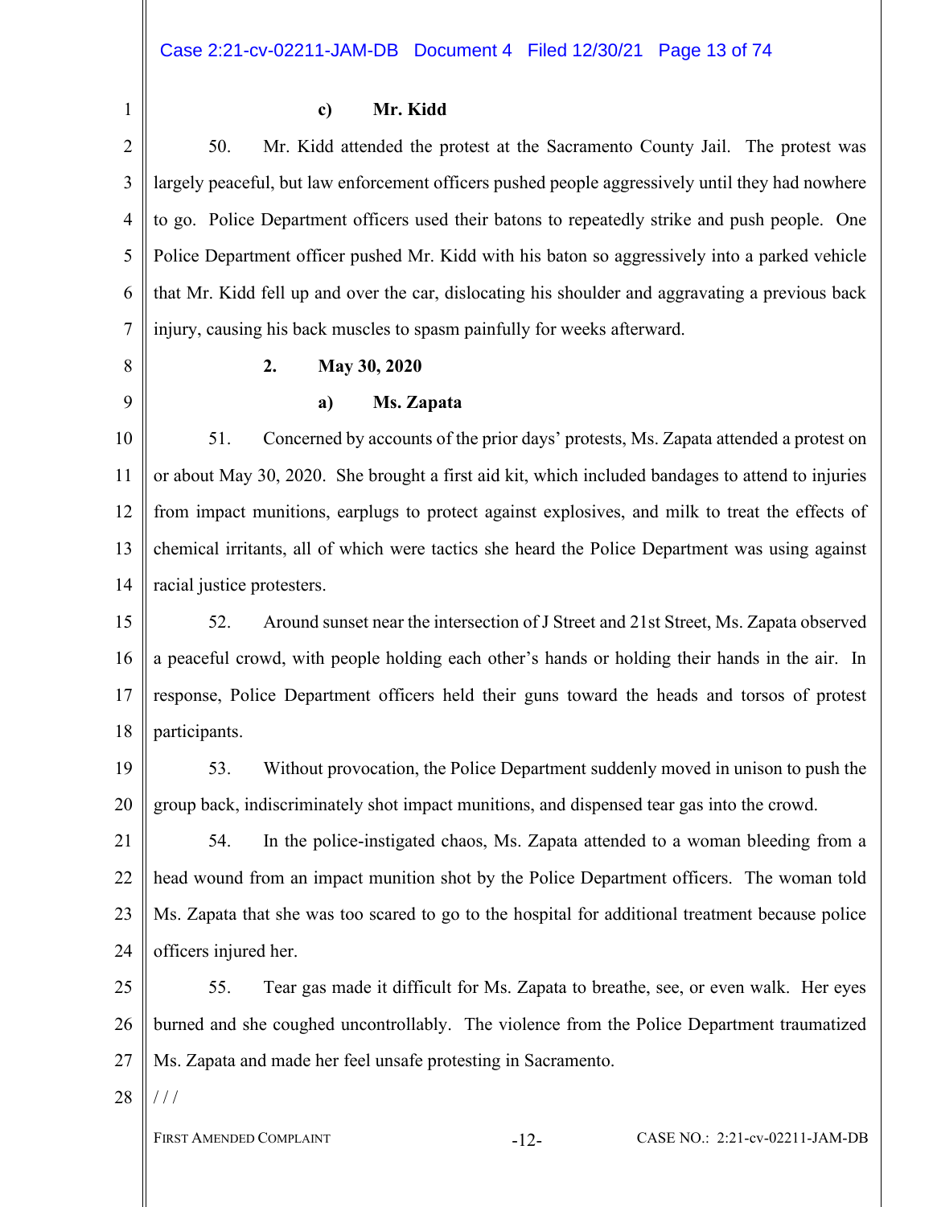#### c) Mr. Kidd

50. Mr. Kidd attended the protest at the Sacramento County Jail. The protest was largely peaceful, but law enforcement officers pushed people aggressively until they had nowhere to go. Police Department officers used their batons to repeatedly strike and push people. One Police Department officer pushed Mr. Kidd with his baton so aggressively into a parked vehicle that Mr. Kidd fell up and over the car, dislocating his shoulder and aggravating a previous back injury, causing his back muscles to spasm painfully for weeks afterward.

### 2. May 30, 2020

#### a) Ms. Zapata

51. Concerned by accounts of the prior days' protests, Ms. Zapata attended a protest on or about May 30, 2020. She brought a first aid kit, which included bandages to attend to injuries from impact munitions, earplugs to protect against explosives, and milk to treat the effects of chemical irritants, all of which were tactics she heard the Police Department was using against racial justice protesters.

52. Around sunset near the intersection of J Street and 21st Street, Ms. Zapata observed a peaceful crowd, with people holding each other's hands or holding their hands in the air. In response, Police Department officers held their guns toward the heads and torsos of protest participants.

53. Without provocation, the Police Department suddenly moved in unison to push the group back, indiscriminately shot impact munitions, and dispensed tear gas into the crowd.

54. In the police-instigated chaos, Ms. Zapata attended to a woman bleeding from a head wound from an impact munition shot by the Police Department officers. The woman told Ms. Zapata that she was too scared to go to the hospital for additional treatment because police officers injured her.

55. Tear gas made it difficult for Ms. Zapata to breathe, see, or even walk. Her eyes burned and she coughed uncontrollably. The violence from the Police Department traumatized Ms. Zapata and made her feel unsafe protesting in Sacramento.

/ / /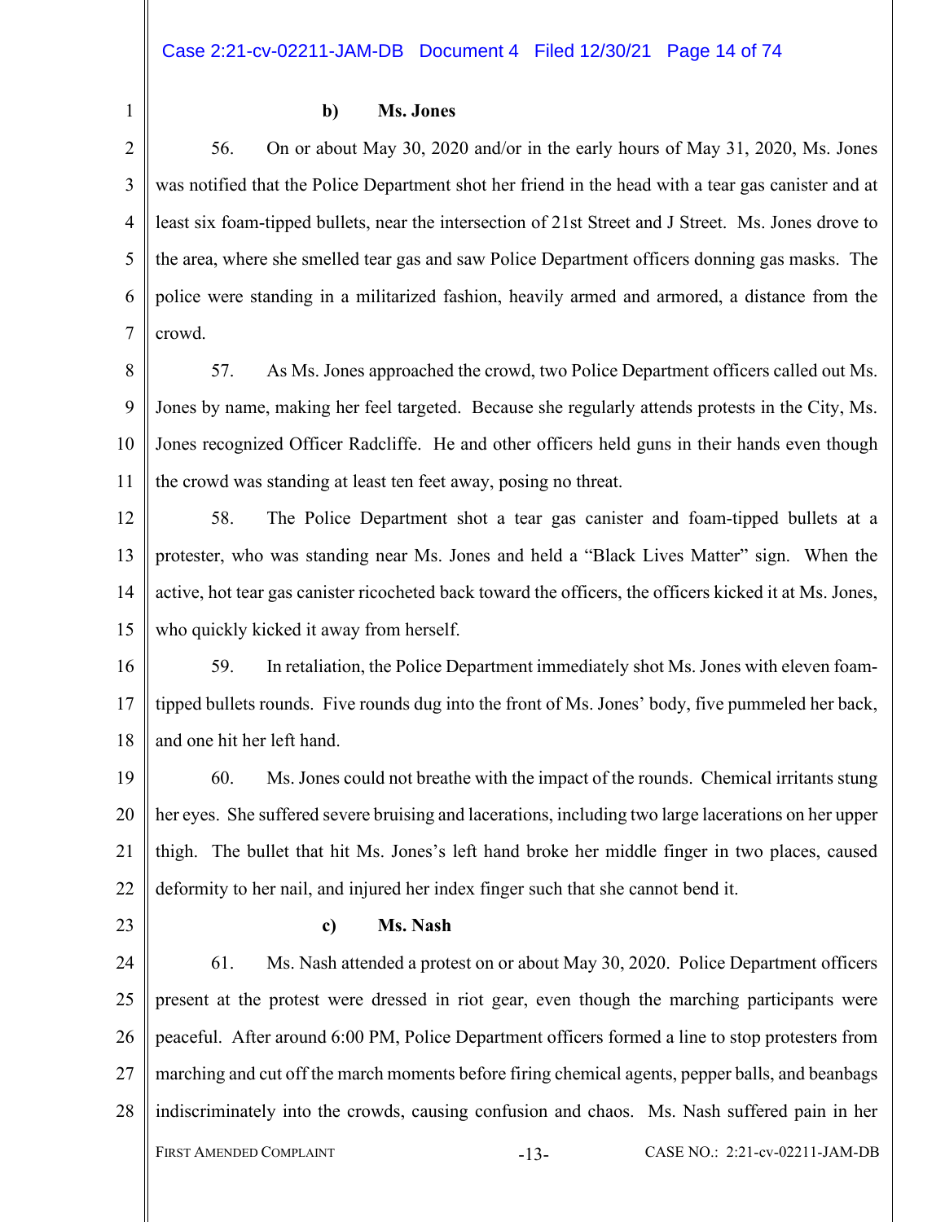**b) Ms. Jones**

56. On or about May 30, 2020 and/or in the early hours of May 31, 2020, Ms. Jones was notified that the Police Department shot her friend in the head with a tear gas canister and at least six foam-tipped bullets, near the intersection of 21st Street and J Street. Ms. Jones drove to the area, where she smelled tear gas and saw Police Department officers donning gas masks. The police were standing in a militarized fashion, heavily armed and armored, a distance from the crowd.

57. As Ms. Jones approached the crowd, two Police Department officers called out Ms. Jones by name, making her feel targeted. Because she regularly attends protests in the City, Ms. Jones recognized Officer Radcliffe. He and other officers held guns in their hands even though the crowd was standing at least ten feet away, posing no threat.

58. The Police Department shot a tear gas canister and foam-tipped bullets at a protester, who was standing near Ms. Jones and held a "Black Lives Matter" sign. When the active, hot tear gas canister ricocheted back toward the officers, the officers kicked it at Ms. Jones, who quickly kicked it away from herself.

59. In retaliation, the Police Department immediately shot Ms. Jones with eleven foam-tipped bullets rounds. Five rounds dug into the front of Ms. Jones' body, five pummeled her back, and one hit her left hand.

60. Ms. Jones could not breathe with the impact of the rounds. Chemical irritants stung her eyes. She suffered severe bruising and lacerations, including two large lacerations on her upper thigh. The bullet that hit Ms. Jones's left hand broke her middle finger in two places, caused deformity to her nail, and injured her index finger such that she cannot bend it.

**c) Ms. Nash**

61. Ms. Nash attended a protest on or about May 30, 2020. Police Department officers present at the protest were dressed in riot gear, even though the marching participants were peaceful. After around 6:00 PM, Police Department officers formed a line to stop protesters from marching and cut off the march moments before firing chemical agents, pepper balls, and beanbags indiscriminately into the crowds, causing confusion and chaos. Ms. Nash suffered pain in her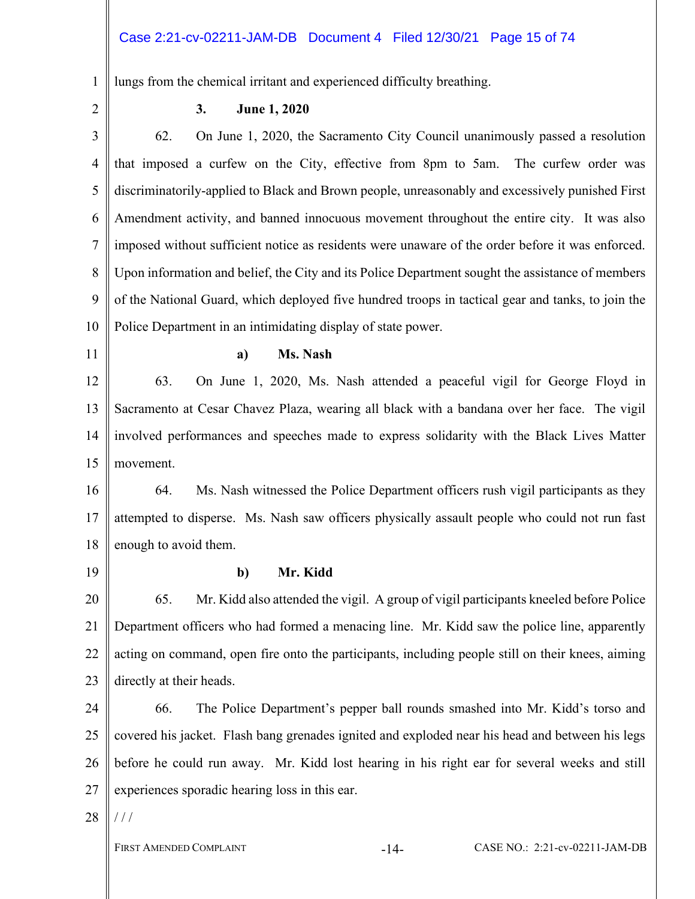lungs from the chemical irritant and experienced difficulty breathing.

### 3. June 1, 2020

62. On June 1, 2020, the Sacramento City Council unanimously passed a resolution that imposed a curfew on the City, effective from 8pm to 5am. The curfew order was discriminatorily-applied to Black and Brown people, unreasonably and excessively punished First Amendment activity, and banned innocuous movement throughout the entire city. It was also imposed without sufficient notice as residents were unaware of the order before it was enforced. Upon information and belief, the City and its Police Department sought the assistance of members of the National Guard, which deployed five hundred troops in tactical gear and tanks, to join the Police Department in an intimidating display of state power.

#### a) Ms. Nash

63. On June 1, 2020, Ms. Nash attended a peaceful vigil for George Floyd in Sacramento at Cesar Chavez Plaza, wearing all black with a bandana over her face. The vigil involved performances and speeches made to express solidarity with the Black Lives Matter movement.

64. Ms. Nash witnessed the Police Department officers rush vigil participants as they attempted to disperse. Ms. Nash saw officers physically assault people who could not run fast enough to avoid them.

#### b) Mr. Kidd

65. Mr. Kidd also attended the vigil. A group of vigil participants kneeled before Police Department officers who had formed a menacing line. Mr. Kidd saw the police line, apparently acting on command, open fire onto the participants, including people still on their knees, aiming directly at their heads.

66. The Police Department's pepper ball rounds smashed into Mr. Kidd's torso and covered his jacket. Flash bang grenades ignited and exploded near his head and between his legs before he could run away. Mr. Kidd lost hearing in his right ear for several weeks and still experiences sporadic hearing loss in this ear.

/ / /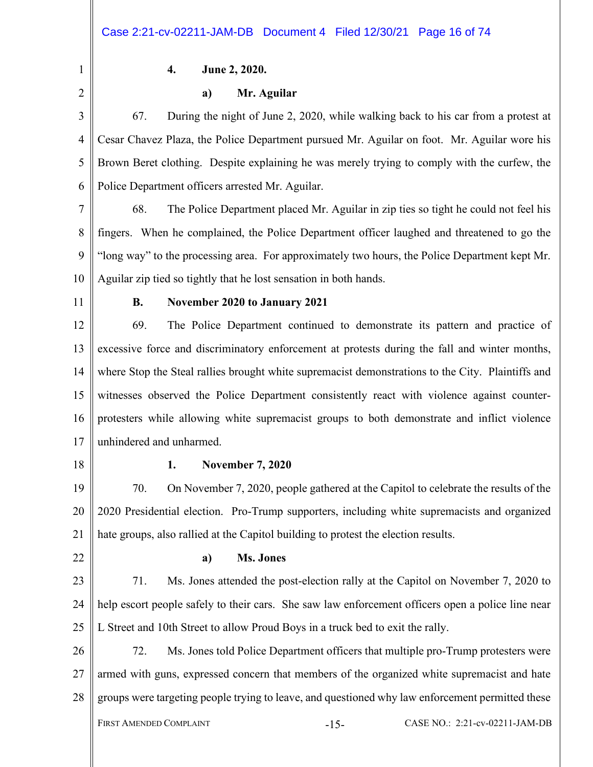**4. June 2, 2020.**

**a) Mr. Aguilar**

67. During the night of June 2, 2020, while walking back to his car from a protest at Cesar Chavez Plaza, the Police Department pursued Mr. Aguilar on foot. Mr. Aguilar wore his Brown Beret clothing. Despite explaining he was merely trying to comply with the curfew, the Police Department officers arrested Mr. Aguilar.

68. The Police Department placed Mr. Aguilar in zip ties so tight he could not feel his fingers. When he complained, the Police Department officer laughed and threatened to go the "long way" to the processing area. For approximately two hours, the Police Department kept Mr. Aguilar zip tied so tightly that he lost sensation in both hands.

**B. November 2020 to January 2021**

69. The Police Department continued to demonstrate its pattern and practice of excessive force and discriminatory enforcement at protests during the fall and winter months, where Stop the Steal rallies brought white supremacist demonstrations to the City. Plaintiffs and witnesses observed the Police Department consistently react with violence against counter-protesters while allowing white supremacist groups to both demonstrate and inflict violence unhindered and unharmed.

**1. November 7, 2020**

70. On November 7, 2020, people gathered at the Capitol to celebrate the results of the 2020 Presidential election. Pro-Trump supporters, including white supremacists and organized hate groups, also rallied at the Capitol building to protest the election results.

**a) Ms. Jones**

71. Ms. Jones attended the post-election rally at the Capitol on November 7, 2020 to help escort people safely to their cars. She saw law enforcement officers open a police line near L Street and 10th Street to allow Proud Boys in a truck bed to exit the rally.

72. Ms. Jones told Police Department officers that multiple pro-Trump protesters were armed with guns, expressed concern that members of the organized white supremacist and hate groups were targeting people trying to leave, and questioned why law enforcement permitted these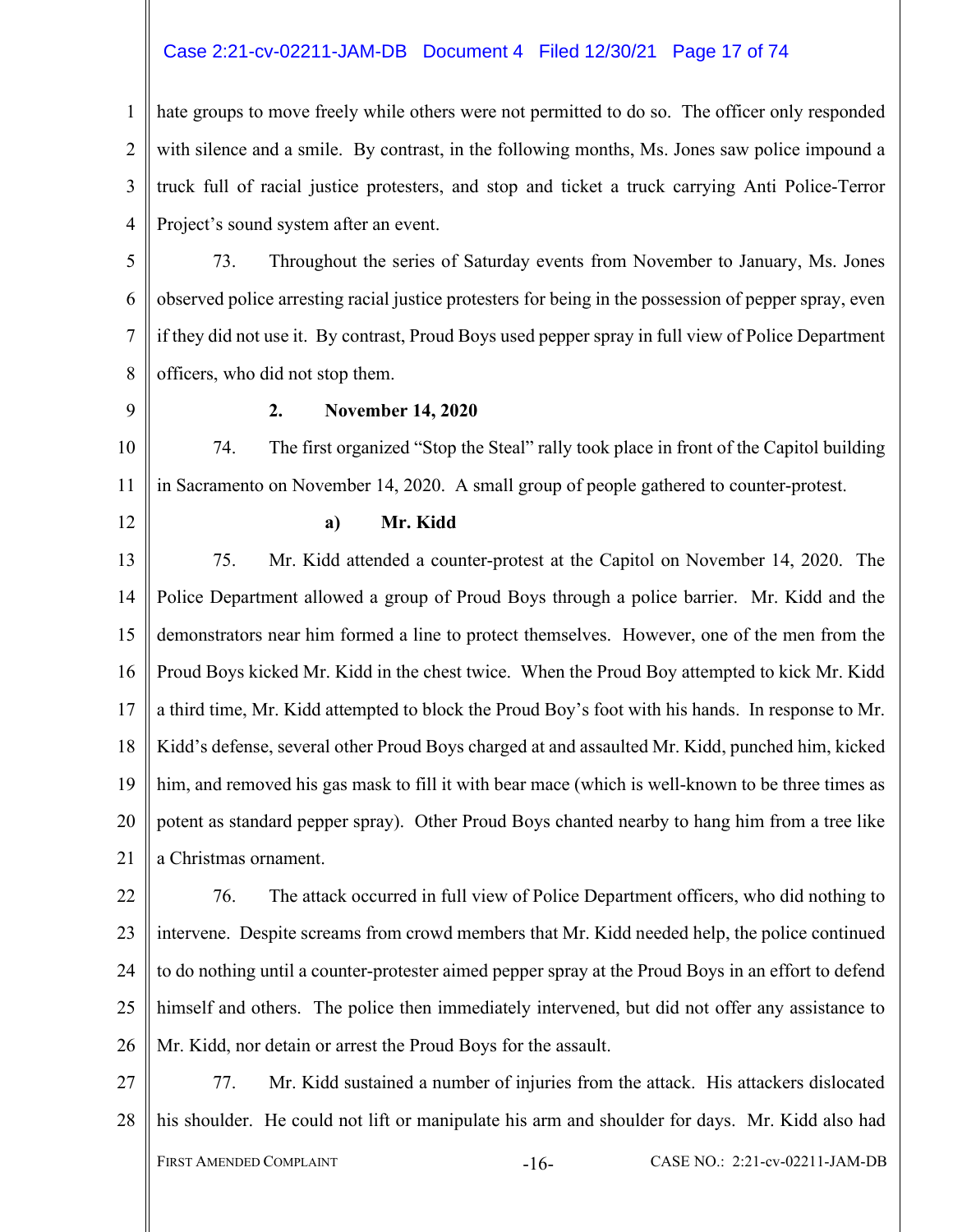hate groups to move freely while others were not permitted to do so. The officer only responded with silence and a smile. By contrast, in the following months, Ms. Jones saw police impound a truck full of racial justice protesters, and stop and ticket a truck carrying Anti Police-Terror Project's sound system after an event.

73. Throughout the series of Saturday events from November to January, Ms. Jones observed police arresting racial justice protesters for being in the possession of pepper spray, even if they did not use it. By contrast, Proud Boys used pepper spray in full view of Police Department officers, who did not stop them.

### 2. November 14, 2020

74. The first organized "Stop the Steal" rally took place in front of the Capitol building in Sacramento on November 14, 2020. A small group of people gathered to counter-protest.

#### a) Mr. Kidd

75. Mr. Kidd attended a counter-protest at the Capitol on November 14, 2020. The Police Department allowed a group of Proud Boys through a police barrier. Mr. Kidd and the demonstrators near him formed a line to protect themselves. However, one of the men from the Proud Boys kicked Mr. Kidd in the chest twice. When the Proud Boy attempted to kick Mr. Kidd a third time, Mr. Kidd attempted to block the Proud Boy's foot with his hands. In response to Mr. Kidd's defense, several other Proud Boys charged at and assaulted Mr. Kidd, punched him, kicked him, and removed his gas mask to fill it with bear mace (which is well-known to be three times as potent as standard pepper spray). Other Proud Boys chanted nearby to hang him from a tree like a Christmas ornament.

76. The attack occurred in full view of Police Department officers, who did nothing to intervene. Despite screams from crowd members that Mr. Kidd needed help, the police continued to do nothing until a counter-protester aimed pepper spray at the Proud Boys in an effort to defend himself and others. The police then immediately intervened, but did not offer any assistance to Mr. Kidd, nor detain or arrest the Proud Boys for the assault.

77. Mr. Kidd sustained a number of injuries from the attack. His attackers dislocated his shoulder. He could not lift or manipulate his arm and shoulder for days. Mr. Kidd also had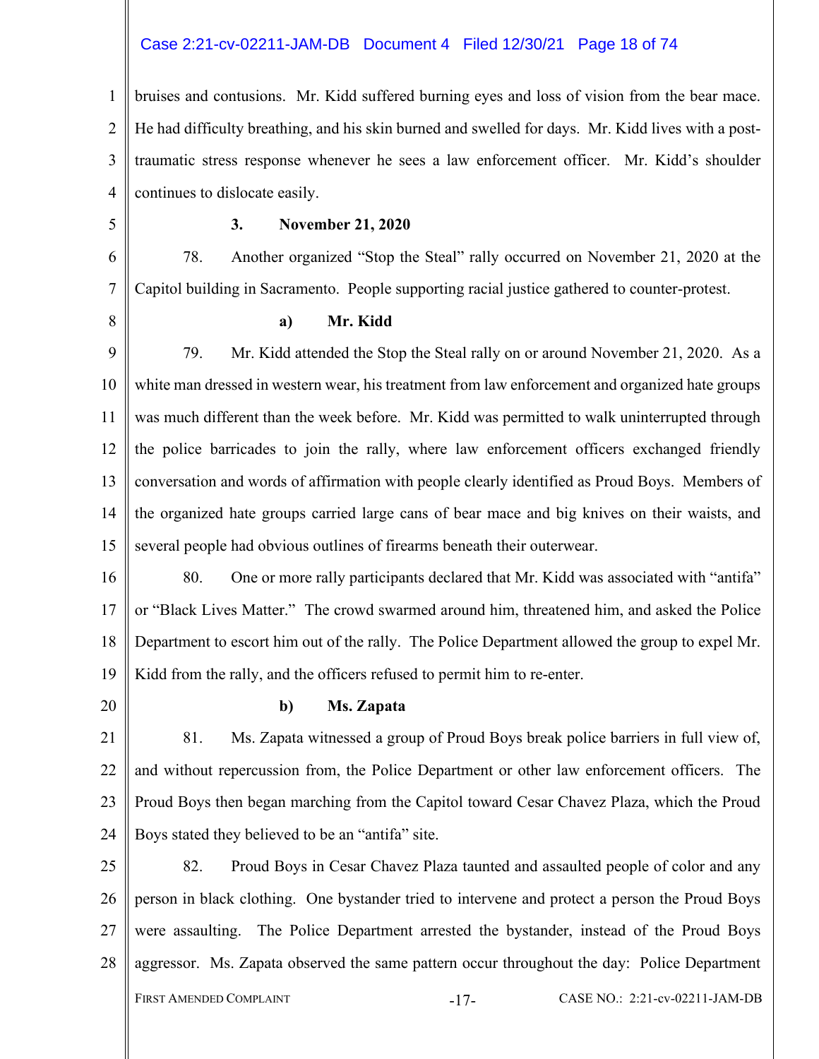bruises and contusions. Mr. Kidd suffered burning eyes and loss of vision from the bear mace. He had difficulty breathing, and his skin burned and swelled for days. Mr. Kidd lives with a post-traumatic stress response whenever he sees a law enforcement officer. Mr. Kidd's shoulder continues to dislocate easily.

### 3. November 21, 2020

78. Another organized "Stop the Steal" rally occurred on November 21, 2020 at the Capitol building in Sacramento. People supporting racial justice gathered to counter-protest.

#### a) Mr. Kidd

79. Mr. Kidd attended the Stop the Steal rally on or around November 21, 2020. As a white man dressed in western wear, his treatment from law enforcement and organized hate groups was much different than the week before. Mr. Kidd was permitted to walk uninterrupted through the police barricades to join the rally, where law enforcement officers exchanged friendly conversation and words of affirmation with people clearly identified as Proud Boys. Members of the organized hate groups carried large cans of bear mace and big knives on their waists, and several people had obvious outlines of firearms beneath their outerwear.

80. One or more rally participants declared that Mr. Kidd was associated with "antifa" or "Black Lives Matter." The crowd swarmed around him, threatened him, and asked the Police Department to escort him out of the rally. The Police Department allowed the group to expel Mr. Kidd from the rally, and the officers refused to permit him to re-enter.

#### b) Ms. Zapata

81. Ms. Zapata witnessed a group of Proud Boys break police barriers in full view of, and without repercussion from, the Police Department or other law enforcement officers. The Proud Boys then began marching from the Capitol toward Cesar Chavez Plaza, which the Proud Boys stated they believed to be an "antifa" site.

82. Proud Boys in Cesar Chavez Plaza taunted and assaulted people of color and any person in black clothing. One bystander tried to intervene and protect a person the Proud Boys were assaulting. The Police Department arrested the bystander, instead of the Proud Boys aggressor. Ms. Zapata observed the same pattern occur throughout the day: Police Department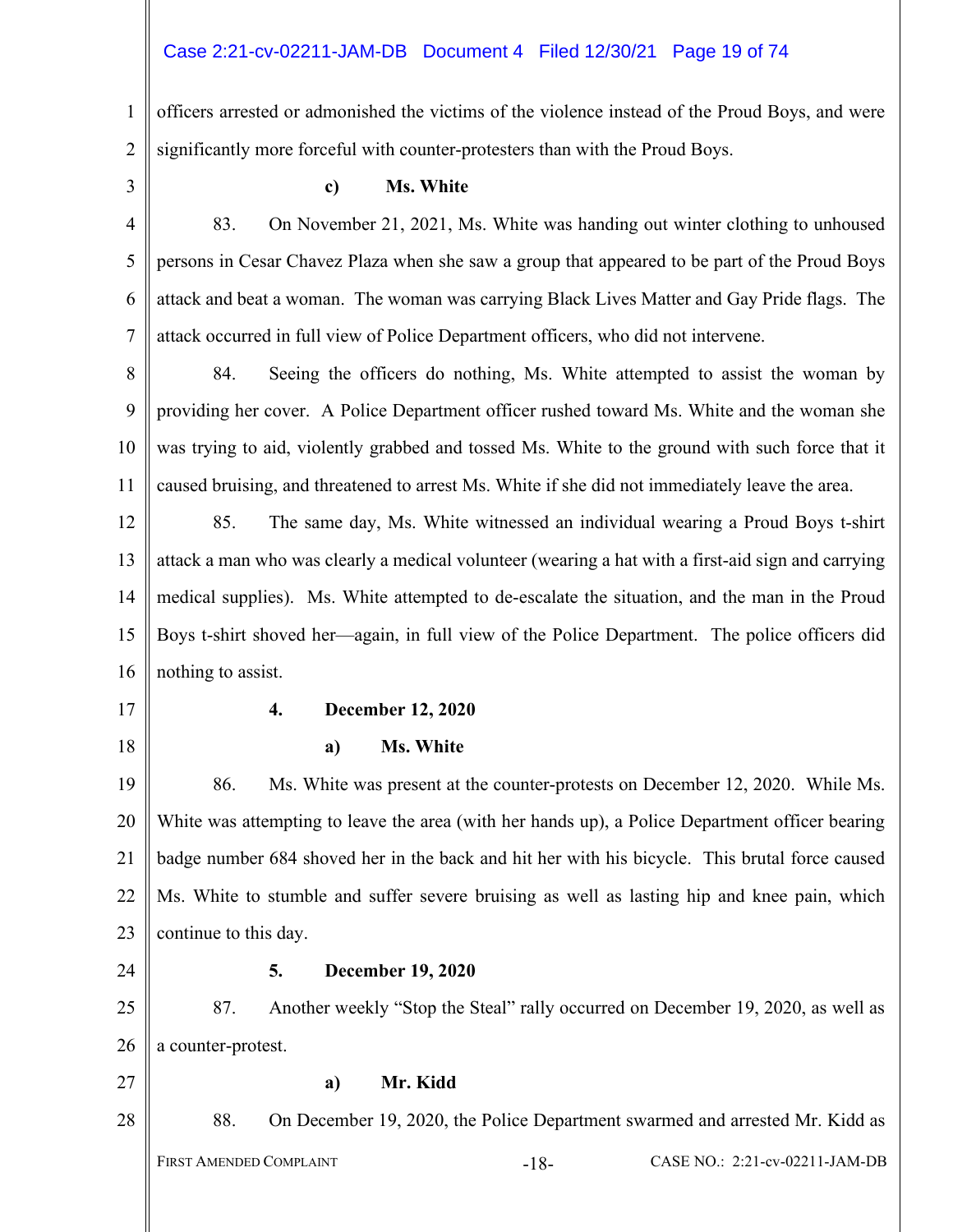officers arrested or admonished the victims of the violence instead of the Proud Boys, and were significantly more forceful with counter-protesters than with the Proud Boys.

**c) Ms. White**

83. On November 21, 2021, Ms. White was handing out winter clothing to unhoused persons in Cesar Chavez Plaza when she saw a group that appeared to be part of the Proud Boys attack and beat a woman. The woman was carrying Black Lives Matter and Gay Pride flags. The attack occurred in full view of Police Department officers, who did not intervene.

84. Seeing the officers do nothing, Ms. White attempted to assist the woman by providing her cover. A Police Department officer rushed toward Ms. White and the woman she was trying to aid, violently grabbed and tossed Ms. White to the ground with such force that it caused bruising, and threatened to arrest Ms. White if she did not immediately leave the area.

85. The same day, Ms. White witnessed an individual wearing a Proud Boys t-shirt attack a man who was clearly a medical volunteer (wearing a hat with a first-aid sign and carrying medical supplies). Ms. White attempted to de-escalate the situation, and the man in the Proud Boys t-shirt shoved her—again, in full view of the Police Department. The police officers did nothing to assist.

**4. December 12, 2020**

**a) Ms. White**

86. Ms. White was present at the counter-protests on December 12, 2020. While Ms. White was attempting to leave the area (with her hands up), a Police Department officer bearing badge number 684 shoved her in the back and hit her with his bicycle. This brutal force caused Ms. White to stumble and suffer severe bruising as well as lasting hip and knee pain, which continue to this day.

**5. December 19, 2020**

87. Another weekly "Stop the Steal" rally occurred on December 19, 2020, as well as a counter-protest.

**a) Mr. Kidd**

88. On December 19, 2020, the Police Department swarmed and arrested Mr. Kidd as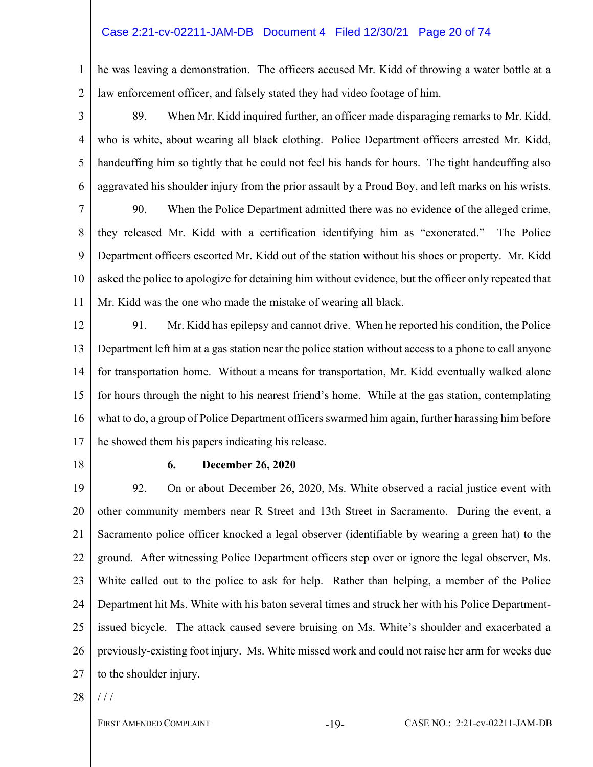he was leaving a demonstration. The officers accused Mr. Kidd of throwing a water bottle at a law enforcement officer, and falsely stated they had video footage of him.

89. When Mr. Kidd inquired further, an officer made disparaging remarks to Mr. Kidd, who is white, about wearing all black clothing. Police Department officers arrested Mr. Kidd, handcuffing him so tightly that he could not feel his hands for hours. The tight handcuffing also aggravated his shoulder injury from the prior assault by a Proud Boy, and left marks on his wrists.

90. When the Police Department admitted there was no evidence of the alleged crime, they released Mr. Kidd with a certification identifying him as "exonerated." The Police Department officers escorted Mr. Kidd out of the station without his shoes or property. Mr. Kidd asked the police to apologize for detaining him without evidence, but the officer only repeated that Mr. Kidd was the one who made the mistake of wearing all black.

91. Mr. Kidd has epilepsy and cannot drive. When he reported his condition, the Police Department left him at a gas station near the police station without access to a phone to call anyone for transportation home. Without a means for transportation, Mr. Kidd eventually walked alone for hours through the night to his nearest friend's home. While at the gas station, contemplating what to do, a group of Police Department officers swarmed him again, further harassing him before he showed them his papers indicating his release.

**6. December 26, 2020**

92. On or about December 26, 2020, Ms. White observed a racial justice event with other community members near R Street and 13th Street in Sacramento. During the event, a Sacramento police officer knocked a legal observer (identifiable by wearing a green hat) to the ground. After witnessing Police Department officers step over or ignore the legal observer, Ms. White called out to the police to ask for help. Rather than helping, a member of the Police Department hit Ms. White with his baton several times and struck her with his Police Department-issued bicycle. The attack caused severe bruising on Ms. White's shoulder and exacerbated a previously-existing foot injury. Ms. White missed work and could not raise her arm for weeks due to the shoulder injury.

/ / /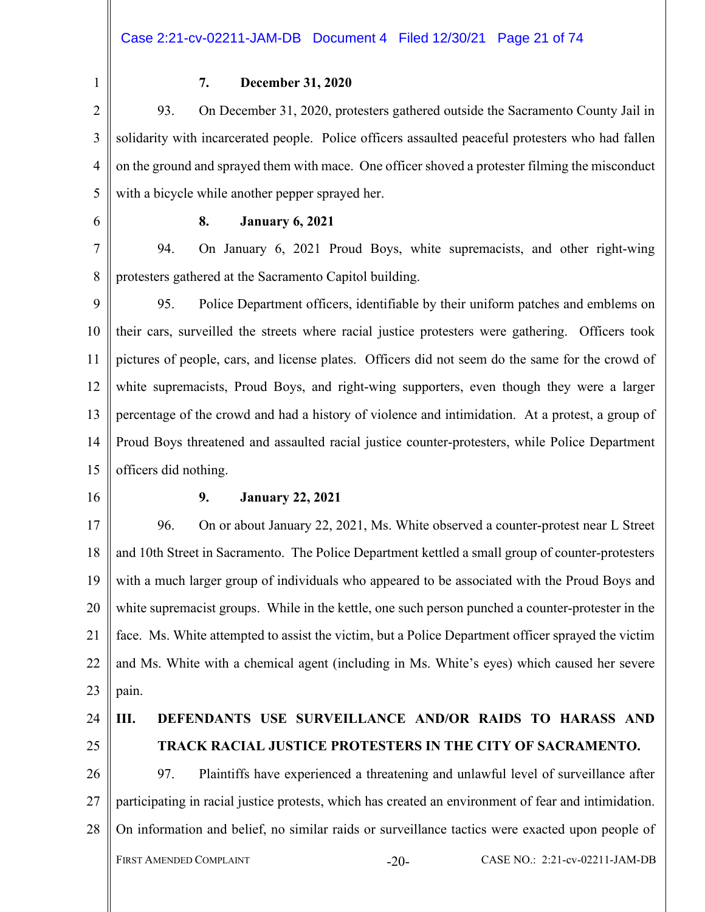**7. December 31, 2020**

93. On December 31, 2020, protesters gathered outside the Sacramento County Jail in solidarity with incarcerated people. Police officers assaulted peaceful protesters who had fallen on the ground and sprayed them with mace. One officer shoved a protester filming the misconduct with a bicycle while another pepper sprayed her.

**8. January 6, 2021**

94. On January 6, 2021 Proud Boys, white supremacists, and other right-wing protesters gathered at the Sacramento Capitol building.

95. Police Department officers, identifiable by their uniform patches and emblems on their cars, surveilled the streets where racial justice protesters were gathering. Officers took pictures of people, cars, and license plates. Officers did not seem do the same for the crowd of white supremacists, Proud Boys, and right-wing supporters, even though they were a larger percentage of the crowd and had a history of violence and intimidation. At a protest, a group of Proud Boys threatened and assaulted racial justice counter-protesters, while Police Department officers did nothing.

**9. January 22, 2021**

96. On or about January 22, 2021, Ms. White observed a counter-protest near L Street and 10th Street in Sacramento. The Police Department kettled a small group of counter-protesters with a much larger group of individuals who appeared to be associated with the Proud Boys and white supremacist groups. While in the kettle, one such person punched a counter-protester in the face. Ms. White attempted to assist the victim, but a Police Department officer sprayed the victim and Ms. White with a chemical agent (including in Ms. White's eyes) which caused her severe pain.

## III. DEFENDANTS USE SURVEILLANCE AND/OR RAIDS TO HARASS AND TRACK RACIAL JUSTICE PROTESTERS IN THE CITY OF SACRAMENTO.

97. Plaintiffs have experienced a threatening and unlawful level of surveillance after participating in racial justice protests, which has created an environment of fear and intimidation. On information and belief, no similar raids or surveillance tactics were exacted upon people of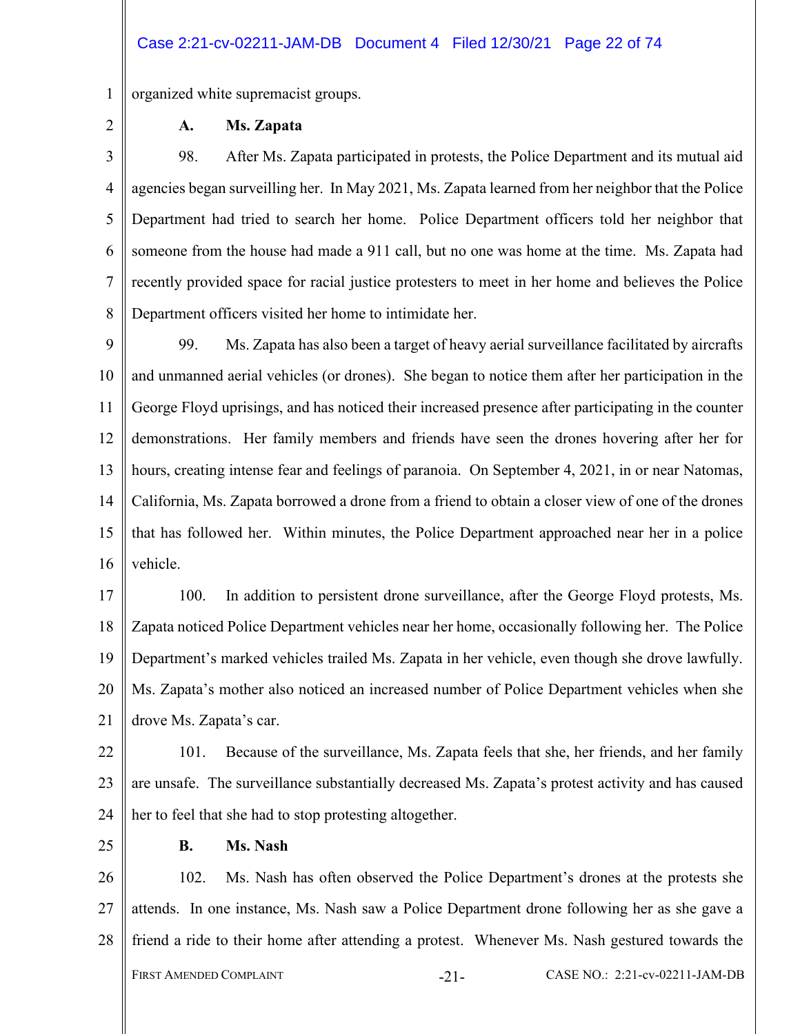organized white supremacist groups.

**A. Ms. Zapata**

98. After Ms. Zapata participated in protests, the Police Department and its mutual aid agencies began surveilling her. In May 2021, Ms. Zapata learned from her neighbor that the Police Department had tried to search her home. Police Department officers told her neighbor that someone from the house had made a 911 call, but no one was home at the time. Ms. Zapata had recently provided space for racial justice protesters to meet in her home and believes the Police Department officers visited her home to intimidate her.

99. Ms. Zapata has also been a target of heavy aerial surveillance facilitated by aircrafts and unmanned aerial vehicles (or drones). She began to notice them after her participation in the George Floyd uprisings, and has noticed their increased presence after participating in the counter demonstrations. Her family members and friends have seen the drones hovering after her for hours, creating intense fear and feelings of paranoia. On September 4, 2021, in or near Natomas, California, Ms. Zapata borrowed a drone from a friend to obtain a closer view of one of the drones that has followed her. Within minutes, the Police Department approached near her in a police vehicle.

100. In addition to persistent drone surveillance, after the George Floyd protests, Ms. Zapata noticed Police Department vehicles near her home, occasionally following her. The Police Department's marked vehicles trailed Ms. Zapata in her vehicle, even though she drove lawfully. Ms. Zapata's mother also noticed an increased number of Police Department vehicles when she drove Ms. Zapata's car.

101. Because of the surveillance, Ms. Zapata feels that she, her friends, and her family are unsafe. The surveillance substantially decreased Ms. Zapata's protest activity and has caused her to feel that she had to stop protesting altogether.

**B. Ms. Nash**

102. Ms. Nash has often observed the Police Department's drones at the protests she attends. In one instance, Ms. Nash saw a Police Department drone following her as she gave a friend a ride to their home after attending a protest. Whenever Ms. Nash gestured towards the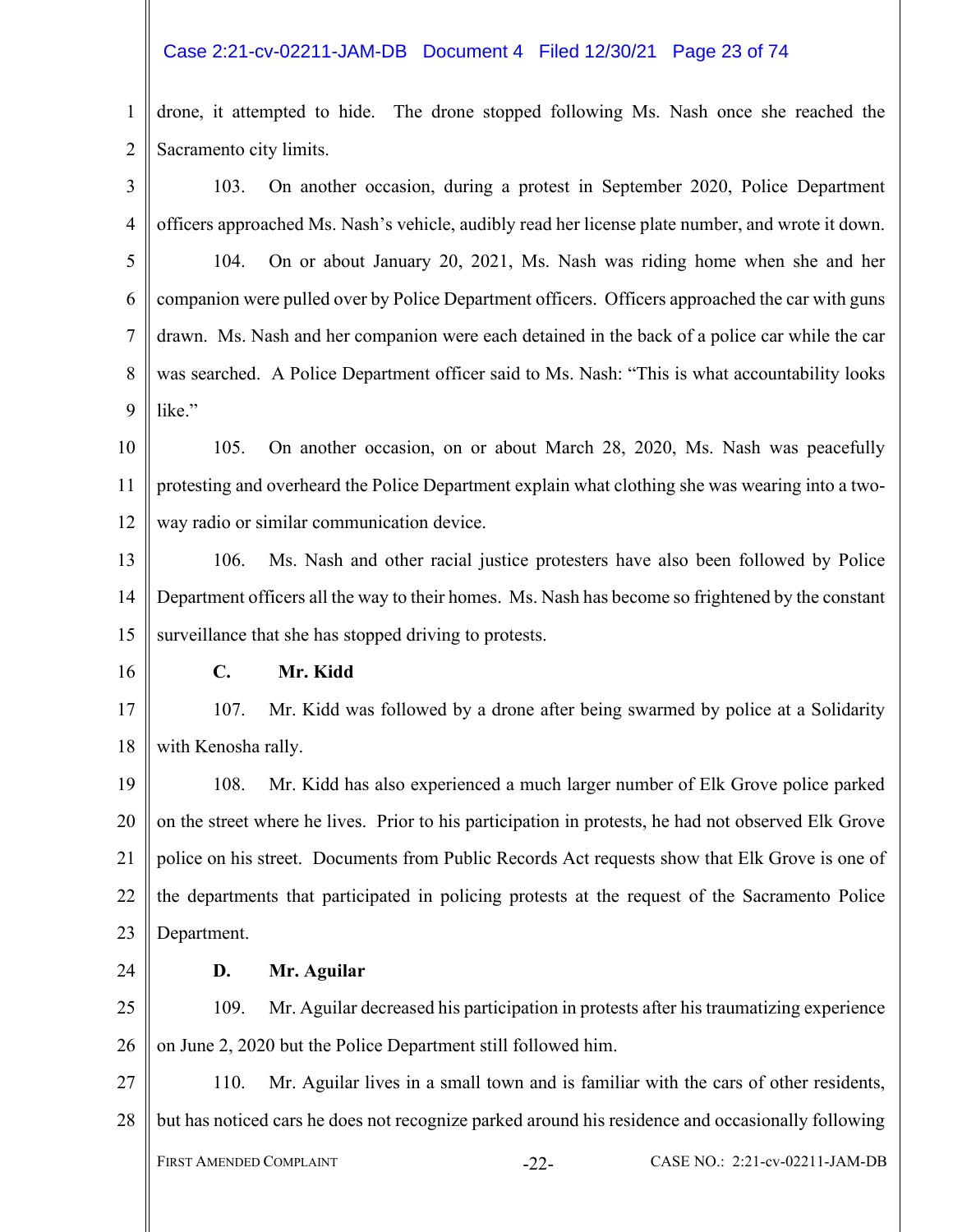drone, it attempted to hide. The drone stopped following Ms. Nash once she reached the Sacramento city limits.

103. On another occasion, during a protest in September 2020, Police Department officers approached Ms. Nash's vehicle, audibly read her license plate number, and wrote it down.

104. On or about January 20, 2021, Ms. Nash was riding home when she and her companion were pulled over by Police Department officers. Officers approached the car with guns drawn. Ms. Nash and her companion were each detained in the back of a police car while the car was searched. A Police Department officer said to Ms. Nash: "This is what accountability looks like."

105. On another occasion, on or about March 28, 2020, Ms. Nash was peacefully protesting and overheard the Police Department explain what clothing she was wearing into a two-way radio or similar communication device.

106. Ms. Nash and other racial justice protesters have also been followed by Police Department officers all the way to their homes. Ms. Nash has become so frightened by the constant surveillance that she has stopped driving to protests.

**C. Mr. Kidd**

107. Mr. Kidd was followed by a drone after being swarmed by police at a Solidarity with Kenosha rally.

108. Mr. Kidd has also experienced a much larger number of Elk Grove police parked on the street where he lives. Prior to his participation in protests, he had not observed Elk Grove police on his street. Documents from Public Records Act requests show that Elk Grove is one of the departments that participated in policing protests at the request of the Sacramento Police Department.

**D. Mr. Aguilar**

109. Mr. Aguilar decreased his participation in protests after his traumatizing experience on June 2, 2020 but the Police Department still followed him.

110. Mr. Aguilar lives in a small town and is familiar with the cars of other residents, but has noticed cars he does not recognize parked around his residence and occasionally following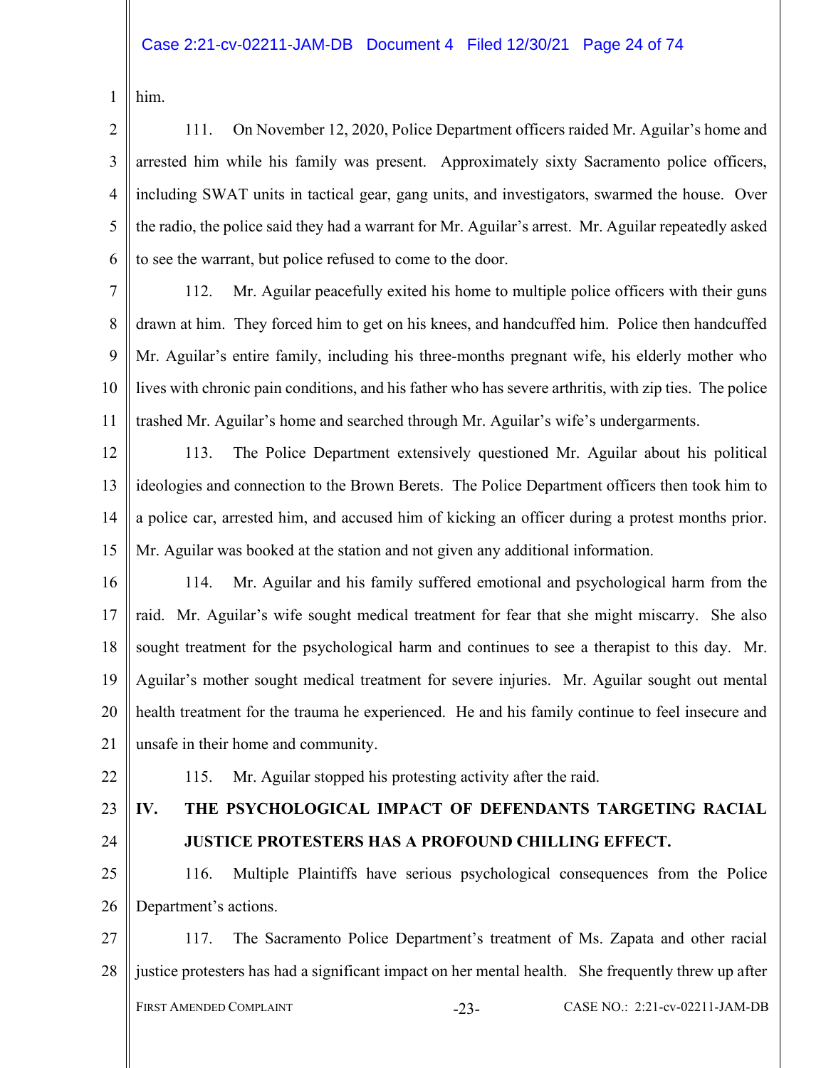him.

111. On November 12, 2020, Police Department officers raided Mr. Aguilar's home and arrested him while his family was present. Approximately sixty Sacramento police officers, including SWAT units in tactical gear, gang units, and investigators, swarmed the house. Over the radio, the police said they had a warrant for Mr. Aguilar's arrest. Mr. Aguilar repeatedly asked to see the warrant, but police refused to come to the door.

112. Mr. Aguilar peacefully exited his home to multiple police officers with their guns drawn at him. They forced him to get on his knees, and handcuffed him. Police then handcuffed Mr. Aguilar's entire family, including his three-months pregnant wife, his elderly mother who lives with chronic pain conditions, and his father who has severe arthritis, with zip ties. The police trashed Mr. Aguilar's home and searched through Mr. Aguilar's wife's undergarments.

113. The Police Department extensively questioned Mr. Aguilar about his political ideologies and connection to the Brown Berets. The Police Department officers then took him to a police car, arrested him, and accused him of kicking an officer during a protest months prior. Mr. Aguilar was booked at the station and not given any additional information.

114. Mr. Aguilar and his family suffered emotional and psychological harm from the raid. Mr. Aguilar's wife sought medical treatment for fear that she might miscarry. She also sought treatment for the psychological harm and continues to see a therapist to this day. Mr. Aguilar's mother sought medical treatment for severe injuries. Mr. Aguilar sought out mental health treatment for the trauma he experienced. He and his family continue to feel insecure and unsafe in their home and community.

115. Mr. Aguilar stopped his protesting activity after the raid.

## IV. THE PSYCHOLOGICAL IMPACT OF DEFENDANTS TARGETING RACIAL JUSTICE PROTESTERS HAS A PROFOUND CHILLING EFFECT.

116. Multiple Plaintiffs have serious psychological consequences from the Police Department's actions.

117. The Sacramento Police Department's treatment of Ms. Zapata and other racial justice protesters has had a significant impact on her mental health. She frequently threw up after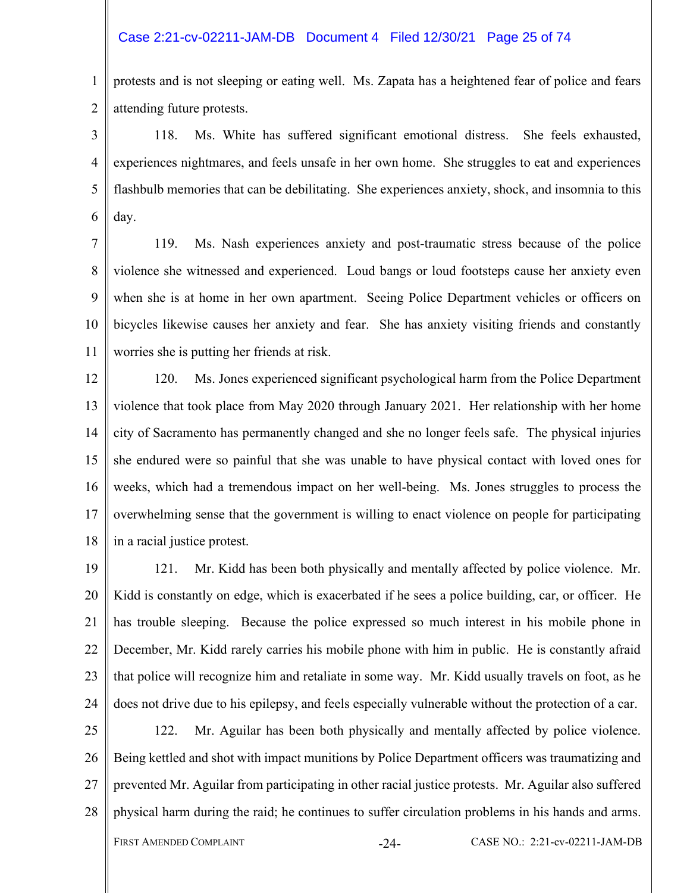protests and is not sleeping or eating well. Ms. Zapata has a heightened fear of police and fears attending future protests.

118. Ms. White has suffered significant emotional distress. She feels exhausted, experiences nightmares, and feels unsafe in her own home. She struggles to eat and experiences flashbulb memories that can be debilitating. She experiences anxiety, shock, and insomnia to this day.

119. Ms. Nash experiences anxiety and post-traumatic stress because of the police violence she witnessed and experienced. Loud bangs or loud footsteps cause her anxiety even when she is at home in her own apartment. Seeing Police Department vehicles or officers on bicycles likewise causes her anxiety and fear. She has anxiety visiting friends and constantly worries she is putting her friends at risk.

120. Ms. Jones experienced significant psychological harm from the Police Department violence that took place from May 2020 through January 2021. Her relationship with her home city of Sacramento has permanently changed and she no longer feels safe. The physical injuries she endured were so painful that she was unable to have physical contact with loved ones for weeks, which had a tremendous impact on her well-being. Ms. Jones struggles to process the overwhelming sense that the government is willing to enact violence on people for participating in a racial justice protest.

121. Mr. Kidd has been both physically and mentally affected by police violence. Mr. Kidd is constantly on edge, which is exacerbated if he sees a police building, car, or officer. He has trouble sleeping. Because the police expressed so much interest in his mobile phone in December, Mr. Kidd rarely carries his mobile phone with him in public. He is constantly afraid that police will recognize him and retaliate in some way. Mr. Kidd usually travels on foot, as he does not drive due to his epilepsy, and feels especially vulnerable without the protection of a car.

122. Mr. Aguilar has been both physically and mentally affected by police violence. Being kettled and shot with impact munitions by Police Department officers was traumatizing and prevented Mr. Aguilar from participating in other racial justice protests. Mr. Aguilar also suffered physical harm during the raid; he continues to suffer circulation problems in his hands and arms.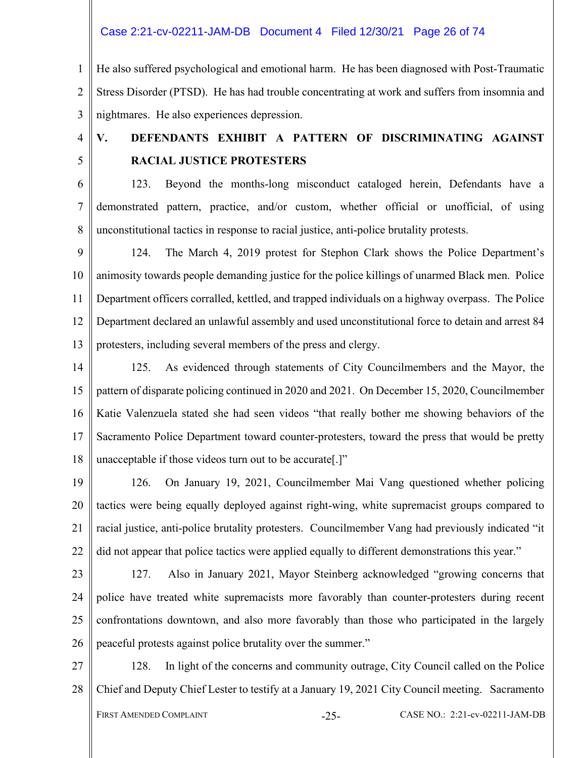He also suffered psychological and emotional harm. He has been diagnosed with Post-Traumatic Stress Disorder (PTSD). He has had trouble concentrating at work and suffers from insomnia and nightmares. He also experiences depression.

## V. DEFENDANTS EXHIBIT A PATTERN OF DISCRIMINATING AGAINST RACIAL JUSTICE PROTESTERS

123. Beyond the months-long misconduct cataloged herein, Defendants have a demonstrated pattern, practice, and/or custom, whether official or unofficial, of using unconstitutional tactics in response to racial justice, anti-police brutality protests.

124. The March 4, 2019 protest for Stephon Clark shows the Police Department's animosity towards people demanding justice for the police killings of unarmed Black men. Police Department officers corralled, kettled, and trapped individuals on a highway overpass. The Police Department declared an unlawful assembly and used unconstitutional force to detain and arrest 84 protesters, including several members of the press and clergy.

125. As evidenced through statements of City Councilmembers and the Mayor, the pattern of disparate policing continued in 2020 and 2021. On December 15, 2020, Councilmember Katie Valenzuela stated she had seen videos "that really bother me showing behaviors of the Sacramento Police Department toward counter-protesters, toward the press that would be pretty unacceptable if those videos turn out to be accurate[.]"

126. On January 19, 2021, Councilmember Mai Vang questioned whether policing tactics were being equally deployed against right-wing, white supremacist groups compared to racial justice, anti-police brutality protesters. Councilmember Vang had previously indicated "it did not appear that police tactics were applied equally to different demonstrations this year."

127. Also in January 2021, Mayor Steinberg acknowledged "growing concerns that police have treated white supremacists more favorably than counter-protesters during recent confrontations downtown, and also more favorably than those who participated in the largely peaceful protests against police brutality over the summer."

128. In light of the concerns and community outrage, City Council called on the Police Chief and Deputy Chief Lester to testify at a January 19, 2021 City Council meeting. Sacramento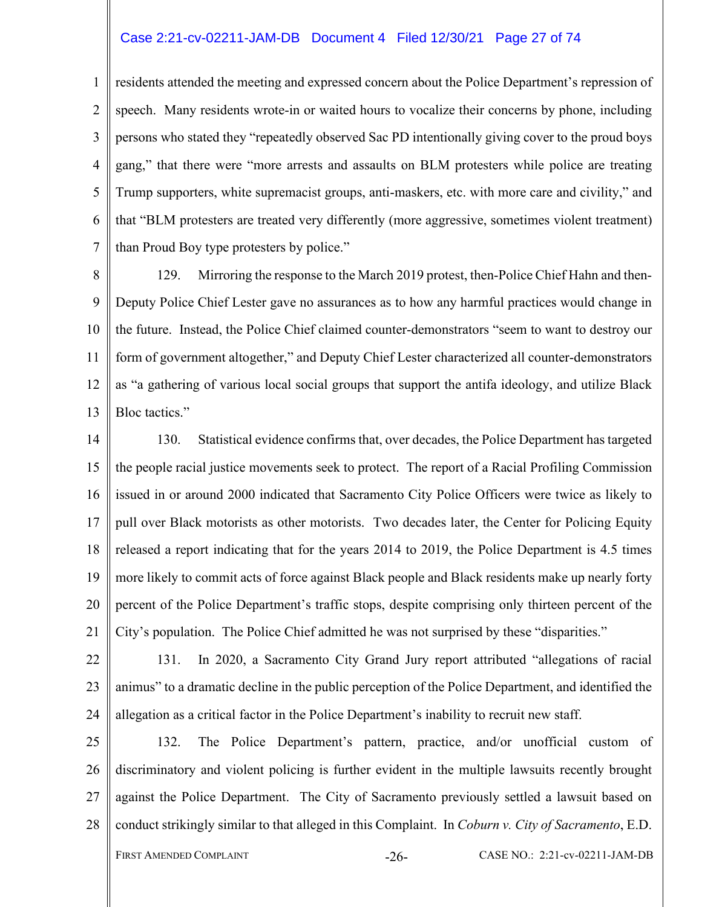residents attended the meeting and expressed concern about the Police Department's repression of speech. Many residents wrote-in or waited hours to vocalize their concerns by phone, including persons who stated they "repeatedly observed Sac PD intentionally giving cover to the proud boys gang," that there were "more arrests and assaults on BLM protesters while police are treating Trump supporters, white supremacist groups, anti-maskers, etc. with more care and civility," and that "BLM protesters are treated very differently (more aggressive, sometimes violent treatment) than Proud Boy type protesters by police."

129. Mirroring the response to the March 2019 protest, then-Police Chief Hahn and then-Deputy Police Chief Lester gave no assurances as to how any harmful practices would change in the future. Instead, the Police Chief claimed counter-demonstrators "seem to want to destroy our form of government altogether," and Deputy Chief Lester characterized all counter-demonstrators as "a gathering of various local social groups that support the antifa ideology, and utilize Black Bloc tactics."

130. Statistical evidence confirms that, over decades, the Police Department has targeted the people racial justice movements seek to protect. The report of a Racial Profiling Commission issued in or around 2000 indicated that Sacramento City Police Officers were twice as likely to pull over Black motorists as other motorists. Two decades later, the Center for Policing Equity released a report indicating that for the years 2014 to 2019, the Police Department is 4.5 times more likely to commit acts of force against Black people and Black residents make up nearly forty percent of the Police Department's traffic stops, despite comprising only thirteen percent of the City's population. The Police Chief admitted he was not surprised by these "disparities."

131. In 2020, a Sacramento City Grand Jury report attributed "allegations of racial animus" to a dramatic decline in the public perception of the Police Department, and identified the allegation as a critical factor in the Police Department's inability to recruit new staff.

132. The Police Department's pattern, practice, and/or unofficial custom of discriminatory and violent policing is further evident in the multiple lawsuits recently brought against the Police Department. The City of Sacramento previously settled a lawsuit based on conduct strikingly similar to that alleged in this Complaint. In *Coburn v. City of Sacramento*, E.D.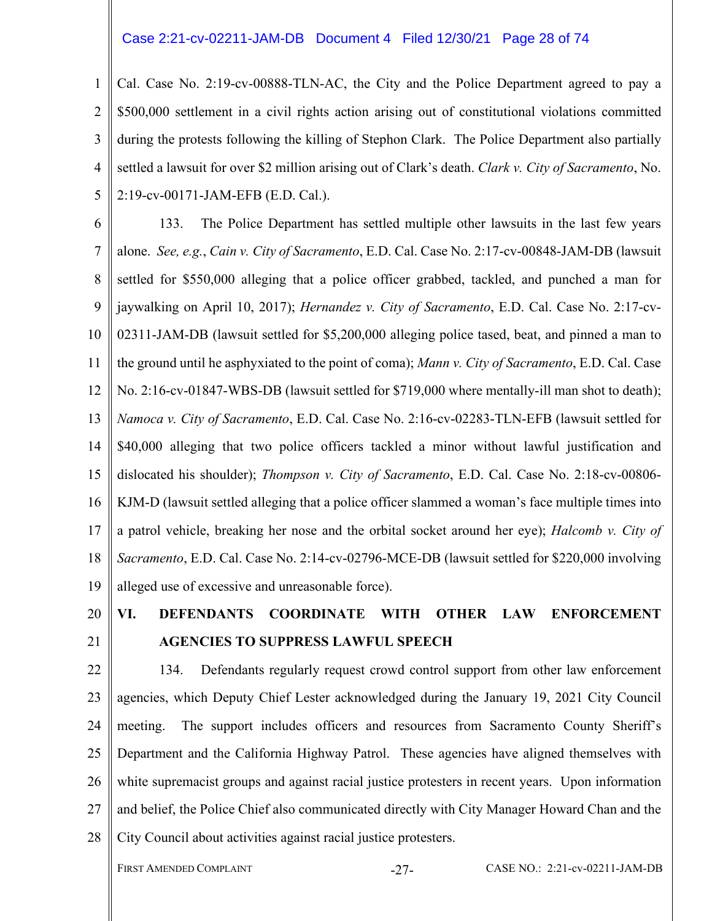Cal. Case No. 2:19-cv-00888-TLN-AC, the City and the Police Department agreed to pay a $500,000 settlement in a civil rights action arising out of constitutional violations committed during the protests following the killing of Stephon Clark. The Police Department also partially settled a lawsuit for over $2 million arising out of Clark's death. *Clark v. City of Sacramento*, No. 2:19-cv-00171-JAM-EFB (E.D. Cal.).

133. The Police Department has settled multiple other lawsuits in the last few years alone. *See, e.g.*, *Cain v. City of Sacramento*, E.D. Cal. Case No. 2:17-cv-00848-JAM-DB (lawsuit settled for $550,000 alleging that a police officer grabbed, tackled, and punched a man for jaywalking on April 10, 2017); *Hernandez v. City of Sacramento*, E.D. Cal. Case No. 2:17-cv-02311-JAM-DB (lawsuit settled for $5,200,000 alleging police tased, beat, and pinned a man to the ground until he asphyxiated to the point of coma); *Mann v. City of Sacramento*, E.D. Cal. Case No. 2:16-cv-01847-WBS-DB (lawsuit settled for $719,000 where mentally-ill man shot to death); *Namoca v. City of Sacramento*, E.D. Cal. Case No. 2:16-cv-02283-TLN-EFB (lawsuit settled for $40,000 alleging that two police officers tackled a minor without lawful justification and dislocated his shoulder); *Thompson v. City of Sacramento*, E.D. Cal. Case No. 2:18-cv-00806-KJM-D (lawsuit settled alleging that a police officer slammed a woman's face multiple times into a patrol vehicle, breaking her nose and the orbital socket around her eye); *Halcomb v. City of Sacramento*, E.D. Cal. Case No. 2:14-cv-02796-MCE-DB (lawsuit settled for $220,000 involving alleged use of excessive and unreasonable force).

## VI. DEFENDANTS COORDINATE WITH OTHER LAW ENFORCEMENT AGENCIES TO SUPPRESS LAWFUL SPEECH

134. Defendants regularly request crowd control support from other law enforcement agencies, which Deputy Chief Lester acknowledged during the January 19, 2021 City Council meeting. The support includes officers and resources from Sacramento County Sheriff's Department and the California Highway Patrol. These agencies have aligned themselves with white supremacist groups and against racial justice protesters in recent years. Upon information and belief, the Police Chief also communicated directly with City Manager Howard Chan and the City Council about activities against racial justice protesters.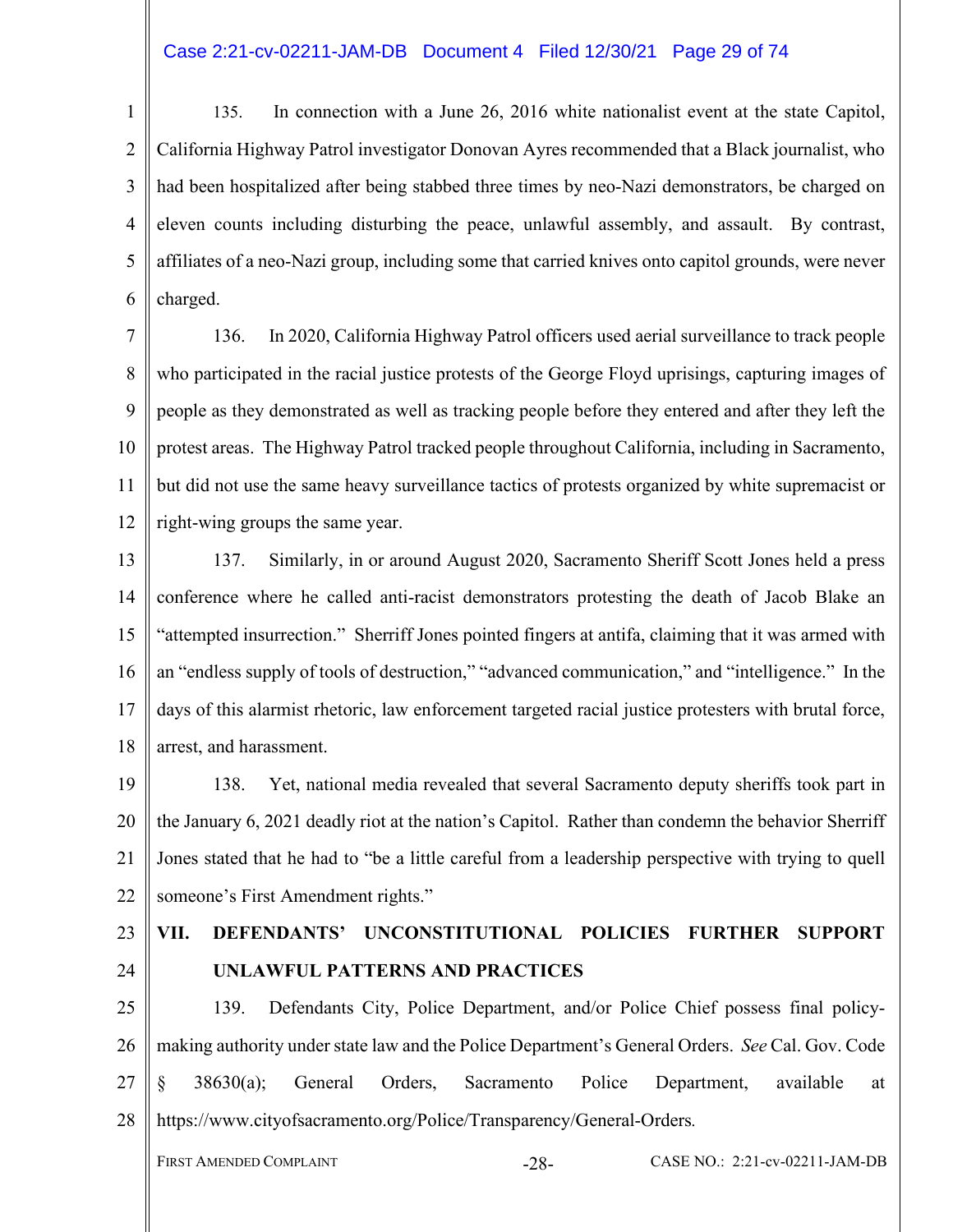135. In connection with a June 26, 2016 white nationalist event at the state Capitol, California Highway Patrol investigator Donovan Ayres recommended that a Black journalist, who had been hospitalized after being stabbed three times by neo-Nazi demonstrators, be charged on eleven counts including disturbing the peace, unlawful assembly, and assault. By contrast, affiliates of a neo-Nazi group, including some that carried knives onto capitol grounds, were never charged.

136. In 2020, California Highway Patrol officers used aerial surveillance to track people who participated in the racial justice protests of the George Floyd uprisings, capturing images of people as they demonstrated as well as tracking people before they entered and after they left the protest areas. The Highway Patrol tracked people throughout California, including in Sacramento, but did not use the same heavy surveillance tactics of protests organized by white supremacist or right-wing groups the same year.

137. Similarly, in or around August 2020, Sacramento Sheriff Scott Jones held a press conference where he called anti-racist demonstrators protesting the death of Jacob Blake an "attempted insurrection." Sherriff Jones pointed fingers at antifa, claiming that it was armed with an "endless supply of tools of destruction," "advanced communication," and "intelligence." In the days of this alarmist rhetoric, law enforcement targeted racial justice protesters with brutal force, arrest, and harassment.

138. Yet, national media revealed that several Sacramento deputy sheriffs took part in the January 6, 2021 deadly riot at the nation's Capitol. Rather than condemn the behavior Sherriff Jones stated that he had to "be a little careful from a leadership perspective with trying to quell someone's First Amendment rights."

## VII. DEFENDANTS' UNCONSTITUTIONAL POLICIES FURTHER SUPPORT UNLAWFUL PATTERNS AND PRACTICES

139. Defendants City, Police Department, and/or Police Chief possess final policy-making authority under state law and the Police Department's General Orders. *See* Cal. Gov. Code § 38630(a); General Orders, Sacramento Police Department, available at https://www.cityofsacramento.org/Police/Transparency/General-Orders.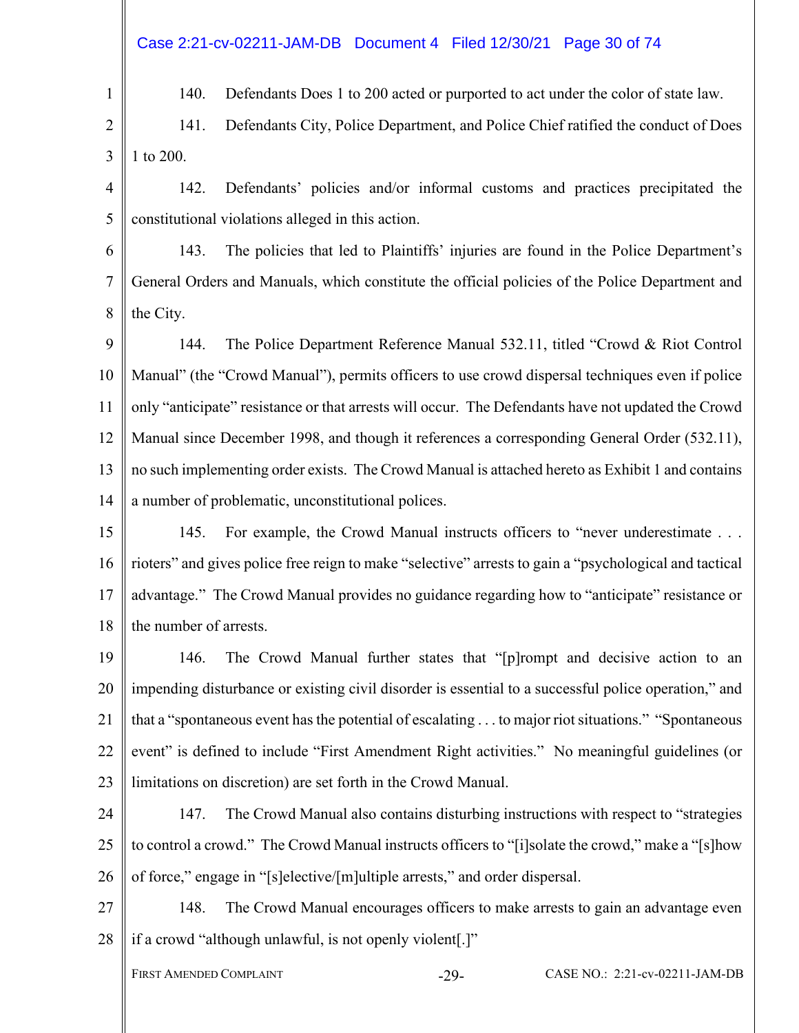140. Defendants Does 1 to 200 acted or purported to act under the color of state law.

141. Defendants City, Police Department, and Police Chief ratified the conduct of Does 1 to 200.

142. Defendants' policies and/or informal customs and practices precipitated the constitutional violations alleged in this action.

143. The policies that led to Plaintiffs' injuries are found in the Police Department's General Orders and Manuals, which constitute the official policies of the Police Department and the City.

144. The Police Department Reference Manual 532.11, titled "Crowd & Riot Control Manual" (the "Crowd Manual"), permits officers to use crowd dispersal techniques even if police only "anticipate" resistance or that arrests will occur. The Defendants have not updated the Crowd Manual since December 1998, and though it references a corresponding General Order (532.11), no such implementing order exists. The Crowd Manual is attached hereto as Exhibit 1 and contains a number of problematic, unconstitutional polices.

145. For example, the Crowd Manual instructs officers to "never underestimate . . . rioters" and gives police free reign to make "selective" arrests to gain a "psychological and tactical advantage." The Crowd Manual provides no guidance regarding how to "anticipate" resistance or the number of arrests.

146. The Crowd Manual further states that "[p]rompt and decisive action to an impending disturbance or existing civil disorder is essential to a successful police operation," and that a "spontaneous event has the potential of escalating . . . to major riot situations." "Spontaneous event" is defined to include "First Amendment Right activities." No meaningful guidelines (or limitations on discretion) are set forth in the Crowd Manual.

147. The Crowd Manual also contains disturbing instructions with respect to "strategies to control a crowd." The Crowd Manual instructs officers to "[i]solate the crowd," make a "[s]how of force," engage in "[s]elective/[m]ultiple arrests," and order dispersal.

148. The Crowd Manual encourages officers to make arrests to gain an advantage even if a crowd "although unlawful, is not openly violent[.]"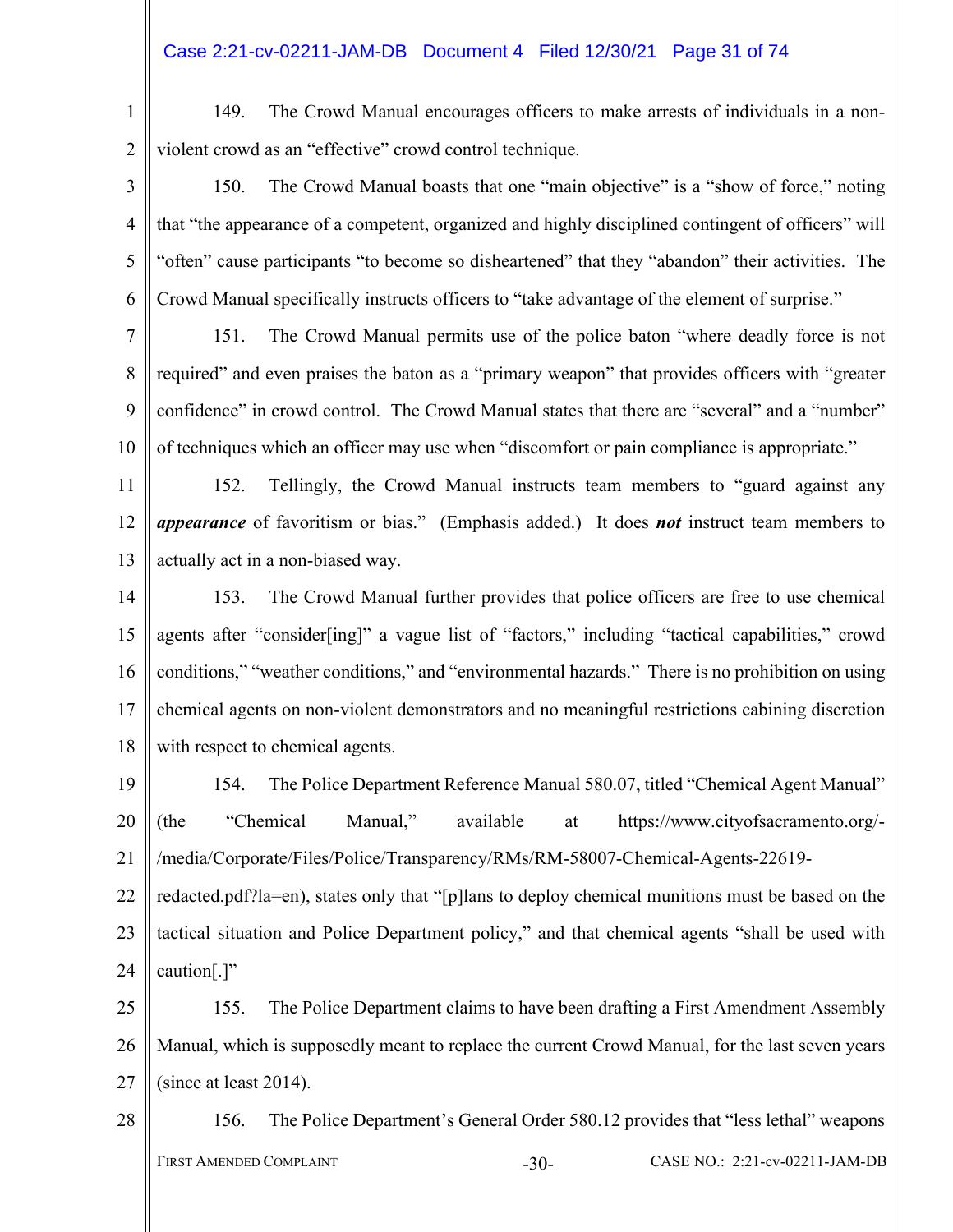149. The Crowd Manual encourages officers to make arrests of individuals in a non-violent crowd as an "effective" crowd control technique.

150. The Crowd Manual boasts that one "main objective" is a "show of force," noting that "the appearance of a competent, organized and highly disciplined contingent of officers" will "often" cause participants "to become so disheartened" that they "abandon" their activities. The Crowd Manual specifically instructs officers to "take advantage of the element of surprise."

151. The Crowd Manual permits use of the police baton "where deadly force is not required" and even praises the baton as a "primary weapon" that provides officers with "greater confidence" in crowd control. The Crowd Manual states that there are "several" and a "number" of techniques which an officer may use when "discomfort or pain compliance is appropriate."

152. Tellingly, the Crowd Manual instructs team members to "guard against any ***appearance*** of favoritism or bias." (Emphasis added.) It does ***not*** instruct team members to actually act in a non-biased way.

153. The Crowd Manual further provides that police officers are free to use chemical agents after "consider[ing]" a vague list of "factors," including "tactical capabilities," crowd conditions," "weather conditions," and "environmental hazards." There is no prohibition on using chemical agents on non-violent demonstrators and no meaningful restrictions cabining discretion with respect to chemical agents.

154. The Police Department Reference Manual 580.07, titled "Chemical Agent Manual" (the "Chemical Manual," available at https://www.cityofsacramento.org/-/media/Corporate/Files/Police/Transparency/RMs/RM-58007-Chemical-Agents-22619-redacted.pdf?la=en), states only that "[p]lans to deploy chemical munitions must be based on the tactical situation and Police Department policy," and that chemical agents "shall be used with caution[.]"

155. The Police Department claims to have been drafting a First Amendment Assembly Manual, which is supposedly meant to replace the current Crowd Manual, for the last seven years (since at least 2014).

156. The Police Department's General Order 580.12 provides that "less lethal" weapons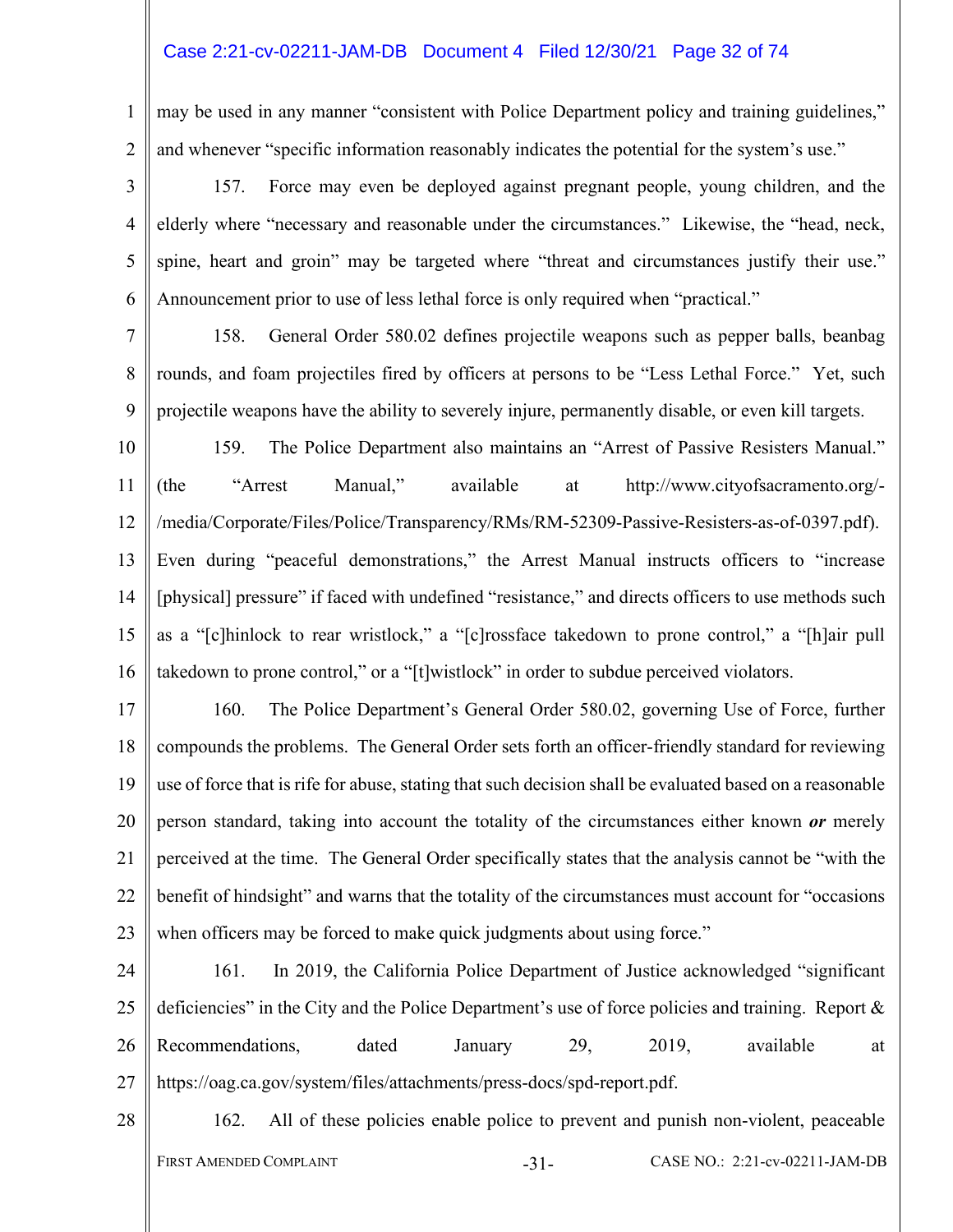may be used in any manner "consistent with Police Department policy and training guidelines," and whenever "specific information reasonably indicates the potential for the system's use."

157. Force may even be deployed against pregnant people, young children, and the elderly where "necessary and reasonable under the circumstances." Likewise, the "head, neck, spine, heart and groin" may be targeted where "threat and circumstances justify their use." Announcement prior to use of less lethal force is only required when "practical."

158. General Order 580.02 defines projectile weapons such as pepper balls, beanbag rounds, and foam projectiles fired by officers at persons to be "Less Lethal Force." Yet, such projectile weapons have the ability to severely injure, permanently disable, or even kill targets.

159. The Police Department also maintains an "Arrest of Passive Resisters Manual." (the "Arrest Manual," available at http://www.cityofsacramento.org/-/media/Corporate/Files/Police/Transparency/RMs/RM-52309-Passive-Resisters-as-of-0397.pdf). Even during "peaceful demonstrations," the Arrest Manual instructs officers to "increase [physical] pressure" if faced with undefined "resistance," and directs officers to use methods such as a "[c]hinlock to rear wristlock," a "[c]rossface takedown to prone control," a "[h]air pull takedown to prone control," or a "[t]wistlock" in order to subdue perceived violators.

160. The Police Department's General Order 580.02, governing Use of Force, further compounds the problems. The General Order sets forth an officer-friendly standard for reviewing use of force that is rife for abuse, stating that such decision shall be evaluated based on a reasonable person standard, taking into account the totality of the circumstances either known ***or*** merely perceived at the time. The General Order specifically states that the analysis cannot be "with the benefit of hindsight" and warns that the totality of the circumstances must account for "occasions when officers may be forced to make quick judgments about using force."

161. In 2019, the California Police Department of Justice acknowledged "significant deficiencies" in the City and the Police Department's use of force policies and training. Report & Recommendations, dated January 29, 2019, available at https://oag.ca.gov/system/files/attachments/press-docs/spd-report.pdf.

162. All of these policies enable police to prevent and punish non-violent, peaceable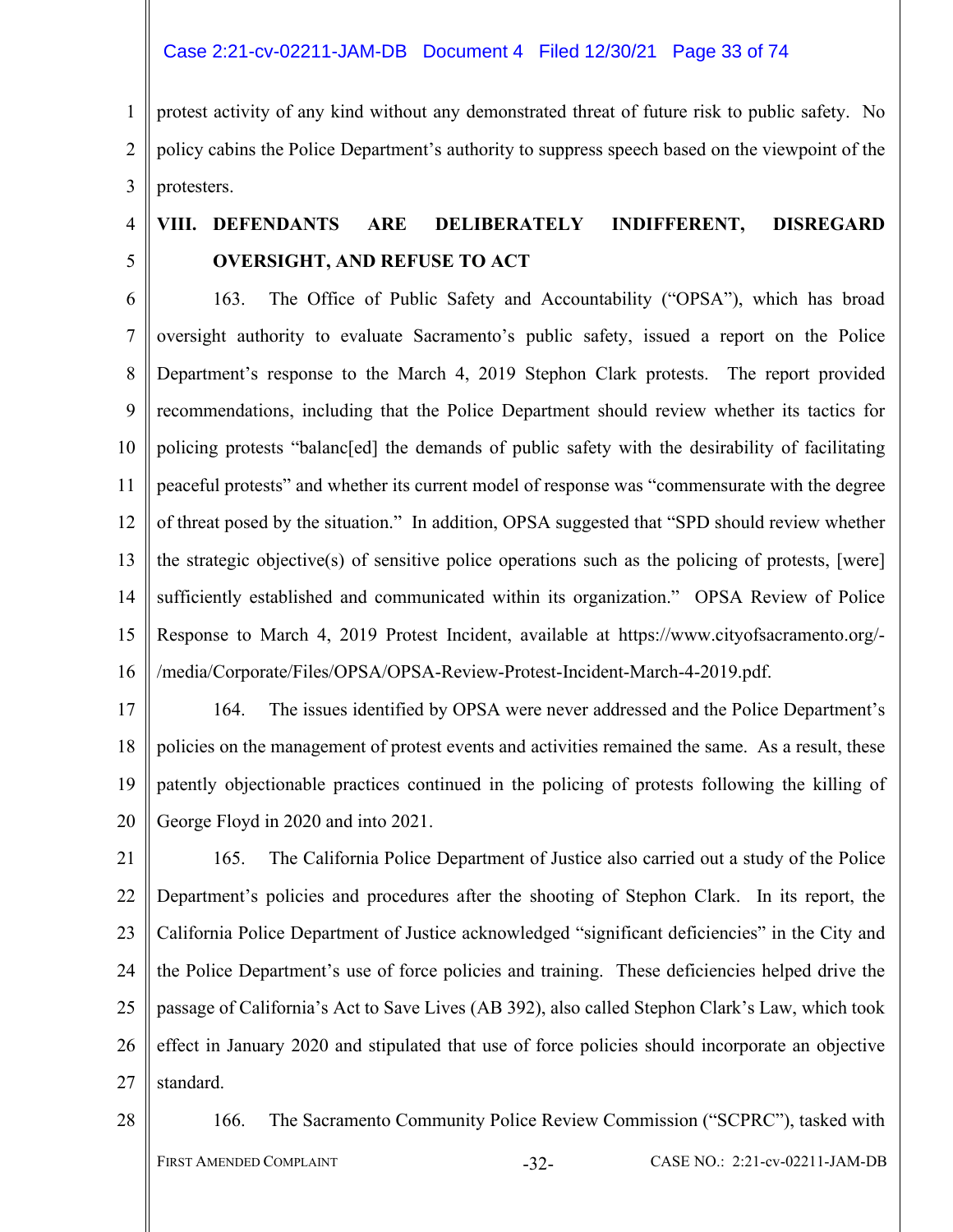protest activity of any kind without any demonstrated threat of future risk to public safety. No policy cabins the Police Department's authority to suppress speech based on the viewpoint of the protesters.

## VIII. DEFENDANTS ARE DELIBERATELY INDIFFERENT, DISREGARD OVERSIGHT, AND REFUSE TO ACT

163. The Office of Public Safety and Accountability ("OPSA"), which has broad oversight authority to evaluate Sacramento's public safety, issued a report on the Police Department's response to the March 4, 2019 Stephon Clark protests. The report provided recommendations, including that the Police Department should review whether its tactics for policing protests "balanc[ed] the demands of public safety with the desirability of facilitating peaceful protests" and whether its current model of response was "commensurate with the degree of threat posed by the situation." In addition, OPSA suggested that "SPD should review whether the strategic objective(s) of sensitive police operations such as the policing of protests, [were] sufficiently established and communicated within its organization." OPSA Review of Police Response to March 4, 2019 Protest Incident, available at https://www.cityofsacramento.org/-/media/Corporate/Files/OPSA/OPSA-Review-Protest-Incident-March-4-2019.pdf.

164. The issues identified by OPSA were never addressed and the Police Department's policies on the management of protest events and activities remained the same. As a result, these patently objectionable practices continued in the policing of protests following the killing of George Floyd in 2020 and into 2021.

165. The California Police Department of Justice also carried out a study of the Police Department's policies and procedures after the shooting of Stephon Clark. In its report, the California Police Department of Justice acknowledged "significant deficiencies" in the City and the Police Department's use of force policies and training. These deficiencies helped drive the passage of California's Act to Save Lives (AB 392), also called Stephon Clark's Law, which took effect in January 2020 and stipulated that use of force policies should incorporate an objective standard.

166. The Sacramento Community Police Review Commission ("SCPRC"), tasked with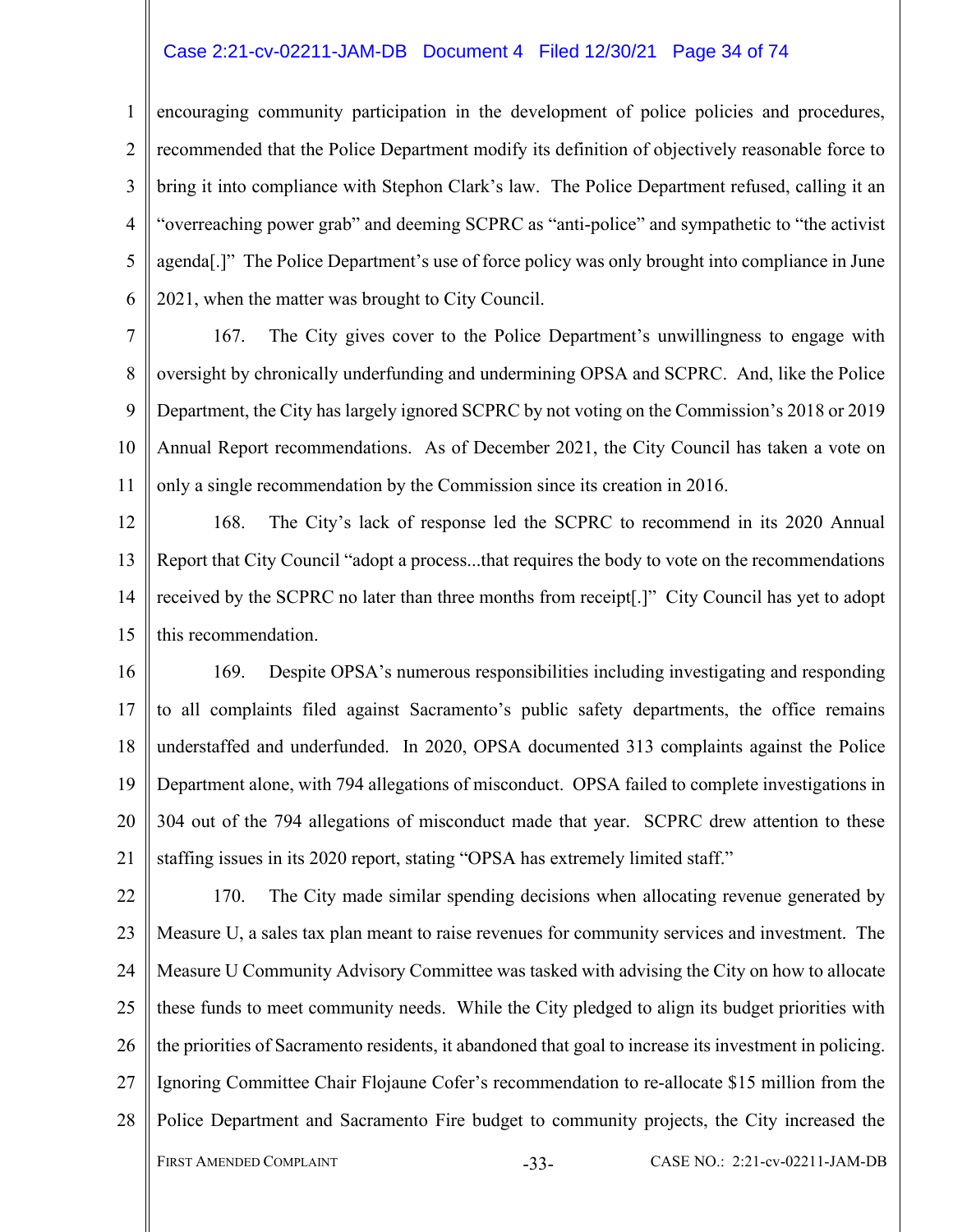encouraging community participation in the development of police policies and procedures, recommended that the Police Department modify its definition of objectively reasonable force to bring it into compliance with Stephon Clark's law. The Police Department refused, calling it an "overreaching power grab" and deeming SCPRC as "anti-police" and sympathetic to "the activist agenda[.]" The Police Department's use of force policy was only brought into compliance in June 2021, when the matter was brought to City Council.

167. The City gives cover to the Police Department's unwillingness to engage with oversight by chronically underfunding and undermining OPSA and SCPRC. And, like the Police Department, the City has largely ignored SCPRC by not voting on the Commission's 2018 or 2019 Annual Report recommendations. As of December 2021, the City Council has taken a vote on only a single recommendation by the Commission since its creation in 2016.

168. The City's lack of response led the SCPRC to recommend in its 2020 Annual Report that City Council "adopt a process...that requires the body to vote on the recommendations received by the SCPRC no later than three months from receipt[.]" City Council has yet to adopt this recommendation.

169. Despite OPSA's numerous responsibilities including investigating and responding to all complaints filed against Sacramento's public safety departments, the office remains understaffed and underfunded. In 2020, OPSA documented 313 complaints against the Police Department alone, with 794 allegations of misconduct. OPSA failed to complete investigations in 304 out of the 794 allegations of misconduct made that year. SCPRC drew attention to these staffing issues in its 2020 report, stating "OPSA has extremely limited staff."

170. The City made similar spending decisions when allocating revenue generated by Measure U, a sales tax plan meant to raise revenues for community services and investment. The Measure U Community Advisory Committee was tasked with advising the City on how to allocate these funds to meet community needs. While the City pledged to align its budget priorities with the priorities of Sacramento residents, it abandoned that goal to increase its investment in policing. Ignoring Committee Chair Flojaune Cofer's recommendation to re-allocate $15 million from the Police Department and Sacramento Fire budget to community projects, the City increased the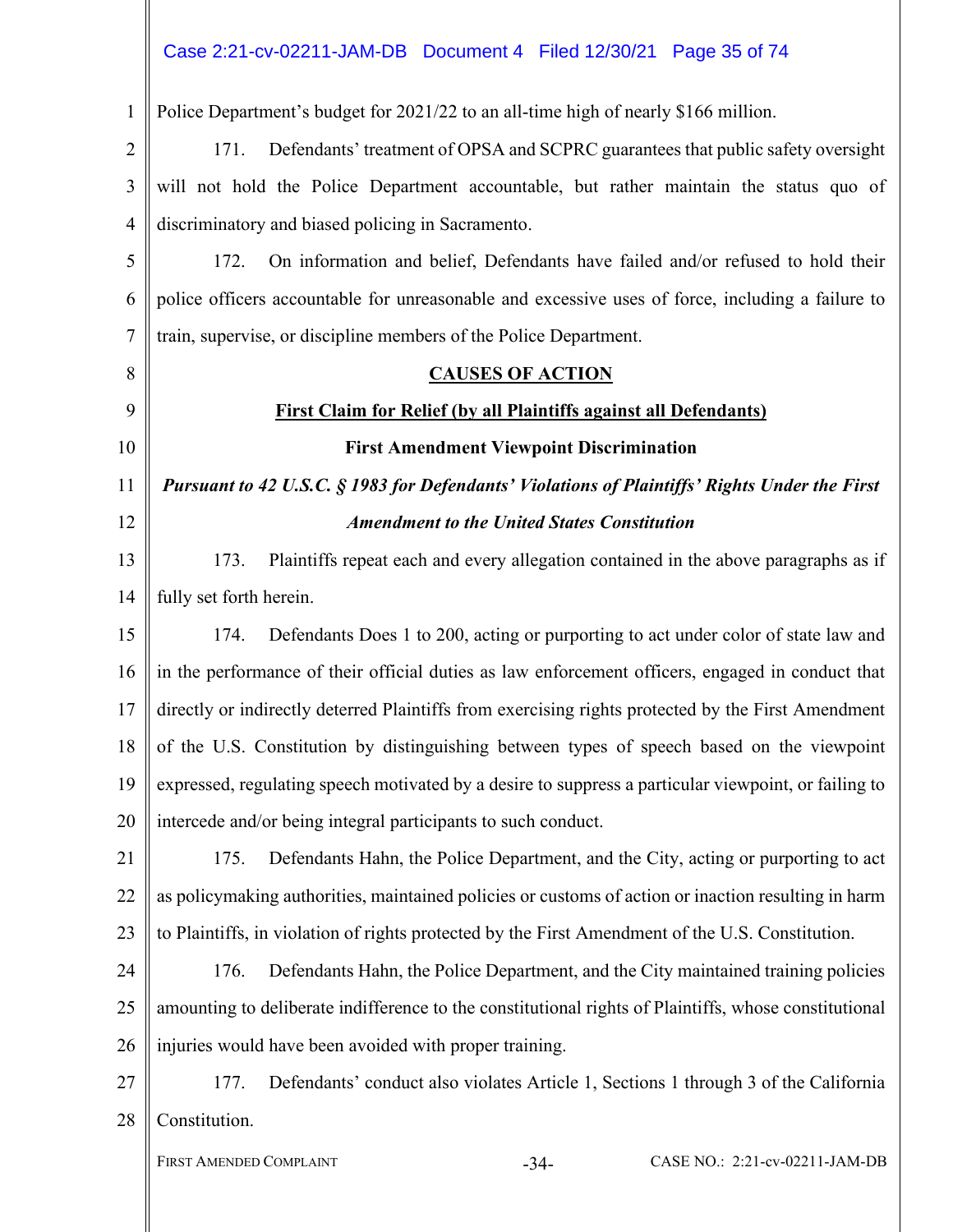Police Department's budget for 2021/22 to an all-time high of nearly $166 million.

171. Defendants' treatment of OPSA and SCPRC guarantees that public safety oversight will not hold the Police Department accountable, but rather maintain the status quo of discriminatory and biased policing in Sacramento.

172. On information and belief, Defendants have failed and/or refused to hold their police officers accountable for unreasonable and excessive uses of force, including a failure to train, supervise, or discipline members of the Police Department.

## CAUSES OF ACTION

### First Claim for Relief (by all Plaintiffs against all Defendants)

### First Amendment Viewpoint Discrimination

***Pursuant to 42 U.S.C. § 1983 for Defendants' Violations of Plaintiffs' Rights Under the First Amendment to the United States Constitution***

173. Plaintiffs repeat each and every allegation contained in the above paragraphs as if fully set forth herein.

174. Defendants Does 1 to 200, acting or purporting to act under color of state law and in the performance of their official duties as law enforcement officers, engaged in conduct that directly or indirectly deterred Plaintiffs from exercising rights protected by the First Amendment of the U.S. Constitution by distinguishing between types of speech based on the viewpoint expressed, regulating speech motivated by a desire to suppress a particular viewpoint, or failing to intercede and/or being integral participants to such conduct.

175. Defendants Hahn, the Police Department, and the City, acting or purporting to act as policymaking authorities, maintained policies or customs of action or inaction resulting in harm to Plaintiffs, in violation of rights protected by the First Amendment of the U.S. Constitution.

176. Defendants Hahn, the Police Department, and the City maintained training policies amounting to deliberate indifference to the constitutional rights of Plaintiffs, whose constitutional injuries would have been avoided with proper training.

177. Defendants' conduct also violates Article 1, Sections 1 through 3 of the California Constitution.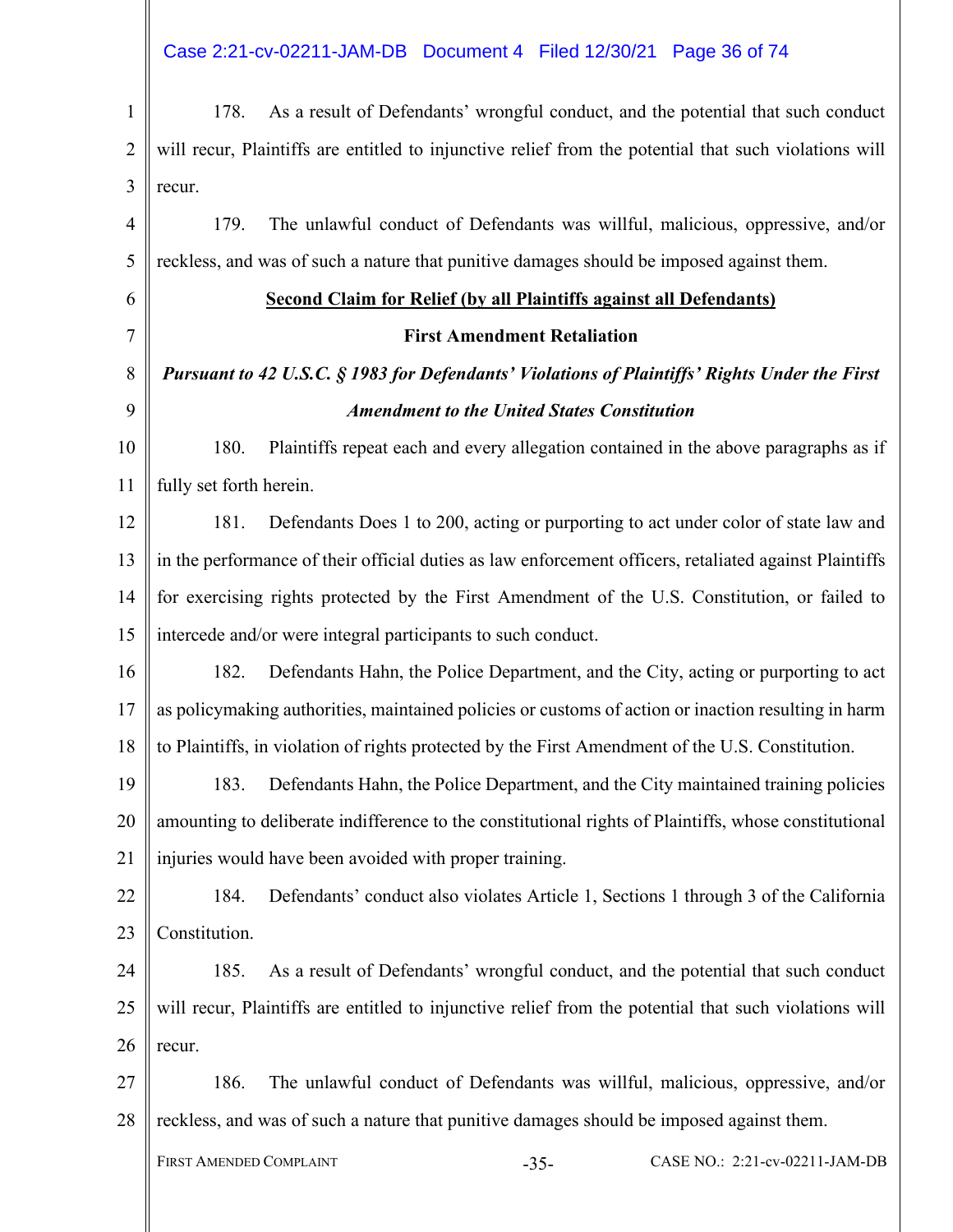178. As a result of Defendants' wrongful conduct, and the potential that such conduct will recur, Plaintiffs are entitled to injunctive relief from the potential that such violations will recur.

179. The unlawful conduct of Defendants was willful, malicious, oppressive, and/or reckless, and was of such a nature that punitive damages should be imposed against them.

**<u>Second Claim for Relief (by all Plaintiffs against all Defendants)</u>**

**First Amendment Retaliation**

***Pursuant to 42 U.S.C. § 1983 for Defendants' Violations of Plaintiffs' Rights Under the First Amendment to the United States Constitution***

180. Plaintiffs repeat each and every allegation contained in the above paragraphs as if fully set forth herein.

181. Defendants Does 1 to 200, acting or purporting to act under color of state law and in the performance of their official duties as law enforcement officers, retaliated against Plaintiffs for exercising rights protected by the First Amendment of the U.S. Constitution, or failed to intercede and/or were integral participants to such conduct.

182. Defendants Hahn, the Police Department, and the City, acting or purporting to act as policymaking authorities, maintained policies or customs of action or inaction resulting in harm to Plaintiffs, in violation of rights protected by the First Amendment of the U.S. Constitution.

183. Defendants Hahn, the Police Department, and the City maintained training policies amounting to deliberate indifference to the constitutional rights of Plaintiffs, whose constitutional injuries would have been avoided with proper training.

184. Defendants' conduct also violates Article 1, Sections 1 through 3 of the California Constitution.

185. As a result of Defendants' wrongful conduct, and the potential that such conduct will recur, Plaintiffs are entitled to injunctive relief from the potential that such violations will recur.

186. The unlawful conduct of Defendants was willful, malicious, oppressive, and/or reckless, and was of such a nature that punitive damages should be imposed against them.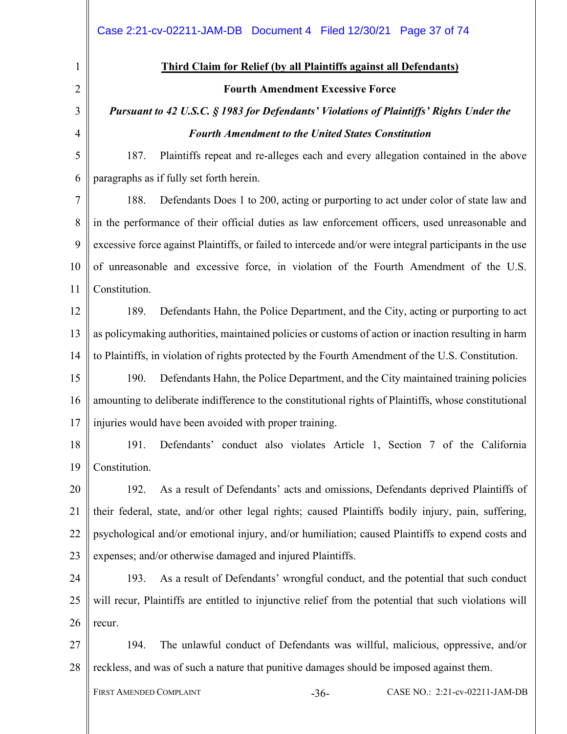**<u>Third Claim for Relief (by all Plaintiffs against all Defendants)</u>**

**Fourth Amendment Excessive Force**

***Pursuant to 42 U.S.C. § 1983 for Defendants' Violations of Plaintiffs' Rights Under the Fourth Amendment to the United States Constitution***

187. Plaintiffs repeat and re-alleges each and every allegation contained in the above paragraphs as if fully set forth herein.

188. Defendants Does 1 to 200, acting or purporting to act under color of state law and in the performance of their official duties as law enforcement officers, used unreasonable and excessive force against Plaintiffs, or failed to intercede and/or were integral participants in the use of unreasonable and excessive force, in violation of the Fourth Amendment of the U.S. Constitution.

189. Defendants Hahn, the Police Department, and the City, acting or purporting to act as policymaking authorities, maintained policies or customs of action or inaction resulting in harm to Plaintiffs, in violation of rights protected by the Fourth Amendment of the U.S. Constitution.

190. Defendants Hahn, the Police Department, and the City maintained training policies amounting to deliberate indifference to the constitutional rights of Plaintiffs, whose constitutional injuries would have been avoided with proper training.

191. Defendants' conduct also violates Article 1, Section 7 of the California Constitution.

192. As a result of Defendants' acts and omissions, Defendants deprived Plaintiffs of their federal, state, and/or other legal rights; caused Plaintiffs bodily injury, pain, suffering, psychological and/or emotional injury, and/or humiliation; caused Plaintiffs to expend costs and expenses; and/or otherwise damaged and injured Plaintiffs.

193. As a result of Defendants' wrongful conduct, and the potential that such conduct will recur, Plaintiffs are entitled to injunctive relief from the potential that such violations will recur.

194. The unlawful conduct of Defendants was willful, malicious, oppressive, and/or reckless, and was of such a nature that punitive damages should be imposed against them.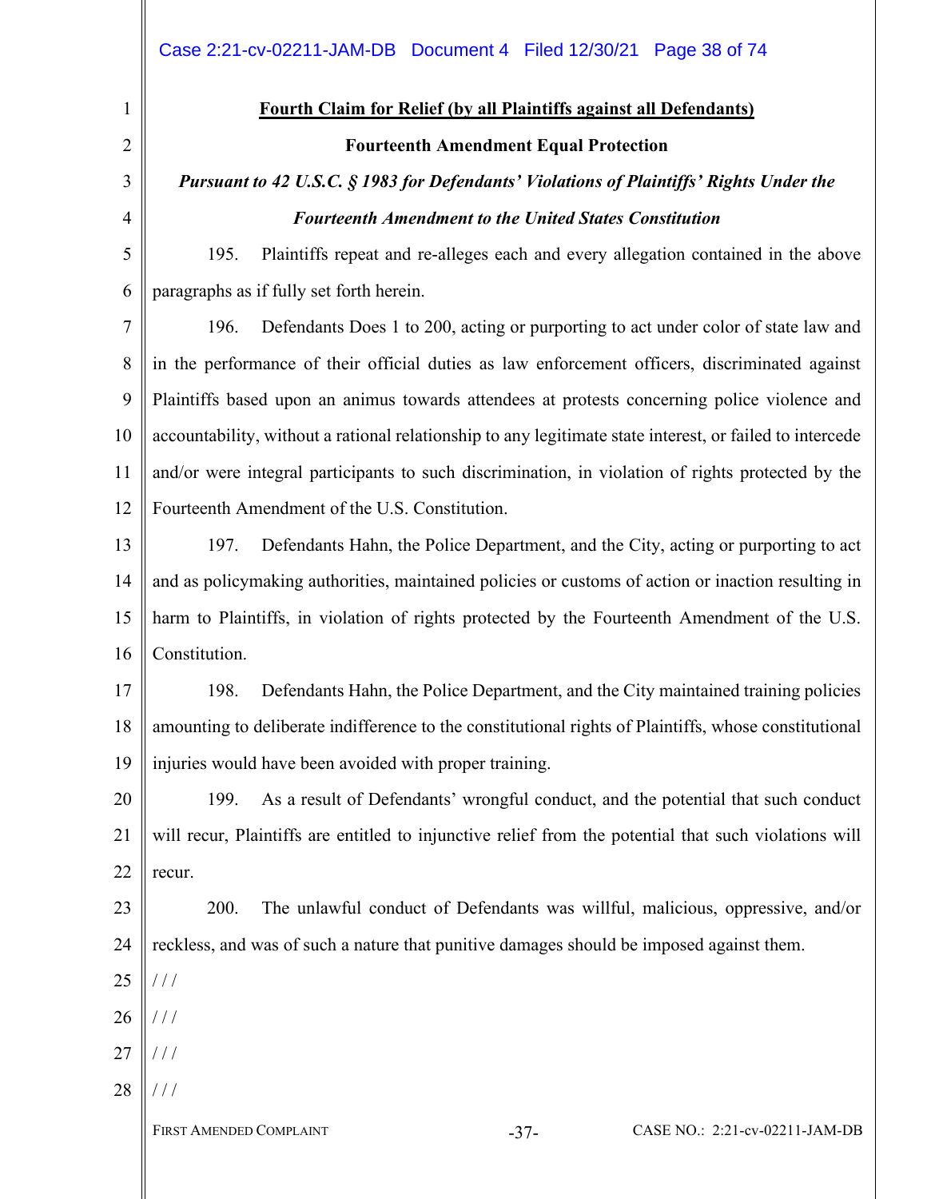**Fourth Claim for Relief (by all Plaintiffs against all Defendants)**

**Fourteenth Amendment Equal Protection**

***Pursuant to 42 U.S.C. § 1983 for Defendants' Violations of Plaintiffs' Rights Under the Fourteenth Amendment to the United States Constitution***

195. Plaintiffs repeat and re-alleges each and every allegation contained in the above paragraphs as if fully set forth herein.

196. Defendants Does 1 to 200, acting or purporting to act under color of state law and in the performance of their official duties as law enforcement officers, discriminated against Plaintiffs based upon an animus towards attendees at protests concerning police violence and accountability, without a rational relationship to any legitimate state interest, or failed to intercede and/or were integral participants to such discrimination, in violation of rights protected by the Fourteenth Amendment of the U.S. Constitution.

197. Defendants Hahn, the Police Department, and the City, acting or purporting to act and as policymaking authorities, maintained policies or customs of action or inaction resulting in harm to Plaintiffs, in violation of rights protected by the Fourteenth Amendment of the U.S. Constitution.

198. Defendants Hahn, the Police Department, and the City maintained training policies amounting to deliberate indifference to the constitutional rights of Plaintiffs, whose constitutional injuries would have been avoided with proper training.

199. As a result of Defendants' wrongful conduct, and the potential that such conduct will recur, Plaintiffs are entitled to injunctive relief from the potential that such violations will recur.

200. The unlawful conduct of Defendants was willful, malicious, oppressive, and/or reckless, and was of such a nature that punitive damages should be imposed against them.

/ / /

/ / /

/ / /

/ / /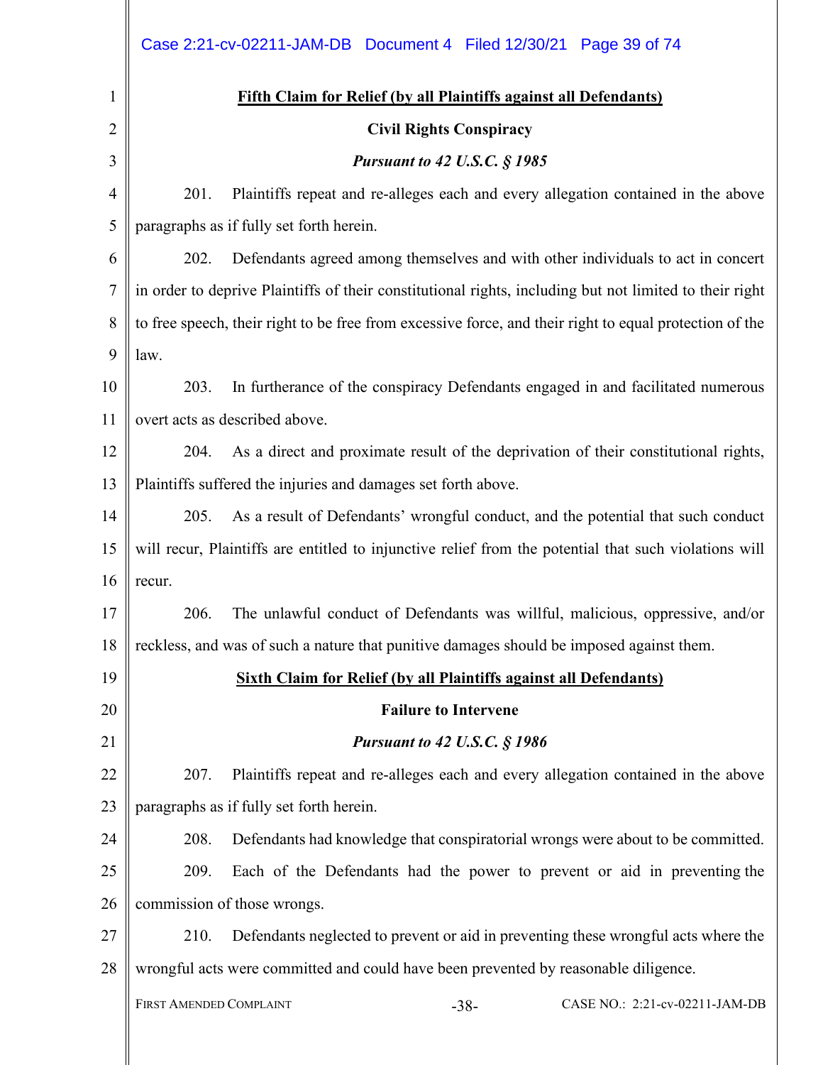**<u>Fifth Claim for Relief (by all Plaintiffs against all Defendants)</u>**

**Civil Rights Conspiracy**

***Pursuant to 42 U.S.C. § 1985***

201. Plaintiffs repeat and re-alleges each and every allegation contained in the above paragraphs as if fully set forth herein.

202. Defendants agreed among themselves and with other individuals to act in concert in order to deprive Plaintiffs of their constitutional rights, including but not limited to their right to free speech, their right to be free from excessive force, and their right to equal protection of the law.

203. In furtherance of the conspiracy Defendants engaged in and facilitated numerous overt acts as described above.

204. As a direct and proximate result of the deprivation of their constitutional rights, Plaintiffs suffered the injuries and damages set forth above.

205. As a result of Defendants' wrongful conduct, and the potential that such conduct will recur, Plaintiffs are entitled to injunctive relief from the potential that such violations will recur.

206. The unlawful conduct of Defendants was willful, malicious, oppressive, and/or reckless, and was of such a nature that punitive damages should be imposed against them.

**<u>Sixth Claim for Relief (by all Plaintiffs against all Defendants)</u>**

**Failure to Intervene**

***Pursuant to 42 U.S.C. § 1986***

207. Plaintiffs repeat and re-alleges each and every allegation contained in the above paragraphs as if fully set forth herein.

208. Defendants had knowledge that conspiratorial wrongs were about to be committed.

209. Each of the Defendants had the power to prevent or aid in preventing the commission of those wrongs.

210. Defendants neglected to prevent or aid in preventing these wrongful acts where the wrongful acts were committed and could have been prevented by reasonable diligence.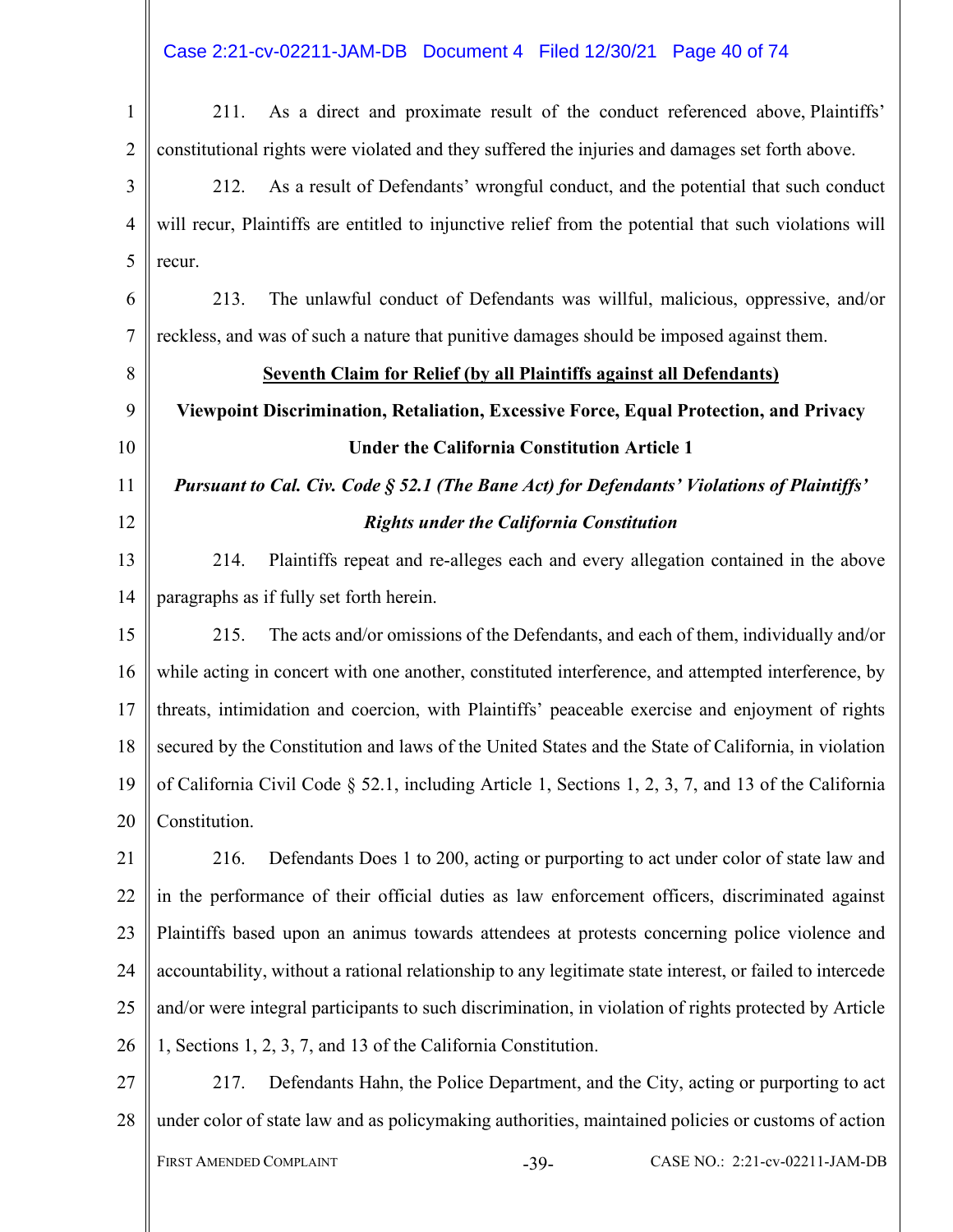211. As a direct and proximate result of the conduct referenced above, Plaintiffs' constitutional rights were violated and they suffered the injuries and damages set forth above.

212. As a result of Defendants' wrongful conduct, and the potential that such conduct will recur, Plaintiffs are entitled to injunctive relief from the potential that such violations will recur.

213. The unlawful conduct of Defendants was willful, malicious, oppressive, and/or reckless, and was of such a nature that punitive damages should be imposed against them.

**Seventh Claim for Relief (by all Plaintiffs against all Defendants)**

**Viewpoint Discrimination, Retaliation, Excessive Force, Equal Protection, and Privacy Under the California Constitution Article 1**

***Pursuant to Cal. Civ. Code § 52.1 (The Bane Act) for Defendants' Violations of Plaintiffs' Rights under the California Constitution***

214. Plaintiffs repeat and re-alleges each and every allegation contained in the above paragraphs as if fully set forth herein.

215. The acts and/or omissions of the Defendants, and each of them, individually and/or while acting in concert with one another, constituted interference, and attempted interference, by threats, intimidation and coercion, with Plaintiffs' peaceable exercise and enjoyment of rights secured by the Constitution and laws of the United States and the State of California, in violation of California Civil Code § 52.1, including Article 1, Sections 1, 2, 3, 7, and 13 of the California Constitution.

216. Defendants Does 1 to 200, acting or purporting to act under color of state law and in the performance of their official duties as law enforcement officers, discriminated against Plaintiffs based upon an animus towards attendees at protests concerning police violence and accountability, without a rational relationship to any legitimate state interest, or failed to intercede and/or were integral participants to such discrimination, in violation of rights protected by Article 1, Sections 1, 2, 3, 7, and 13 of the California Constitution.

217. Defendants Hahn, the Police Department, and the City, acting or purporting to act under color of state law and as policymaking authorities, maintained policies or customs of action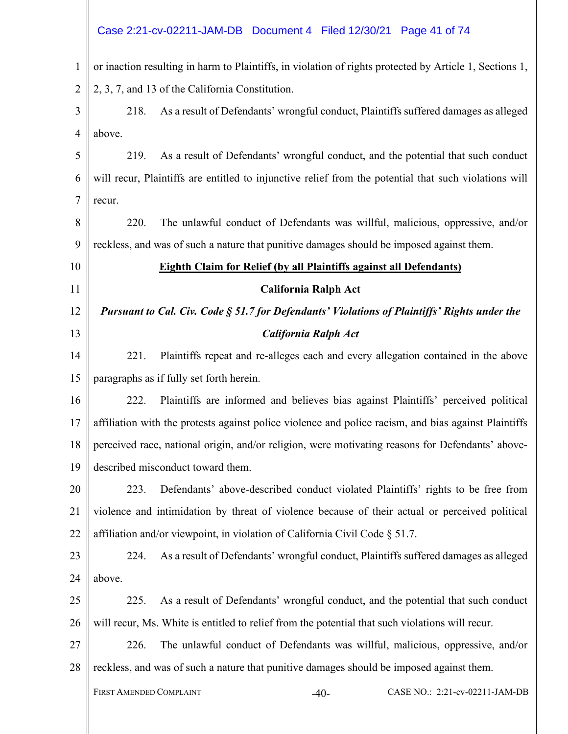or inaction resulting in harm to Plaintiffs, in violation of rights protected by Article 1, Sections 1, 2, 3, 7, and 13 of the California Constitution.

218. As a result of Defendants' wrongful conduct, Plaintiffs suffered damages as alleged above.

219. As a result of Defendants' wrongful conduct, and the potential that such conduct will recur, Plaintiffs are entitled to injunctive relief from the potential that such violations will recur.

220. The unlawful conduct of Defendants was willful, malicious, oppressive, and/or reckless, and was of such a nature that punitive damages should be imposed against them.

**Eighth Claim for Relief (by all Plaintiffs against all Defendants)**

**California Ralph Act**

***Pursuant to Cal. Civ. Code § 51.7 for Defendants' Violations of Plaintiffs' Rights under the California Ralph Act***

221. Plaintiffs repeat and re-alleges each and every allegation contained in the above paragraphs as if fully set forth herein.

222. Plaintiffs are informed and believes bias against Plaintiffs' perceived political affiliation with the protests against police violence and police racism, and bias against Plaintiffs perceived race, national origin, and/or religion, were motivating reasons for Defendants' above-described misconduct toward them.

223. Defendants' above-described conduct violated Plaintiffs' rights to be free from violence and intimidation by threat of violence because of their actual or perceived political affiliation and/or viewpoint, in violation of California Civil Code § 51.7.

224. As a result of Defendants' wrongful conduct, Plaintiffs suffered damages as alleged above.

225. As a result of Defendants' wrongful conduct, and the potential that such conduct will recur, Ms. White is entitled to relief from the potential that such violations will recur.

226. The unlawful conduct of Defendants was willful, malicious, oppressive, and/or reckless, and was of such a nature that punitive damages should be imposed against them.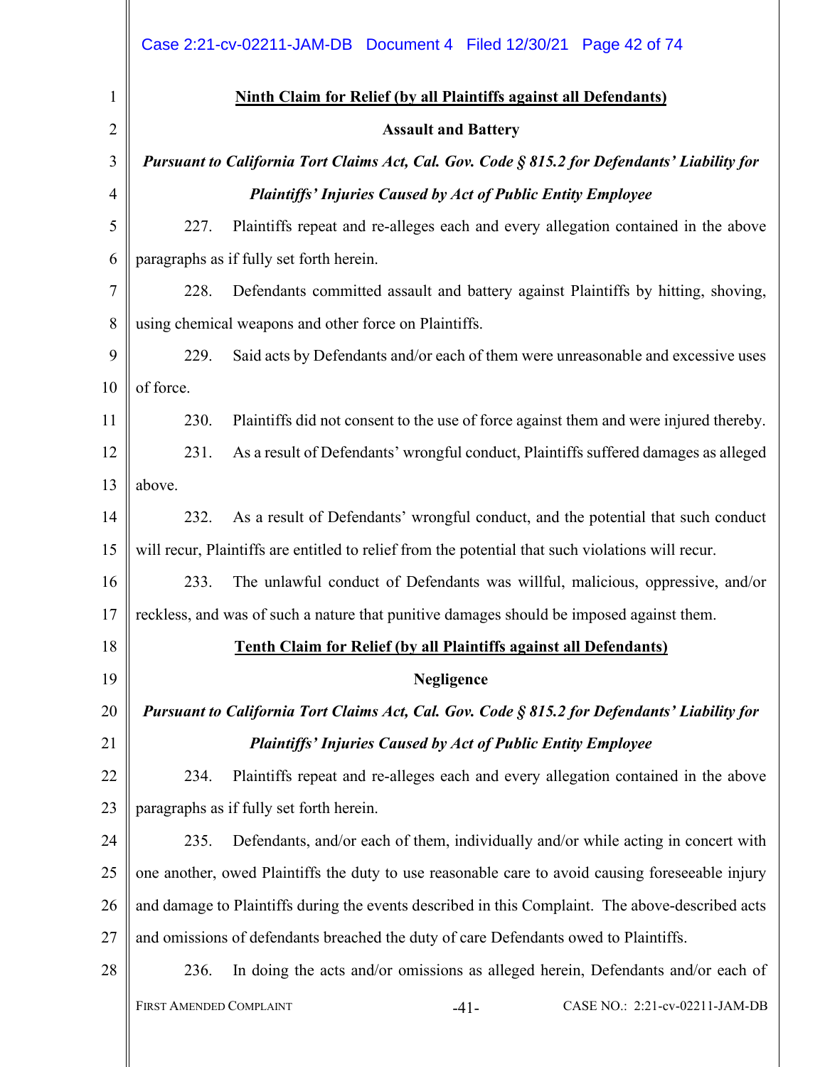**<u>Ninth Claim for Relief (by all Plaintiffs against all Defendants)</u>**

**Assault and Battery**

***Pursuant to California Tort Claims Act, Cal. Gov. Code § 815.2 for Defendants' Liability for Plaintiffs' Injuries Caused by Act of Public Entity Employee***

227. Plaintiffs repeat and re-alleges each and every allegation contained in the above paragraphs as if fully set forth herein.

228. Defendants committed assault and battery against Plaintiffs by hitting, shoving, using chemical weapons and other force on Plaintiffs.

229. Said acts by Defendants and/or each of them were unreasonable and excessive uses of force.

230. Plaintiffs did not consent to the use of force against them and were injured thereby.

231. As a result of Defendants' wrongful conduct, Plaintiffs suffered damages as alleged above.

232. As a result of Defendants' wrongful conduct, and the potential that such conduct will recur, Plaintiffs are entitled to relief from the potential that such violations will recur.

233. The unlawful conduct of Defendants was willful, malicious, oppressive, and/or reckless, and was of such a nature that punitive damages should be imposed against them.

**<u>Tenth Claim for Relief (by all Plaintiffs against all Defendants)</u>**

**Negligence**

***Pursuant to California Tort Claims Act, Cal. Gov. Code § 815.2 for Defendants' Liability for Plaintiffs' Injuries Caused by Act of Public Entity Employee***

234. Plaintiffs repeat and re-alleges each and every allegation contained in the above paragraphs as if fully set forth herein.

235. Defendants, and/or each of them, individually and/or while acting in concert with one another, owed Plaintiffs the duty to use reasonable care to avoid causing foreseeable injury and damage to Plaintiffs during the events described in this Complaint. The above-described acts and omissions of defendants breached the duty of care Defendants owed to Plaintiffs.

236. In doing the acts and/or omissions as alleged herein, Defendants and/or each of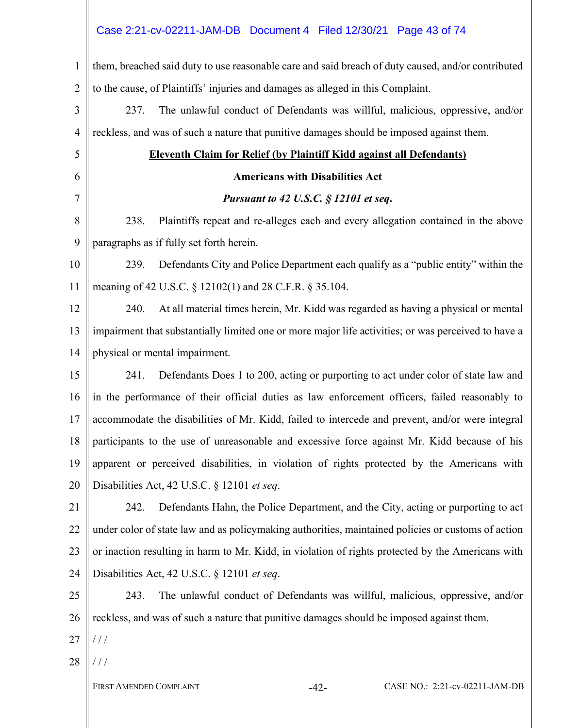them, breached said duty to use reasonable care and said breach of duty caused, and/or contributed to the cause, of Plaintiffs' injuries and damages as alleged in this Complaint.

237. The unlawful conduct of Defendants was willful, malicious, oppressive, and/or reckless, and was of such a nature that punitive damages should be imposed against them.

**Eleventh Claim for Relief (by Plaintiff Kidd against all Defendants)**

**Americans with Disabilities Act**

***Pursuant to 42 U.S.C. § 12101 et seq.***

238. Plaintiffs repeat and re-alleges each and every allegation contained in the above paragraphs as if fully set forth herein.

239. Defendants City and Police Department each qualify as a "public entity" within the meaning of 42 U.S.C. § 12102(1) and 28 C.F.R. § 35.104.

240. At all material times herein, Mr. Kidd was regarded as having a physical or mental impairment that substantially limited one or more major life activities; or was perceived to have a physical or mental impairment.

241. Defendants Does 1 to 200, acting or purporting to act under color of state law and in the performance of their official duties as law enforcement officers, failed reasonably to accommodate the disabilities of Mr. Kidd, failed to intercede and prevent, and/or were integral participants to the use of unreasonable and excessive force against Mr. Kidd because of his apparent or perceived disabilities, in violation of rights protected by the Americans with Disabilities Act, 42 U.S.C. § 12101 *et seq*.

242. Defendants Hahn, the Police Department, and the City, acting or purporting to act under color of state law and as policymaking authorities, maintained policies or customs of action or inaction resulting in harm to Mr. Kidd, in violation of rights protected by the Americans with Disabilities Act, 42 U.S.C. § 12101 *et seq*.

243. The unlawful conduct of Defendants was willful, malicious, oppressive, and/or reckless, and was of such a nature that punitive damages should be imposed against them.

/ / /

/ / /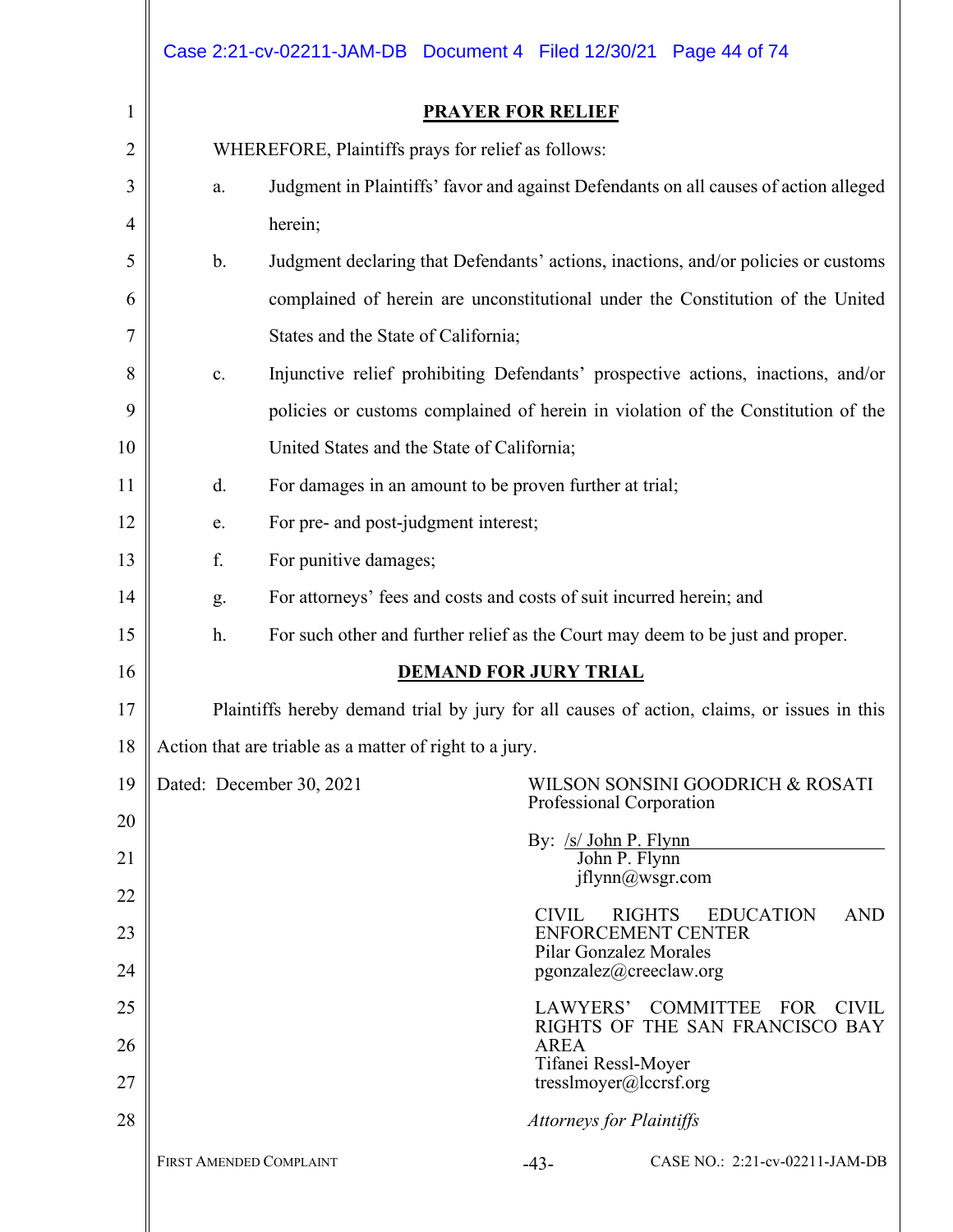## PRAYER FOR RELIEF

WHEREFORE, Plaintiffs prays for relief as follows:

a. Judgment in Plaintiffs' favor and against Defendants on all causes of action alleged herein;

b. Judgment declaring that Defendants' actions, inactions, and/or policies or customs complained of herein are unconstitutional under the Constitution of the United States and the State of California;

c. Injunctive relief prohibiting Defendants' prospective actions, inactions, and/or policies or customs complained of herein in violation of the Constitution of the United States and the State of California;

d. For damages in an amount to be proven further at trial;

e. For pre- and post-judgment interest;

f. For punitive damages;

g. For attorneys' fees and costs and costs of suit incurred herein; and

h. For such other and further relief as the Court may deem to be just and proper.

## DEMAND FOR JURY TRIAL

Plaintiffs hereby demand trial by jury for all causes of action, claims, or issues in this Action that are triable as a matter of right to a jury.

Dated: December 30, 2021

WILSON SONSINI GOODRICH & ROSATI
Professional Corporation

By: /s/ John P. Flynn
John P. Flynn
jflynn@wsgr.com

CIVIL RIGHTS EDUCATION AND ENFORCEMENT CENTER
Pilar Gonzalez Morales
pgonzalez@creeclaw.org

LAWYERS' COMMITTEE FOR CIVIL RIGHTS OF THE SAN FRANCISCO BAY AREA
Tifanei Ressl-Moyer
tresslmoyer@lccrsf.org

*Attorneys for Plaintiffs*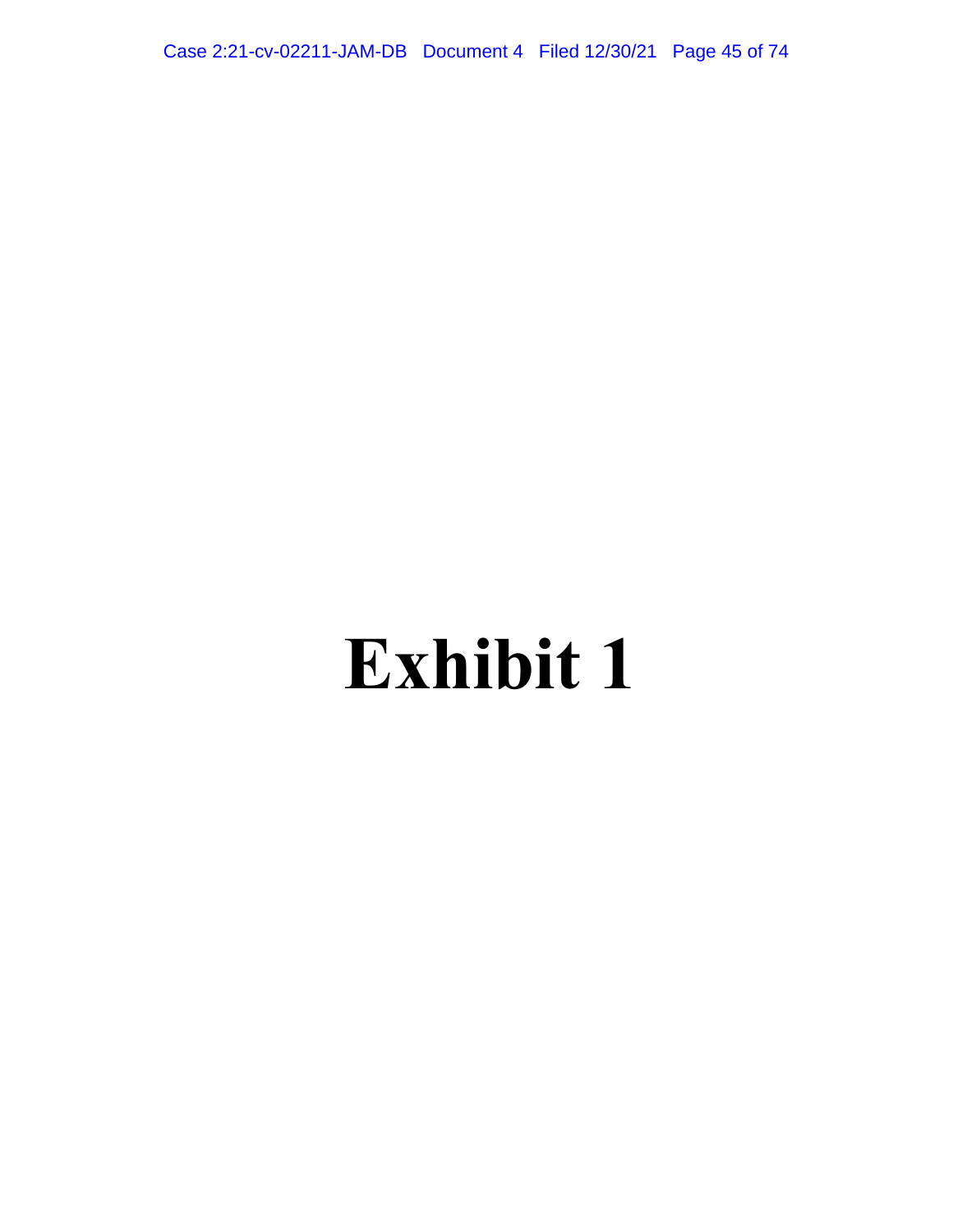# Exhibit 1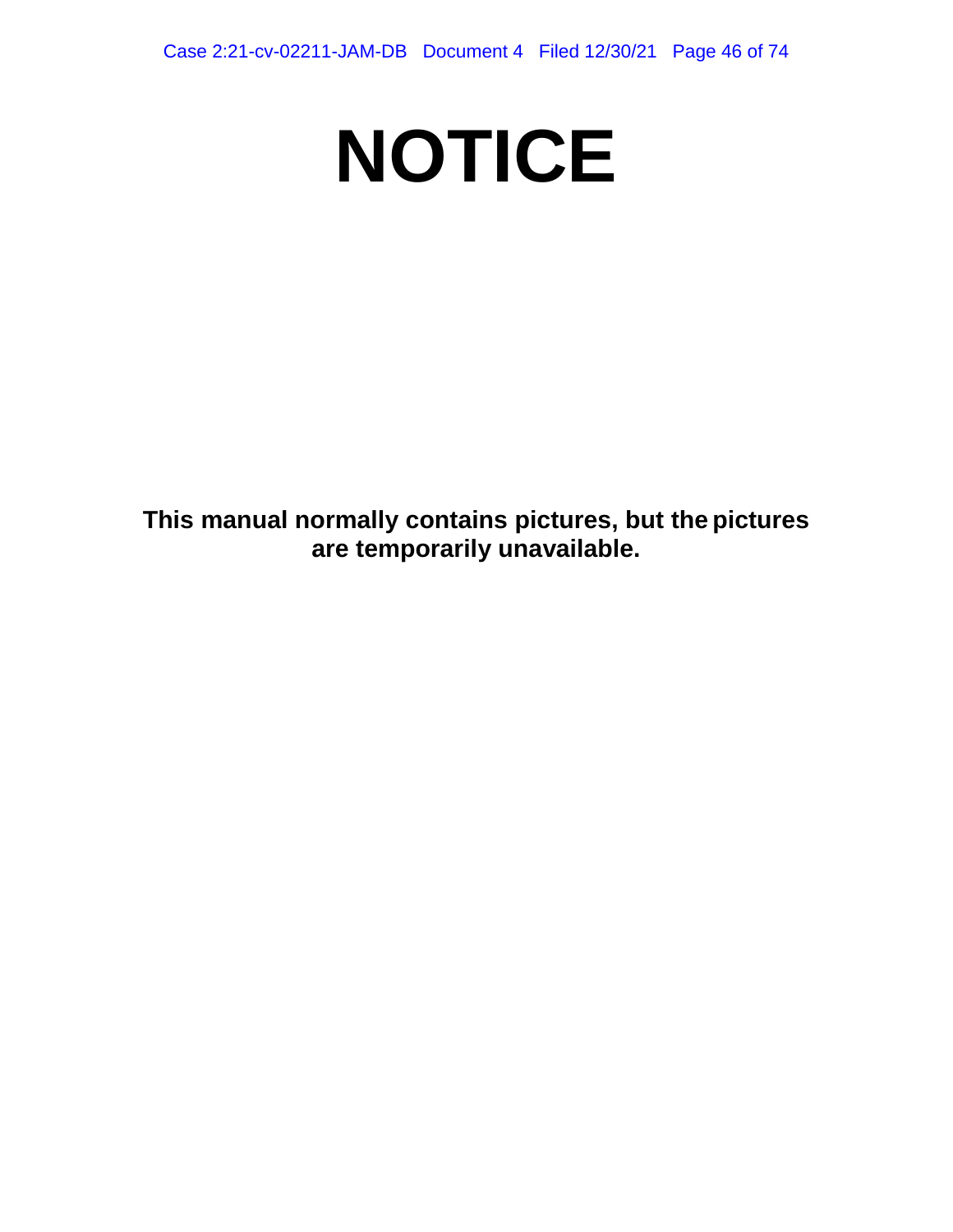# NOTICE

**This manual normally contains pictures, but the pictures are temporarily unavailable.**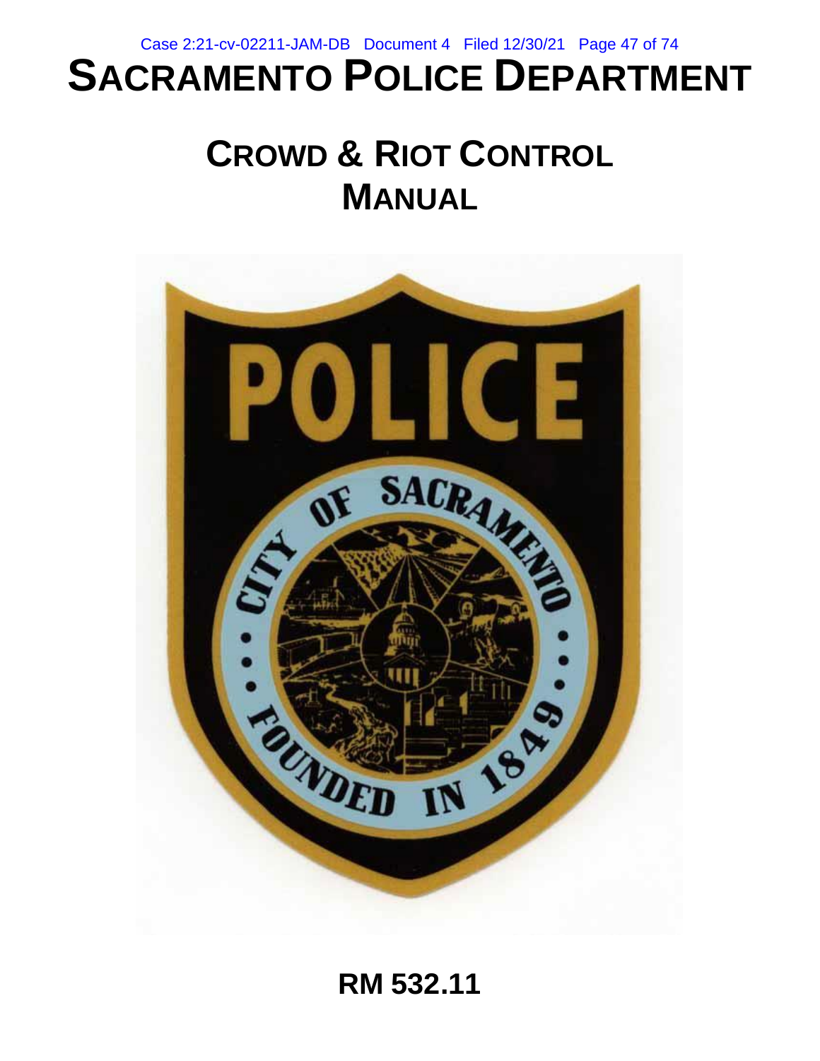# SACRAMENTO POLICE DEPARTMENT

## CROWD & RIOT CONTROL MANUAL

## RM 532.11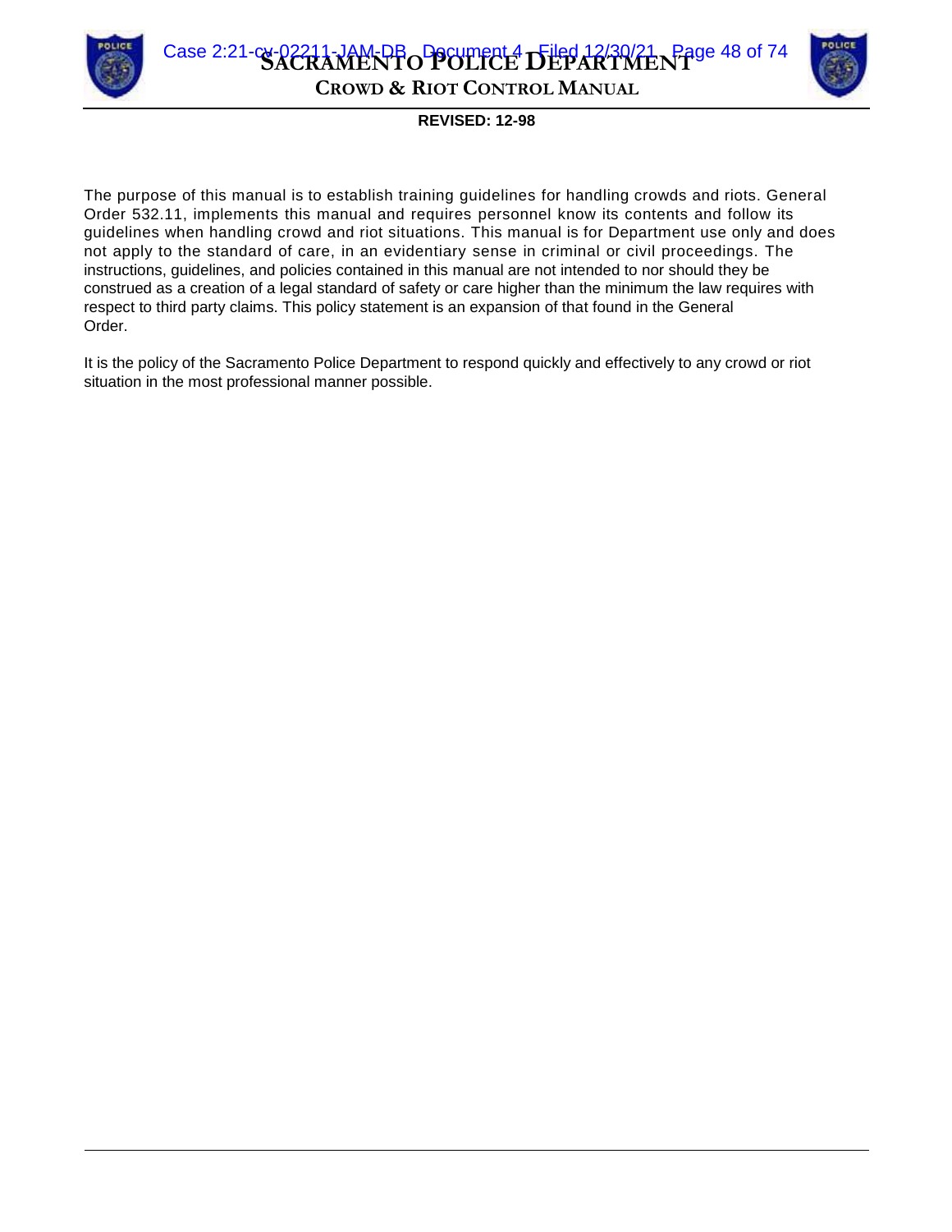**REVISED: 12-98**

The purpose of this manual is to establish training guidelines for handling crowds and riots. General Order 532.11, implements this manual and requires personnel know its contents and follow its guidelines when handling crowd and riot situations. This manual is for Department use only and does not apply to the standard of care, in an evidentiary sense in criminal or civil proceedings. The instructions, guidelines, and policies contained in this manual are not intended to nor should they be construed as a creation of a legal standard of safety or care higher than the minimum the law requires with respect to third party claims. This policy statement is an expansion of that found in the General Order.

It is the policy of the Sacramento Police Department to respond quickly and effectively to any crowd or riot situation in the most professional manner possible.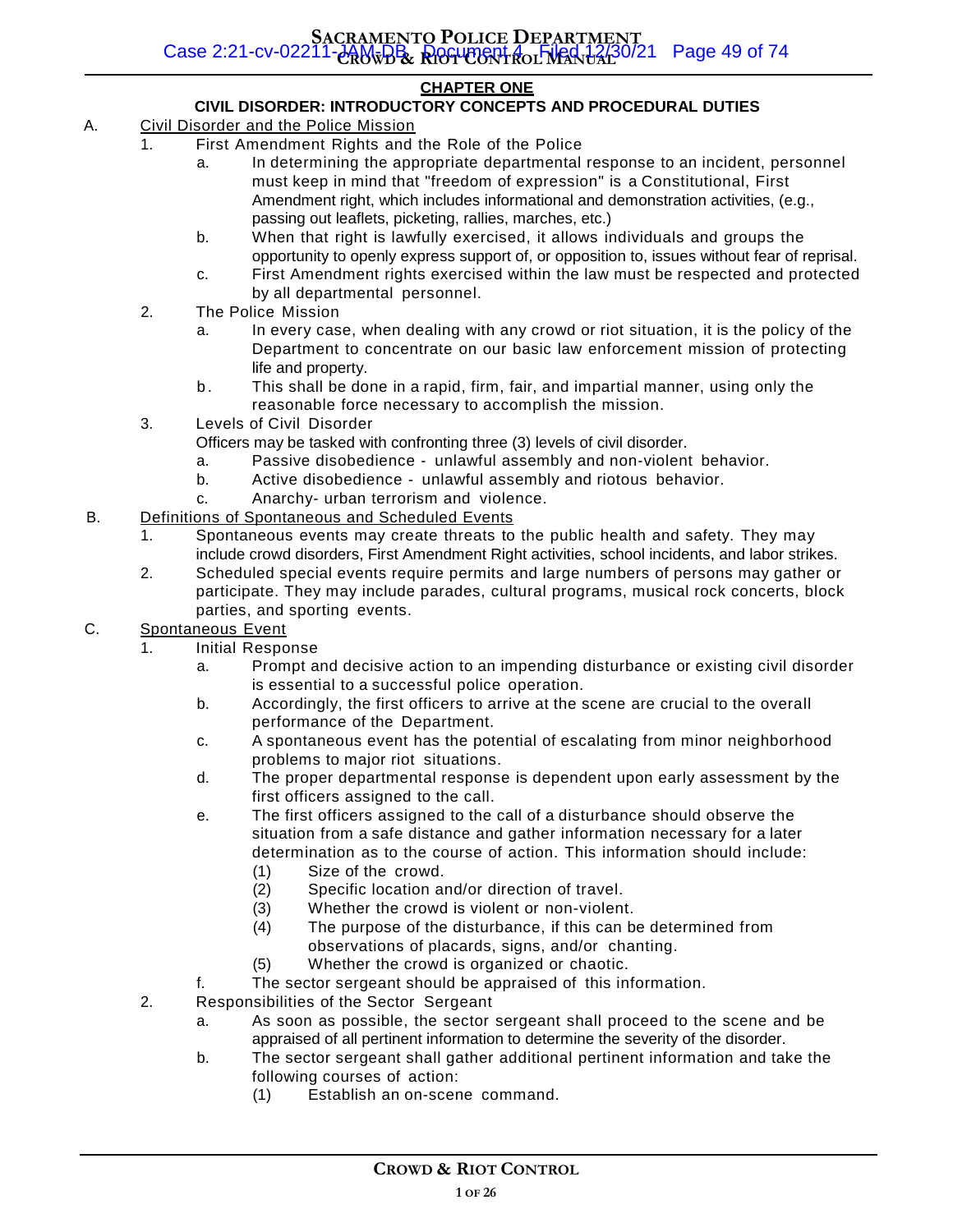## CHAPTER ONE

### CIVIL DISORDER: INTRODUCTORY CONCEPTS AND PROCEDURAL DUTIES

A. Civil Disorder and the Police Mission

1. First Amendment Rights and the Role of the Police
    a. In determining the appropriate departmental response to an incident, personnel must keep in mind that "freedom of expression" is a Constitutional, First Amendment right, which includes informational and demonstration activities, (e.g., passing out leaflets, picketing, rallies, marches, etc.)
    b. When that right is lawfully exercised, it allows individuals and groups the opportunity to openly express support of, or opposition to, issues without fear of reprisal.
    c. First Amendment rights exercised within the law must be respected and protected by all departmental personnel.
2. The Police Mission
    a. In every case, when dealing with any crowd or riot situation, it is the policy of the Department to concentrate on our basic law enforcement mission of protecting life and property.
    b. This shall be done in a rapid, firm, fair, and impartial manner, using only the reasonable force necessary to accomplish the mission.
3. Levels of Civil Disorder
    Officers may be tasked with confronting three (3) levels of civil disorder.
    a. Passive disobedience - unlawful assembly and non-violent behavior.
    b. Active disobedience - unlawful assembly and riotous behavior.
    c. Anarchy- urban terrorism and violence.

B. Definitions of Spontaneous and Scheduled Events

1. Spontaneous events may create threats to the public health and safety. They may include crowd disorders, First Amendment Right activities, school incidents, and labor strikes.
2. Scheduled special events require permits and large numbers of persons may gather or participate. They may include parades, cultural programs, musical rock concerts, block parties, and sporting events.

C. Spontaneous Event

1. Initial Response
    a. Prompt and decisive action to an impending disturbance or existing civil disorder is essential to a successful police operation.
    b. Accordingly, the first officers to arrive at the scene are crucial to the overall performance of the Department.
    c. A spontaneous event has the potential of escalating from minor neighborhood problems to major riot situations.
    d. The proper departmental response is dependent upon early assessment by the first officers assigned to the call.
    e. The first officers assigned to the call of a disturbance should observe the situation from a safe distance and gather information necessary for a later determination as to the course of action. This information should include:
        (1) Size of the crowd.
        (2) Specific location and/or direction of travel.
        (3) Whether the crowd is violent or non-violent.
        (4) The purpose of the disturbance, if this can be determined from observations of placards, signs, and/or chanting.
        (5) Whether the crowd is organized or chaotic.
    f. The sector sergeant should be appraised of this information.
2. Responsibilities of the Sector Sergeant
    a. As soon as possible, the sector sergeant shall proceed to the scene and be appraised of all pertinent information to determine the severity of the disorder.
    b. The sector sergeant shall gather additional pertinent information and take the following courses of action:
        (1) Establish an on-scene command.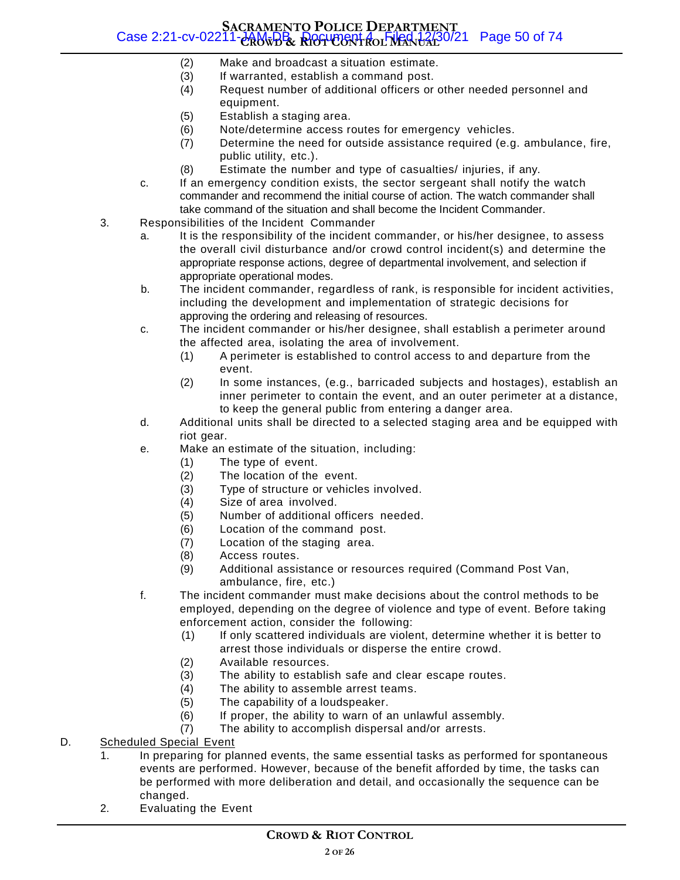(2) Make and broadcast a situation estimate.
(3) If warranted, establish a command post.
(4) Request number of additional officers or other needed personnel and equipment.
(5) Establish a staging area.
(6) Note/determine access routes for emergency vehicles.
(7) Determine the need for outside assistance required (e.g. ambulance, fire, public utility, etc.).
(8) Estimate the number and type of casualties/ injuries, if any.

c. If an emergency condition exists, the sector sergeant shall notify the watch commander and recommend the initial course of action. The watch commander shall take command of the situation and shall become the Incident Commander.

3. Responsibilities of the Incident Commander

a. It is the responsibility of the incident commander, or his/her designee, to assess the overall civil disturbance and/or crowd control incident(s) and determine the appropriate response actions, degree of departmental involvement, and selection if appropriate operational modes.

b. The incident commander, regardless of rank, is responsible for incident activities, including the development and implementation of strategic decisions for approving the ordering and releasing of resources.

c. The incident commander or his/her designee, shall establish a perimeter around the affected area, isolating the area of involvement.

(1) A perimeter is established to control access to and departure from the event.
(2) In some instances, (e.g., barricaded subjects and hostages), establish an inner perimeter to contain the event, and an outer perimeter at a distance, to keep the general public from entering a danger area.

d. Additional units shall be directed to a selected staging area and be equipped with riot gear.

e. Make an estimate of the situation, including:

(1) The type of event.
(2) The location of the event.
(3) Type of structure or vehicles involved.
(4) Size of area involved.
(5) Number of additional officers needed.
(6) Location of the command post.
(7) Location of the staging area.
(8) Access routes.
(9) Additional assistance or resources required (Command Post Van, ambulance, fire, etc.)

f. The incident commander must make decisions about the control methods to be employed, depending on the degree of violence and type of event. Before taking enforcement action, consider the following:

(1) If only scattered individuals are violent, determine whether it is better to arrest those individuals or disperse the entire crowd.
(2) Available resources.
(3) The ability to establish safe and clear escape routes.
(4) The ability to assemble arrest teams.
(5) The capability of a loudspeaker.
(6) If proper, the ability to warn of an unlawful assembly.
(7) The ability to accomplish dispersal and/or arrests.

D. <u>Scheduled Special Event</u>

1. In preparing for planned events, the same essential tasks as performed for spontaneous events are performed. However, because of the benefit afforded by time, the tasks can be performed with more deliberation and detail, and occasionally the sequence can be changed.

2. Evaluating the Event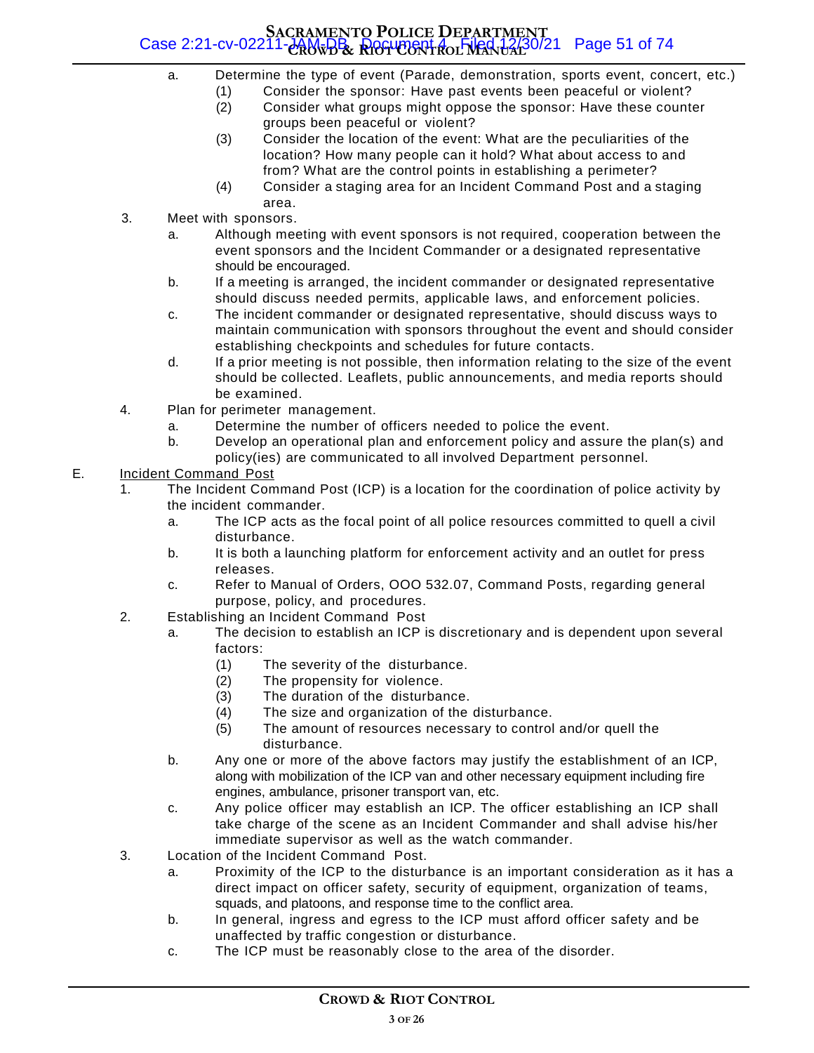a. Determine the type of event (Parade, demonstration, sports event, concert, etc.)
   (1) Consider the sponsor: Have past events been peaceful or violent?
   (2) Consider what groups might oppose the sponsor: Have these counter groups been peaceful or violent?
   (3) Consider the location of the event: What are the peculiarities of the location? How many people can it hold? What about access to and from? What are the control points in establishing a perimeter?
   (4) Consider a staging area for an Incident Command Post and a staging area.

3. Meet with sponsors.
   a. Although meeting with event sponsors is not required, cooperation between the event sponsors and the Incident Commander or a designated representative should be encouraged.
   b. If a meeting is arranged, the incident commander or designated representative should discuss needed permits, applicable laws, and enforcement policies.
   c. The incident commander or designated representative, should discuss ways to maintain communication with sponsors throughout the event and should consider establishing checkpoints and schedules for future contacts.
   d. If a prior meeting is not possible, then information relating to the size of the event should be collected. Leaflets, public announcements, and media reports should be examined.

4. Plan for perimeter management.
   a. Determine the number of officers needed to police the event.
   b. Develop an operational plan and enforcement policy and assure the plan(s) and policy(ies) are communicated to all involved Department personnel.

E. <u>Incident Command Post</u>

1. The Incident Command Post (ICP) is a location for the coordination of police activity by the incident commander.
   a. The ICP acts as the focal point of all police resources committed to quell a civil disturbance.
   b. It is both a launching platform for enforcement activity and an outlet for press releases.
   c. Refer to Manual of Orders, OOO 532.07, Command Posts, regarding general purpose, policy, and procedures.

2. Establishing an Incident Command Post
   a. The decision to establish an ICP is discretionary and is dependent upon several factors:
      (1) The severity of the disturbance.
      (2) The propensity for violence.
      (3) The duration of the disturbance.
      (4) The size and organization of the disturbance.
      (5) The amount of resources necessary to control and/or quell the disturbance.
   b. Any one or more of the above factors may justify the establishment of an ICP, along with mobilization of the ICP van and other necessary equipment including fire engines, ambulance, prisoner transport van, etc.
   c. Any police officer may establish an ICP. The officer establishing an ICP shall take charge of the scene as an Incident Commander and shall advise his/her immediate supervisor as well as the watch commander.

3. Location of the Incident Command Post.
   a. Proximity of the ICP to the disturbance is an important consideration as it has a direct impact on officer safety, security of equipment, organization of teams, squads, and platoons, and response time to the conflict area.
   b. In general, ingress and egress to the ICP must afford officer safety and be unaffected by traffic congestion or disturbance.
   c. The ICP must be reasonably close to the area of the disorder.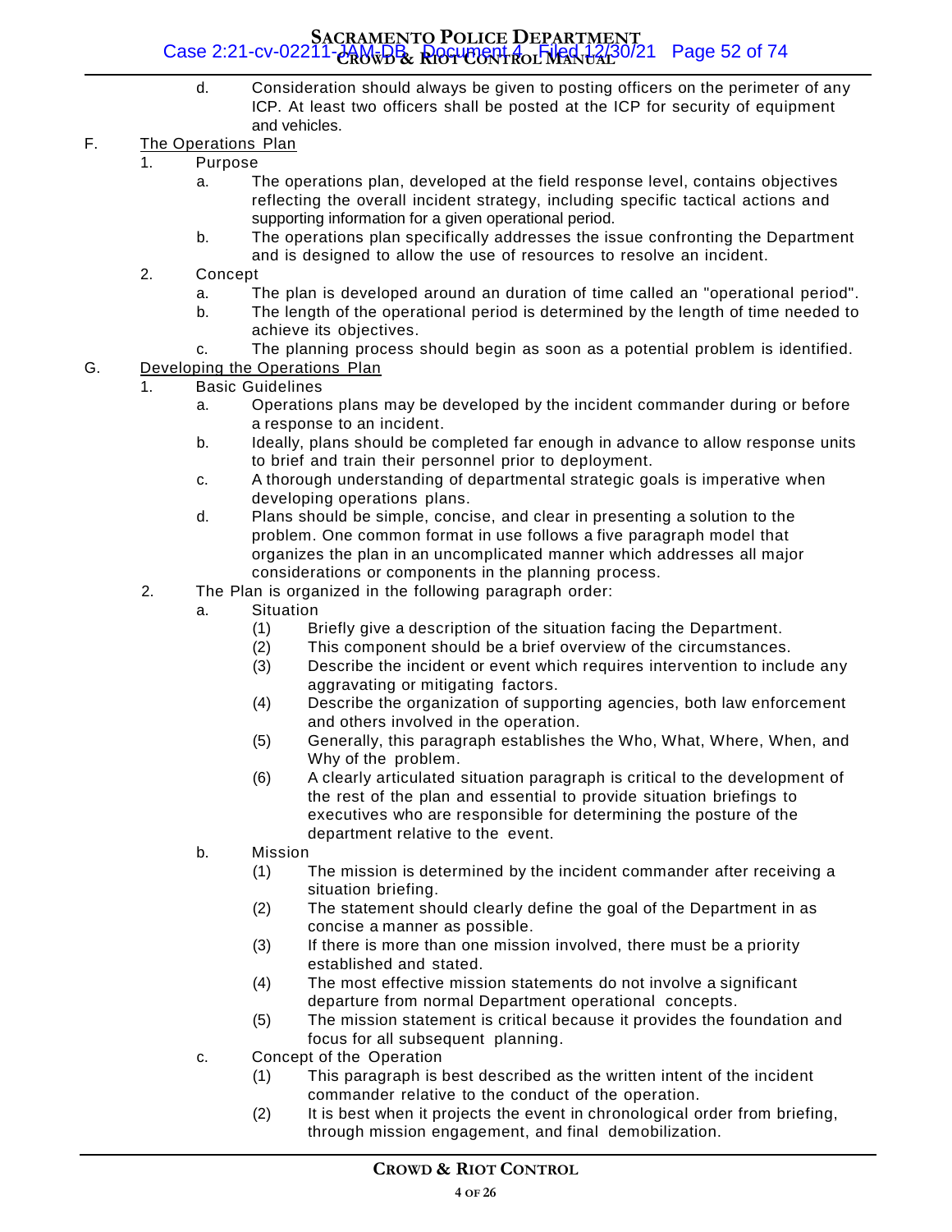d. Consideration should always be given to posting officers on the perimeter of any ICP. At least two officers shall be posted at the ICP for security of equipment and vehicles.

F. The Operations Plan

1. Purpose

a. The operations plan, developed at the field response level, contains objectives reflecting the overall incident strategy, including specific tactical actions and supporting information for a given operational period.

b. The operations plan specifically addresses the issue confronting the Department and is designed to allow the use of resources to resolve an incident.

2. Concept

a. The plan is developed around an duration of time called an "operational period".

b. The length of the operational period is determined by the length of time needed to achieve its objectives.

c. The planning process should begin as soon as a potential problem is identified.

G. Developing the Operations Plan

1. Basic Guidelines

a. Operations plans may be developed by the incident commander during or before a response to an incident.

b. Ideally, plans should be completed far enough in advance to allow response units to brief and train their personnel prior to deployment.

c. A thorough understanding of departmental strategic goals is imperative when developing operations plans.

d. Plans should be simple, concise, and clear in presenting a solution to the problem. One common format in use follows a five paragraph model that organizes the plan in an uncomplicated manner which addresses all major considerations or components in the planning process.

2. The Plan is organized in the following paragraph order:

a. Situation

(1) Briefly give a description of the situation facing the Department.

(2) This component should be a brief overview of the circumstances.

(3) Describe the incident or event which requires intervention to include any aggravating or mitigating factors.

(4) Describe the organization of supporting agencies, both law enforcement and others involved in the operation.

(5) Generally, this paragraph establishes the Who, What, Where, When, and Why of the problem.

(6) A clearly articulated situation paragraph is critical to the development of the rest of the plan and essential to provide situation briefings to executives who are responsible for determining the posture of the department relative to the event.

b. Mission

(1) The mission is determined by the incident commander after receiving a situation briefing.

(2) The statement should clearly define the goal of the Department in as concise a manner as possible.

(3) If there is more than one mission involved, there must be a priority established and stated.

(4) The most effective mission statements do not involve a significant departure from normal Department operational concepts.

(5) The mission statement is critical because it provides the foundation and focus for all subsequent planning.

c. Concept of the Operation

(1) This paragraph is best described as the written intent of the incident commander relative to the conduct of the operation.

(2) It is best when it projects the event in chronological order from briefing, through mission engagement, and final demobilization.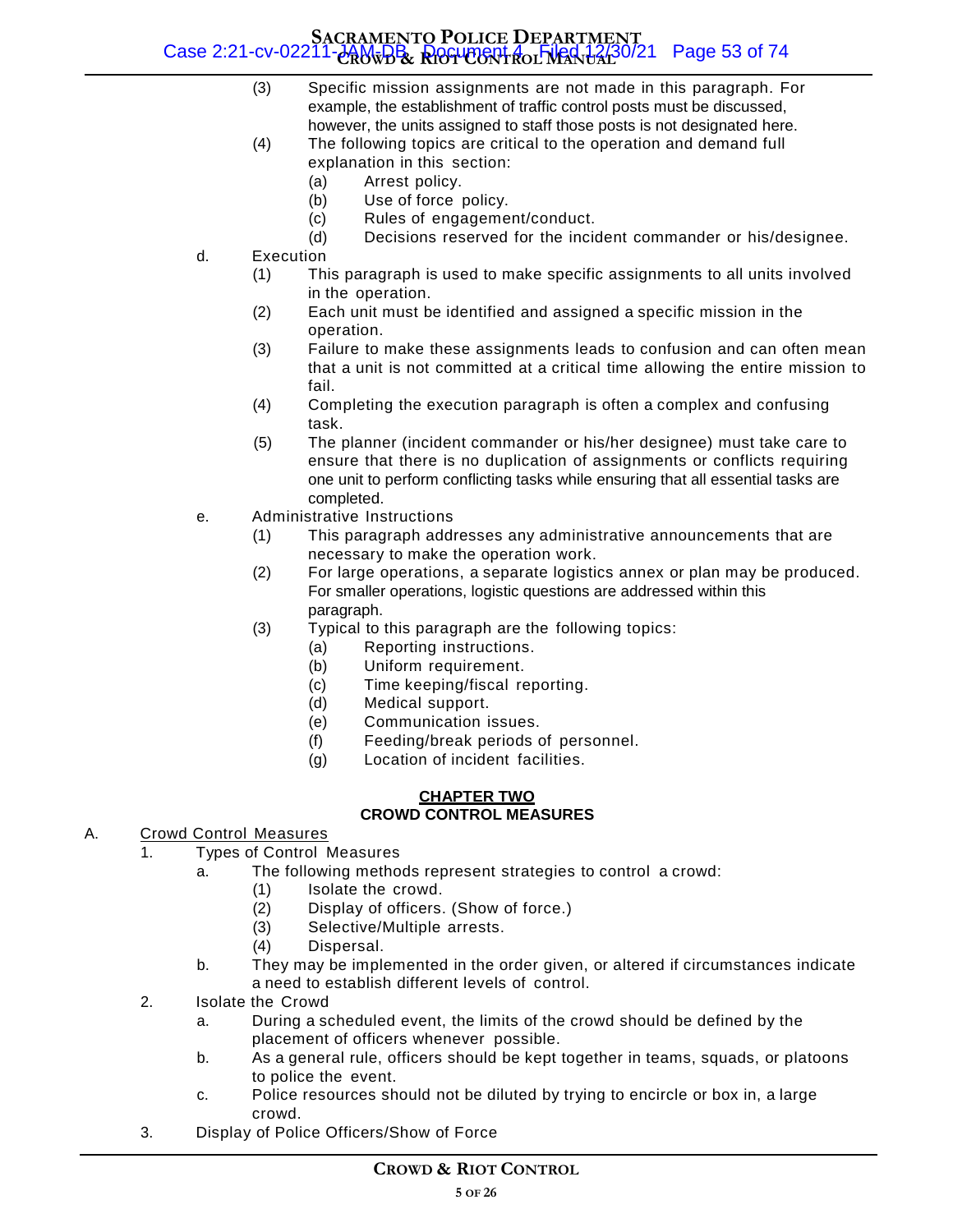(3) Specific mission assignments are not made in this paragraph. For example, the establishment of traffic control posts must be discussed, however, the units assigned to staff those posts is not designated here.

(4) The following topics are critical to the operation and demand full explanation in this section:

  (a) Arrest policy.

  (b) Use of force policy.

  (c) Rules of engagement/conduct.

  (d) Decisions reserved for the incident commander or his/designee.

d. Execution

(1) This paragraph is used to make specific assignments to all units involved in the operation.

(2) Each unit must be identified and assigned a specific mission in the operation.

(3) Failure to make these assignments leads to confusion and can often mean that a unit is not committed at a critical time allowing the entire mission to fail.

(4) Completing the execution paragraph is often a complex and confusing task.

(5) The planner (incident commander or his/her designee) must take care to ensure that there is no duplication of assignments or conflicts requiring one unit to perform conflicting tasks while ensuring that all essential tasks are completed.

e. Administrative Instructions

(1) This paragraph addresses any administrative announcements that are necessary to make the operation work.

(2) For large operations, a separate logistics annex or plan may be produced. For smaller operations, logistic questions are addressed within this paragraph.

(3) Typical to this paragraph are the following topics:

  (a) Reporting instructions.

  (b) Uniform requirement.

  (c) Time keeping/fiscal reporting.

  (d) Medical support.

  (e) Communication issues.

  (f) Feeding/break periods of personnel.

  (g) Location of incident facilities.

## CHAPTER TWO
## CROWD CONTROL MEASURES

A. Crowd Control Measures

1. Types of Control Measures

a. The following methods represent strategies to control a crowd:

(1) Isolate the crowd.

(2) Display of officers. (Show of force.)

(3) Selective/Multiple arrests.

(4) Dispersal.

b. They may be implemented in the order given, or altered if circumstances indicate a need to establish different levels of control.

2. Isolate the Crowd

a. During a scheduled event, the limits of the crowd should be defined by the placement of officers whenever possible.

b. As a general rule, officers should be kept together in teams, squads, or platoons to police the event.

c. Police resources should not be diluted by trying to encircle or box in, a large crowd.

3. Display of Police Officers/Show of Force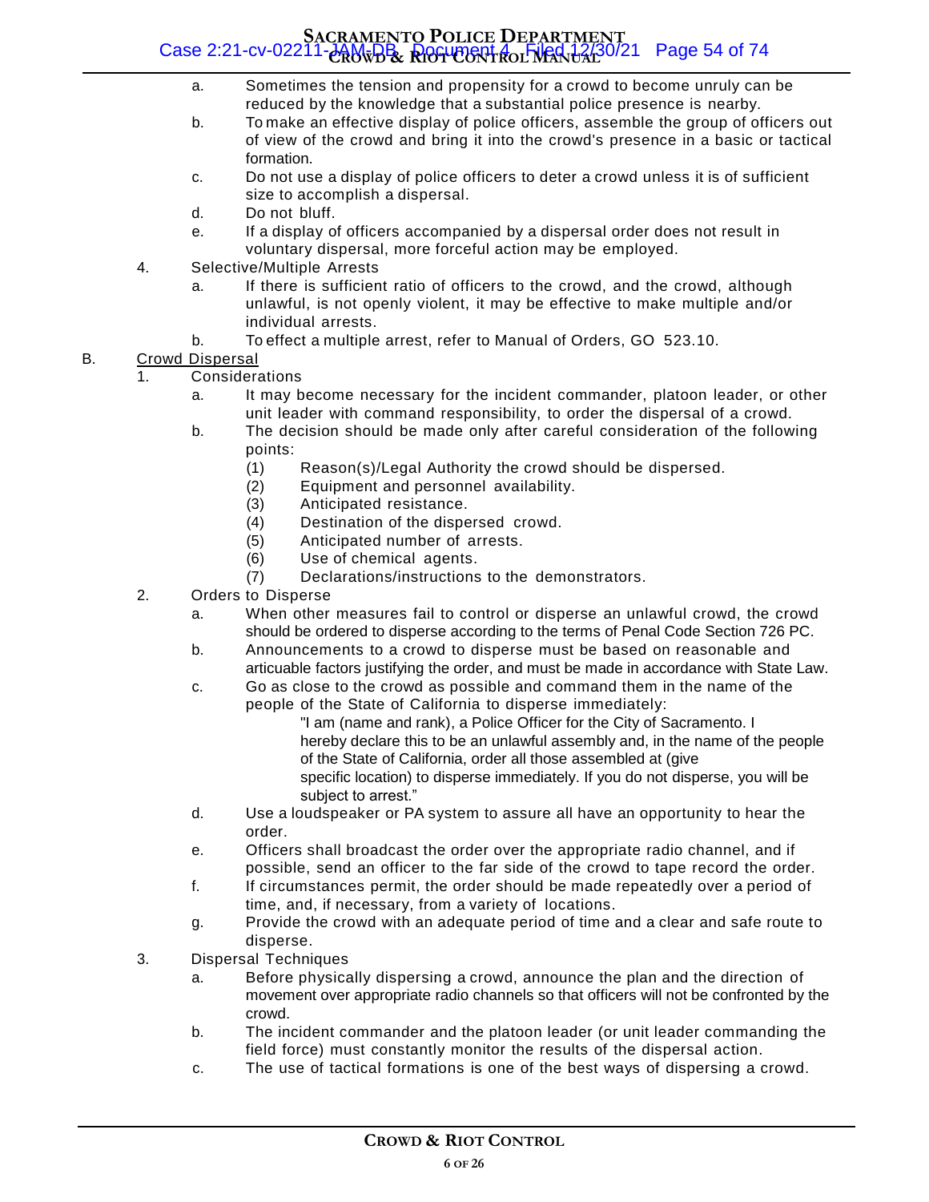a. Sometimes the tension and propensity for a crowd to become unruly can be reduced by the knowledge that a substantial police presence is nearby.
b. To make an effective display of police officers, assemble the group of officers out of view of the crowd and bring it into the crowd's presence in a basic or tactical formation.
c. Do not use a display of police officers to deter a crowd unless it is of sufficient size to accomplish a dispersal.
d. Do not bluff.
e. If a display of officers accompanied by a dispersal order does not result in voluntary dispersal, more forceful action may be employed.

4. Selective/Multiple Arrests
   a. If there is sufficient ratio of officers to the crowd, and the crowd, although unlawful, is not openly violent, it may be effective to make multiple and/or individual arrests.
   b. To effect a multiple arrest, refer to Manual of Orders, GO 523.10.

B. Crowd Dispersal

1. Considerations
   a. It may become necessary for the incident commander, platoon leader, or other unit leader with command responsibility, to order the dispersal of a crowd.
   b. The decision should be made only after careful consideration of the following points:
      (1) Reason(s)/Legal Authority the crowd should be dispersed.
      (2) Equipment and personnel availability.
      (3) Anticipated resistance.
      (4) Destination of the dispersed crowd.
      (5) Anticipated number of arrests.
      (6) Use of chemical agents.
      (7) Declarations/instructions to the demonstrators.
2. Orders to Disperse
   a. When other measures fail to control or disperse an unlawful crowd, the crowd should be ordered to disperse according to the terms of Penal Code Section 726 PC.
   b. Announcements to a crowd to disperse must be based on reasonable and articuable factors justifying the order, and must be made in accordance with State Law.
   c. Go as close to the crowd as possible and command them in the name of the people of the State of California to disperse immediately:

      "I am (name and rank), a Police Officer for the City of Sacramento. I hereby declare this to be an unlawful assembly and, in the name of the people of the State of California, order all those assembled at (give specific location) to disperse immediately. If you do not disperse, you will be subject to arrest."

   d. Use a loudspeaker or PA system to assure all have an opportunity to hear the order.
   e. Officers shall broadcast the order over the appropriate radio channel, and if possible, send an officer to the far side of the crowd to tape record the order.
   f. If circumstances permit, the order should be made repeatedly over a period of time, and, if necessary, from a variety of locations.
   g. Provide the crowd with an adequate period of time and a clear and safe route to disperse.
3. Dispersal Techniques
   a. Before physically dispersing a crowd, announce the plan and the direction of movement over appropriate radio channels so that officers will not be confronted by the crowd.
   b. The incident commander and the platoon leader (or unit leader commanding the field force) must constantly monitor the results of the dispersal action.
   c. The use of tactical formations is one of the best ways of dispersing a crowd.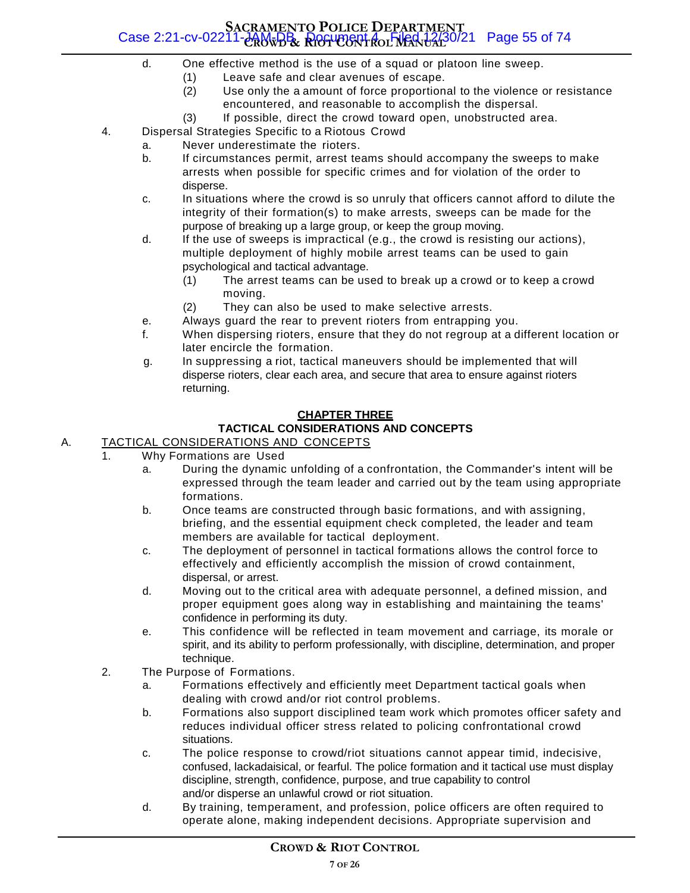d. One effective method is the use of a squad or platoon line sweep.
   (1) Leave safe and clear avenues of escape.
   (2) Use only the a amount of force proportional to the violence or resistance encountered, and reasonable to accomplish the dispersal.
   (3) If possible, direct the crowd toward open, unobstructed area.

4. Dispersal Strategies Specific to a Riotous Crowd
   a. Never underestimate the rioters.
   b. If circumstances permit, arrest teams should accompany the sweeps to make arrests when possible for specific crimes and for violation of the order to disperse.
   c. In situations where the crowd is so unruly that officers cannot afford to dilute the integrity of their formation(s) to make arrests, sweeps can be made for the purpose of breaking up a large group, or keep the group moving.
   d. If the use of sweeps is impractical (e.g., the crowd is resisting our actions), multiple deployment of highly mobile arrest teams can be used to gain psychological and tactical advantage.
      (1) The arrest teams can be used to break up a crowd or to keep a crowd moving.
      (2) They can also be used to make selective arrests.
   e. Always guard the rear to prevent rioters from entrapping you.
   f. When dispersing rioters, ensure that they do not regroup at a different location or later encircle the formation.
   g. In suppressing a riot, tactical maneuvers should be implemented that will disperse rioters, clear each area, and secure that area to ensure against rioters returning.

## CHAPTER THREE

## TACTICAL CONSIDERATIONS AND CONCEPTS

A. TACTICAL CONSIDERATIONS AND CONCEPTS

1. Why Formations are Used
   a. During the dynamic unfolding of a confrontation, the Commander's intent will be expressed through the team leader and carried out by the team using appropriate formations.
   b. Once teams are constructed through basic formations, and with assigning, briefing, and the essential equipment check completed, the leader and team members are available for tactical deployment.
   c. The deployment of personnel in tactical formations allows the control force to effectively and efficiently accomplish the mission of crowd containment, dispersal, or arrest.
   d. Moving out to the critical area with adequate personnel, a defined mission, and proper equipment goes along way in establishing and maintaining the teams' confidence in performing its duty.
   e. This confidence will be reflected in team movement and carriage, its morale or spirit, and its ability to perform professionally, with discipline, determination, and proper technique.

2. The Purpose of Formations.
   a. Formations effectively and efficiently meet Department tactical goals when dealing with crowd and/or riot control problems.
   b. Formations also support disciplined team work which promotes officer safety and reduces individual officer stress related to policing confrontational crowd situations.
   c. The police response to crowd/riot situations cannot appear timid, indecisive, confused, lackadaisical, or fearful. The police formation and it tactical use must display discipline, strength, confidence, purpose, and true capability to control and/or disperse an unlawful crowd or riot situation.
   d. By training, temperament, and profession, police officers are often required to operate alone, making independent decisions. Appropriate supervision and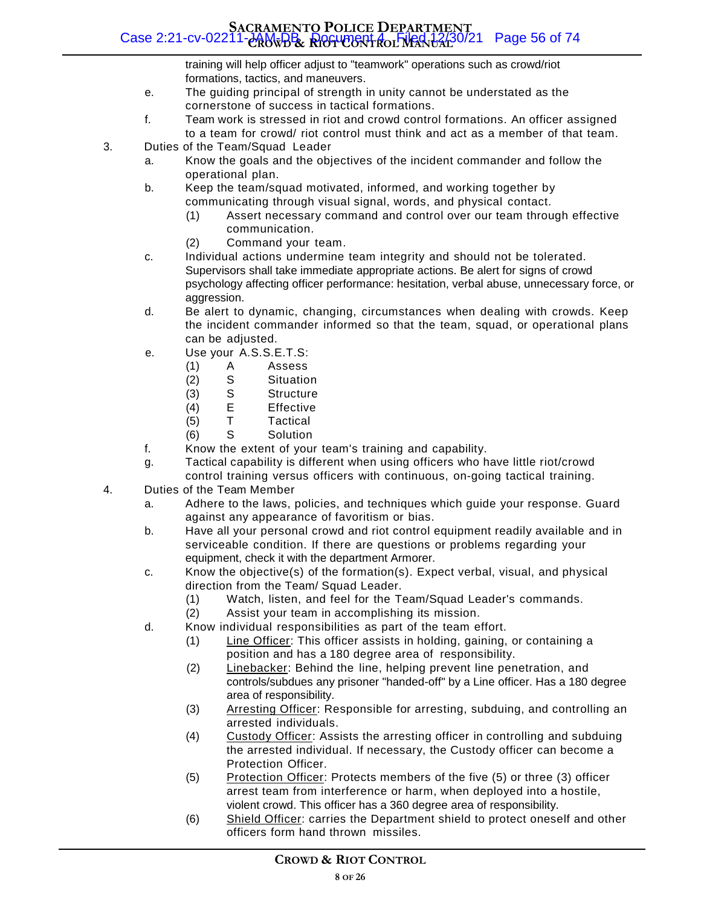training will help officer adjust to "teamwork" operations such as crowd/riot formations, tactics, and maneuvers.

e. The guiding principal of strength in unity cannot be understated as the cornerstone of success in tactical formations.

f. Team work is stressed in riot and crowd control formations. An officer assigned to a team for crowd/ riot control must think and act as a member of that team.

3. Duties of the Team/Squad Leader

a. Know the goals and the objectives of the incident commander and follow the operational plan.

b. Keep the team/squad motivated, informed, and working together by communicating through visual signal, words, and physical contact.

(1) Assert necessary command and control over our team through effective communication.

(2) Command your team.

c. Individual actions undermine team integrity and should not be tolerated. Supervisors shall take immediate appropriate actions. Be alert for signs of crowd psychology affecting officer performance: hesitation, verbal abuse, unnecessary force, or aggression.

d. Be alert to dynamic, changing, circumstances when dealing with crowds. Keep the incident commander informed so that the team, squad, or operational plans can be adjusted.

e. Use your A.S.S.E.T.S:

(1) A Assess

(2) S Situation

(3) S Structure

(4) E Effective

(5) T Tactical

(6) S Solution

f. Know the extent of your team's training and capability.

g. Tactical capability is different when using officers who have little riot/crowd control training versus officers with continuous, on-going tactical training.

4. Duties of the Team Member

a. Adhere to the laws, policies, and techniques which guide your response. Guard against any appearance of favoritism or bias.

b. Have all your personal crowd and riot control equipment readily available and in serviceable condition. If there are questions or problems regarding your equipment, check it with the department Armorer.

c. Know the objective(s) of the formation(s). Expect verbal, visual, and physical direction from the Team/ Squad Leader.

(1) Watch, listen, and feel for the Team/Squad Leader's commands.

(2) Assist your team in accomplishing its mission.

d. Know individual responsibilities as part of the team effort.

(1) Line Officer: This officer assists in holding, gaining, or containing a position and has a 180 degree area of responsibility.

(2) Linebacker: Behind the line, helping prevent line penetration, and controls/subdues any prisoner "handed-off" by a Line officer. Has a 180 degree area of responsibility.

(3) Arresting Officer: Responsible for arresting, subduing, and controlling an arrested individuals.

(4) Custody Officer: Assists the arresting officer in controlling and subduing the arrested individual. If necessary, the Custody officer can become a Protection Officer.

(5) Protection Officer: Protects members of the five (5) or three (3) officer arrest team from interference or harm, when deployed into a hostile, violent crowd. This officer has a 360 degree area of responsibility.

(6) Shield Officer: carries the Department shield to protect oneself and other officers form hand thrown missiles.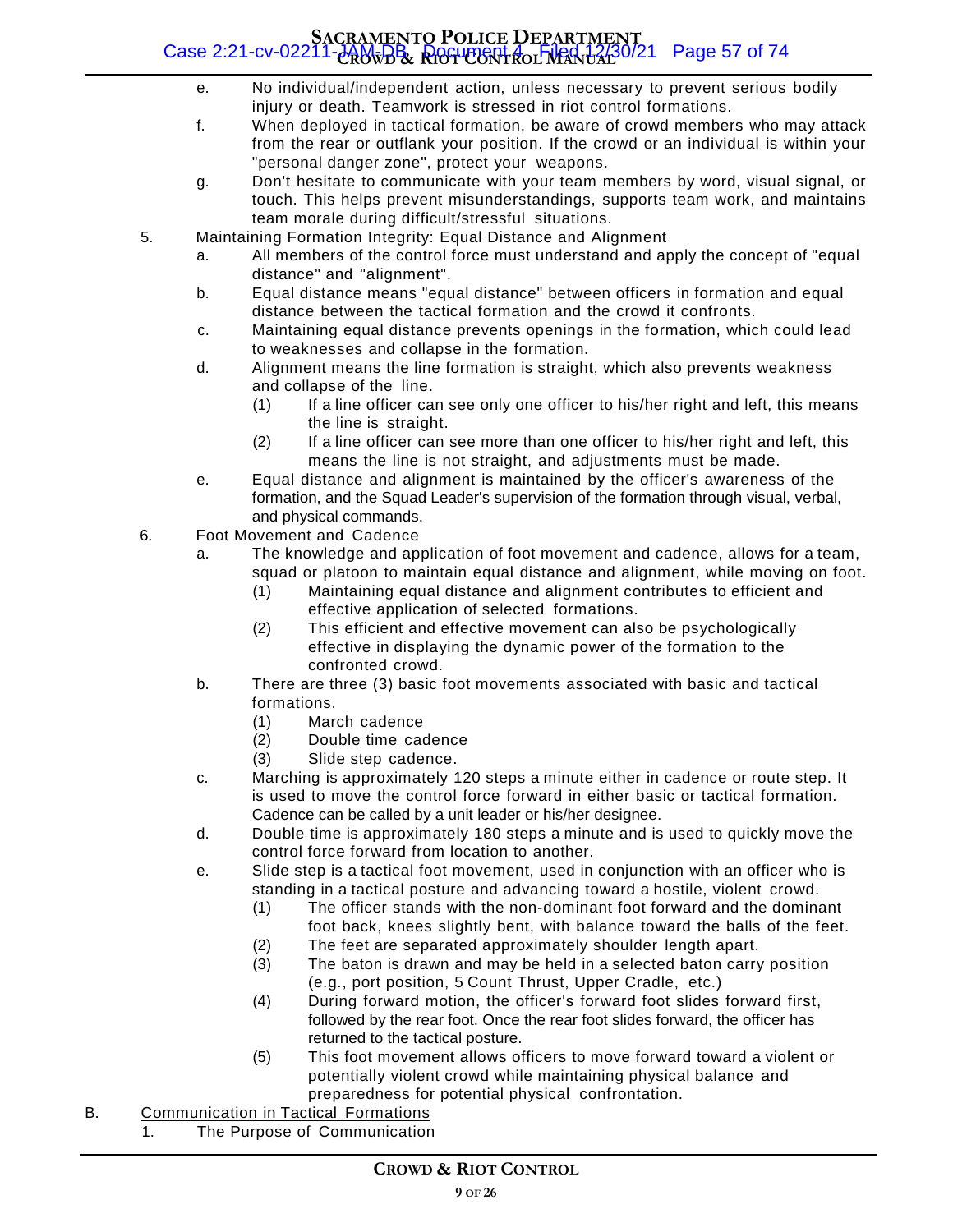e. No individual/independent action, unless necessary to prevent serious bodily injury or death. Teamwork is stressed in riot control formations.

f. When deployed in tactical formation, be aware of crowd members who may attack from the rear or outflank your position. If the crowd or an individual is within your "personal danger zone", protect your weapons.

g. Don't hesitate to communicate with your team members by word, visual signal, or touch. This helps prevent misunderstandings, supports team work, and maintains team morale during difficult/stressful situations.

5. Maintaining Formation Integrity: Equal Distance and Alignment

   a. All members of the control force must understand and apply the concept of "equal distance" and "alignment".

   b. Equal distance means "equal distance" between officers in formation and equal distance between the tactical formation and the crowd it confronts.

   c. Maintaining equal distance prevents openings in the formation, which could lead to weaknesses and collapse in the formation.

   d. Alignment means the line formation is straight, which also prevents weakness and collapse of the line.

      (1) If a line officer can see only one officer to his/her right and left, this means the line is straight.

      (2) If a line officer can see more than one officer to his/her right and left, this means the line is not straight, and adjustments must be made.

   e. Equal distance and alignment is maintained by the officer's awareness of the formation, and the Squad Leader's supervision of the formation through visual, verbal, and physical commands.

6. Foot Movement and Cadence

   a. The knowledge and application of foot movement and cadence, allows for a team, squad or platoon to maintain equal distance and alignment, while moving on foot.

      (1) Maintaining equal distance and alignment contributes to efficient and effective application of selected formations.

      (2) This efficient and effective movement can also be psychologically effective in displaying the dynamic power of the formation to the confronted crowd.

   b. There are three (3) basic foot movements associated with basic and tactical formations.

      (1) March cadence

      (2) Double time cadence

      (3) Slide step cadence.

   c. Marching is approximately 120 steps a minute either in cadence or route step. It is used to move the control force forward in either basic or tactical formation. Cadence can be called by a unit leader or his/her designee.

   d. Double time is approximately 180 steps a minute and is used to quickly move the control force forward from location to another.

   e. Slide step is a tactical foot movement, used in conjunction with an officer who is standing in a tactical posture and advancing toward a hostile, violent crowd.

      (1) The officer stands with the non-dominant foot forward and the dominant foot back, knees slightly bent, with balance toward the balls of the feet.

      (2) The feet are separated approximately shoulder length apart.

      (3) The baton is drawn and may be held in a selected baton carry position (e.g., port position, 5 Count Thrust, Upper Cradle, etc.)

      (4) During forward motion, the officer's forward foot slides forward first, followed by the rear foot. Once the rear foot slides forward, the officer has returned to the tactical posture.

      (5) This foot movement allows officers to move forward toward a violent or potentially violent crowd while maintaining physical balance and preparedness for potential physical confrontation.

B. <u>Communication in Tactical Formations</u>

1. The Purpose of Communication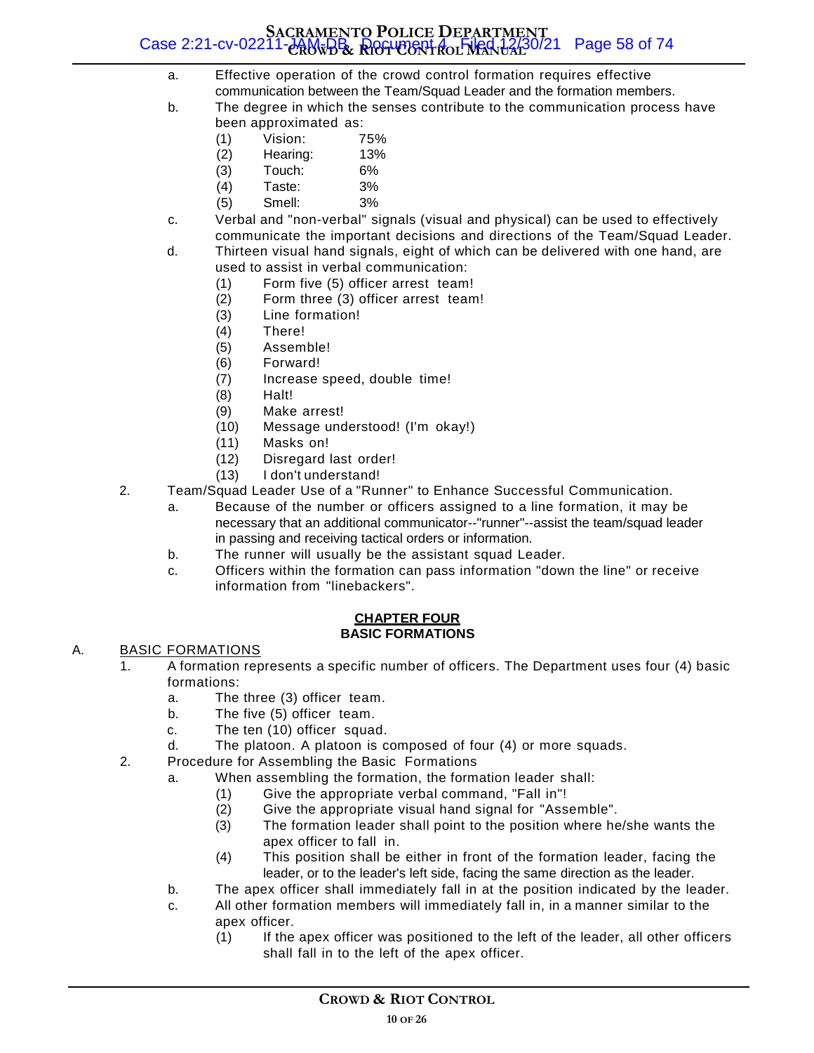a. Effective operation of the crowd control formation requires effective communication between the Team/Squad Leader and the formation members.

b. The degree in which the senses contribute to the communication process have been approximated as:

(1) Vision: 75%
(2) Hearing: 13%
(3) Touch: 6%
(4) Taste: 3%
(5) Smell: 3%

c. Verbal and "non-verbal" signals (visual and physical) can be used to effectively communicate the important decisions and directions of the Team/Squad Leader.

d. Thirteen visual hand signals, eight of which can be delivered with one hand, are used to assist in verbal communication:

(1) Form five (5) officer arrest team!
(2) Form three (3) officer arrest team!
(3) Line formation!
(4) There!
(5) Assemble!
(6) Forward!
(7) Increase speed, double time!
(8) Halt!
(9) Make arrest!
(10) Message understood! (I'm okay!)
(11) Masks on!
(12) Disregard last order!
(13) I don't understand!

2. Team/Squad Leader Use of a "Runner" to Enhance Successful Communication.

a. Because of the number or officers assigned to a line formation, it may be necessary that an additional communicator--"runner"--assist the team/squad leader in passing and receiving tactical orders or information.

b. The runner will usually be the assistant squad Leader.

c. Officers within the formation can pass information "down the line" or receive information from "linebackers".

## CHAPTER FOUR
## BASIC FORMATIONS

A. BASIC FORMATIONS

1. A formation represents a specific number of officers. The Department uses four (4) basic formations:

a. The three (3) officer team.
b. The five (5) officer team.
c. The ten (10) officer squad.
d. The platoon. A platoon is composed of four (4) or more squads.

2. Procedure for Assembling the Basic Formations

a. When assembling the formation, the formation leader shall:

(1) Give the appropriate verbal command, "Fall in"!
(2) Give the appropriate visual hand signal for "Assemble".
(3) The formation leader shall point to the position where he/she wants the apex officer to fall in.
(4) This position shall be either in front of the formation leader, facing the leader, or to the leader's left side, facing the same direction as the leader.

b. The apex officer shall immediately fall in at the position indicated by the leader.

c. All other formation members will immediately fall in, in a manner similar to the apex officer.

(1) If the apex officer was positioned to the left of the leader, all other officers shall fall in to the left of the apex officer.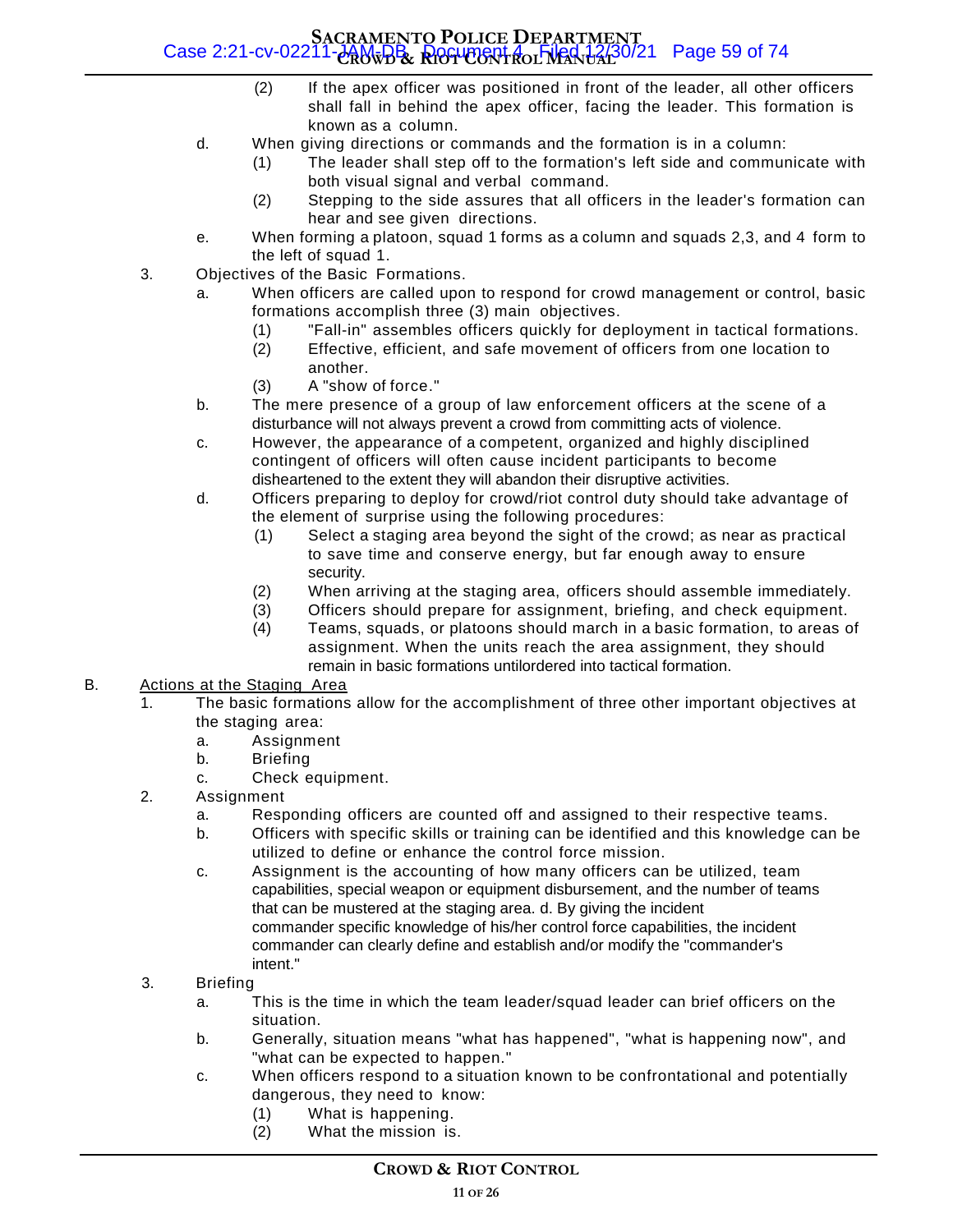(2) If the apex officer was positioned in front of the leader, all other officers shall fall in behind the apex officer, facing the leader. This formation is known as a column.

d. When giving directions or commands and the formation is in a column:

(1) The leader shall step off to the formation's left side and communicate with both visual signal and verbal command.

(2) Stepping to the side assures that all officers in the leader's formation can hear and see given directions.

e. When forming a platoon, squad 1 forms as a column and squads 2,3, and 4 form to the left of squad 1.

3. Objectives of the Basic Formations.

a. When officers are called upon to respond for crowd management or control, basic formations accomplish three (3) main objectives.

(1) "Fall-in" assembles officers quickly for deployment in tactical formations.

(2) Effective, efficient, and safe movement of officers from one location to another.

(3) A "show of force."

b. The mere presence of a group of law enforcement officers at the scene of a disturbance will not always prevent a crowd from committing acts of violence.

c. However, the appearance of a competent, organized and highly disciplined contingent of officers will often cause incident participants to become disheartened to the extent they will abandon their disruptive activities.

d. Officers preparing to deploy for crowd/riot control duty should take advantage of the element of surprise using the following procedures:

(1) Select a staging area beyond the sight of the crowd; as near as practical to save time and conserve energy, but far enough away to ensure security.

(2) When arriving at the staging area, officers should assemble immediately.

(3) Officers should prepare for assignment, briefing, and check equipment.

(4) Teams, squads, or platoons should march in a basic formation, to areas of assignment. When the units reach the area assignment, they should remain in basic formations untilordered into tactical formation.

B. <u>Actions at the Staging Area</u>

1. The basic formations allow for the accomplishment of three other important objectives at the staging area:

a. Assignment

b. Briefing

c. Check equipment.

2. Assignment

a. Responding officers are counted off and assigned to their respective teams.

b. Officers with specific skills or training can be identified and this knowledge can be utilized to define or enhance the control force mission.

c. Assignment is the accounting of how many officers can be utilized, team capabilities, special weapon or equipment disbursement, and the number of teams that can be mustered at the staging area. d. By giving the incident commander specific knowledge of his/her control force capabilities, the incident commander can clearly define and establish and/or modify the "commander's intent."

3. Briefing

a. This is the time in which the team leader/squad leader can brief officers on the situation.

b. Generally, situation means "what has happened", "what is happening now", and "what can be expected to happen."

c. When officers respond to a situation known to be confrontational and potentially dangerous, they need to know:

(1) What is happening.

(2) What the mission is.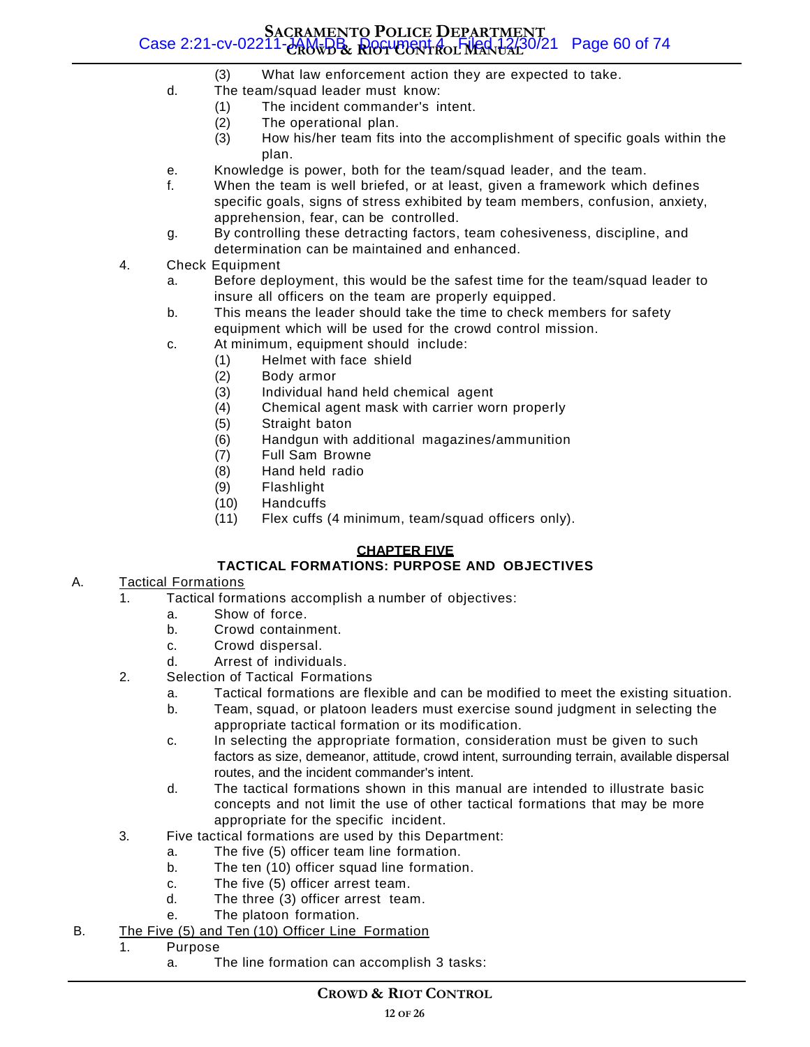(3) What law enforcement action they are expected to take.

d. The team/squad leader must know:
    (1) The incident commander's intent.
    (2) The operational plan.
    (3) How his/her team fits into the accomplishment of specific goals within the plan.

e. Knowledge is power, both for the team/squad leader, and the team.

f. When the team is well briefed, or at least, given a framework which defines specific goals, signs of stress exhibited by team members, confusion, anxiety, apprehension, fear, can be controlled.

g. By controlling these detracting factors, team cohesiveness, discipline, and determination can be maintained and enhanced.

4. Check Equipment
    a. Before deployment, this would be the safest time for the team/squad leader to insure all officers on the team are properly equipped.
    b. This means the leader should take the time to check members for safety equipment which will be used for the crowd control mission.
    c. At minimum, equipment should include:
        (1) Helmet with face shield
        (2) Body armor
        (3) Individual hand held chemical agent
        (4) Chemical agent mask with carrier worn properly
        (5) Straight baton
        (6) Handgun with additional magazines/ammunition
        (7) Full Sam Browne
        (8) Hand held radio
        (9) Flashlight
        (10) Handcuffs
        (11) Flex cuffs (4 minimum, team/squad officers only).

## CHAPTER FIVE

## TACTICAL FORMATIONS: PURPOSE AND OBJECTIVES

A. Tactical Formations

1. Tactical formations accomplish a number of objectives:
    a. Show of force.
    b. Crowd containment.
    c. Crowd dispersal.
    d. Arrest of individuals.

2. Selection of Tactical Formations
    a. Tactical formations are flexible and can be modified to meet the existing situation.
    b. Team, squad, or platoon leaders must exercise sound judgment in selecting the appropriate tactical formation or its modification.
    c. In selecting the appropriate formation, consideration must be given to such factors as size, demeanor, attitude, crowd intent, surrounding terrain, available dispersal routes, and the incident commander's intent.
    d. The tactical formations shown in this manual are intended to illustrate basic concepts and not limit the use of other tactical formations that may be more appropriate for the specific incident.

3. Five tactical formations are used by this Department:
    a. The five (5) officer team line formation.
    b. The ten (10) officer squad line formation.
    c. The five (5) officer arrest team.
    d. The three (3) officer arrest team.
    e. The platoon formation.

B. The Five (5) and Ten (10) Officer Line Formation

1. Purpose
    a. The line formation can accomplish 3 tasks: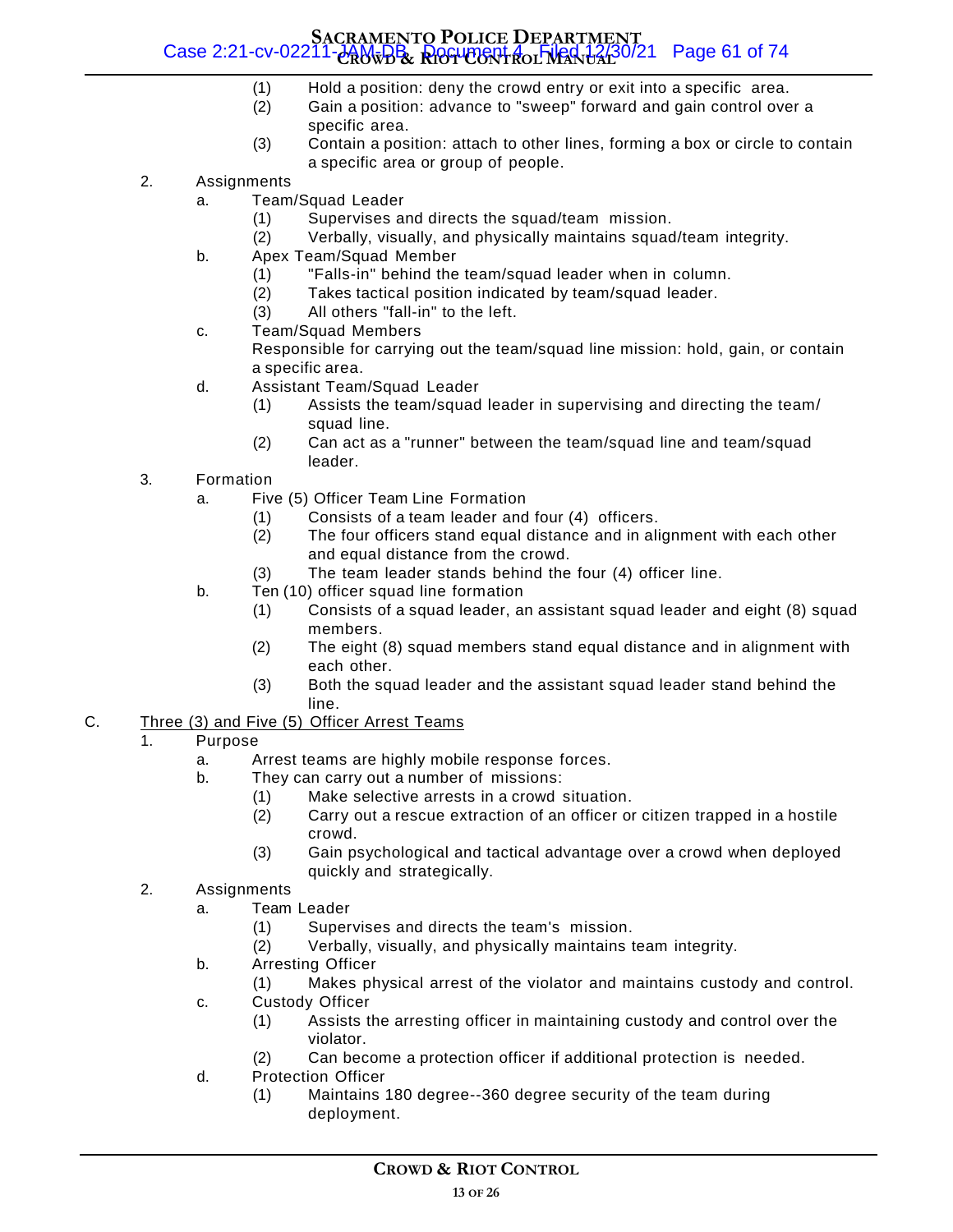(1) Hold a position: deny the crowd entry or exit into a specific area.

(2) Gain a position: advance to "sweep" forward and gain control over a specific area.

(3) Contain a position: attach to other lines, forming a box or circle to contain a specific area or group of people.

2. Assignments

a. Team/Squad Leader

(1) Supervises and directs the squad/team mission.

(2) Verbally, visually, and physically maintains squad/team integrity.

b. Apex Team/Squad Member

(1) "Falls-in" behind the team/squad leader when in column.

(2) Takes tactical position indicated by team/squad leader.

(3) All others "fall-in" to the left.

c. Team/Squad Members

Responsible for carrying out the team/squad line mission: hold, gain, or contain a specific area.

d. Assistant Team/Squad Leader

(1) Assists the team/squad leader in supervising and directing the team/ squad line.

(2) Can act as a "runner" between the team/squad line and team/squad leader.

3. Formation

a. Five (5) Officer Team Line Formation

(1) Consists of a team leader and four (4) officers.

(2) The four officers stand equal distance and in alignment with each other and equal distance from the crowd.

(3) The team leader stands behind the four (4) officer line.

b. Ten (10) officer squad line formation

(1) Consists of a squad leader, an assistant squad leader and eight (8) squad members.

(2) The eight (8) squad members stand equal distance and in alignment with each other.

(3) Both the squad leader and the assistant squad leader stand behind the line.

C. <u>Three (3) and Five (5) Officer Arrest Teams</u>

1. Purpose

a. Arrest teams are highly mobile response forces.

b. They can carry out a number of missions:

(1) Make selective arrests in a crowd situation.

(2) Carry out a rescue extraction of an officer or citizen trapped in a hostile crowd.

(3) Gain psychological and tactical advantage over a crowd when deployed quickly and strategically.

2. Assignments

a. Team Leader

(1) Supervises and directs the team's mission.

(2) Verbally, visually, and physically maintains team integrity.

b. Arresting Officer

(1) Makes physical arrest of the violator and maintains custody and control.

c. Custody Officer

(1) Assists the arresting officer in maintaining custody and control over the violator.

(2) Can become a protection officer if additional protection is needed.

d. Protection Officer

(1) Maintains 180 degree--360 degree security of the team during deployment.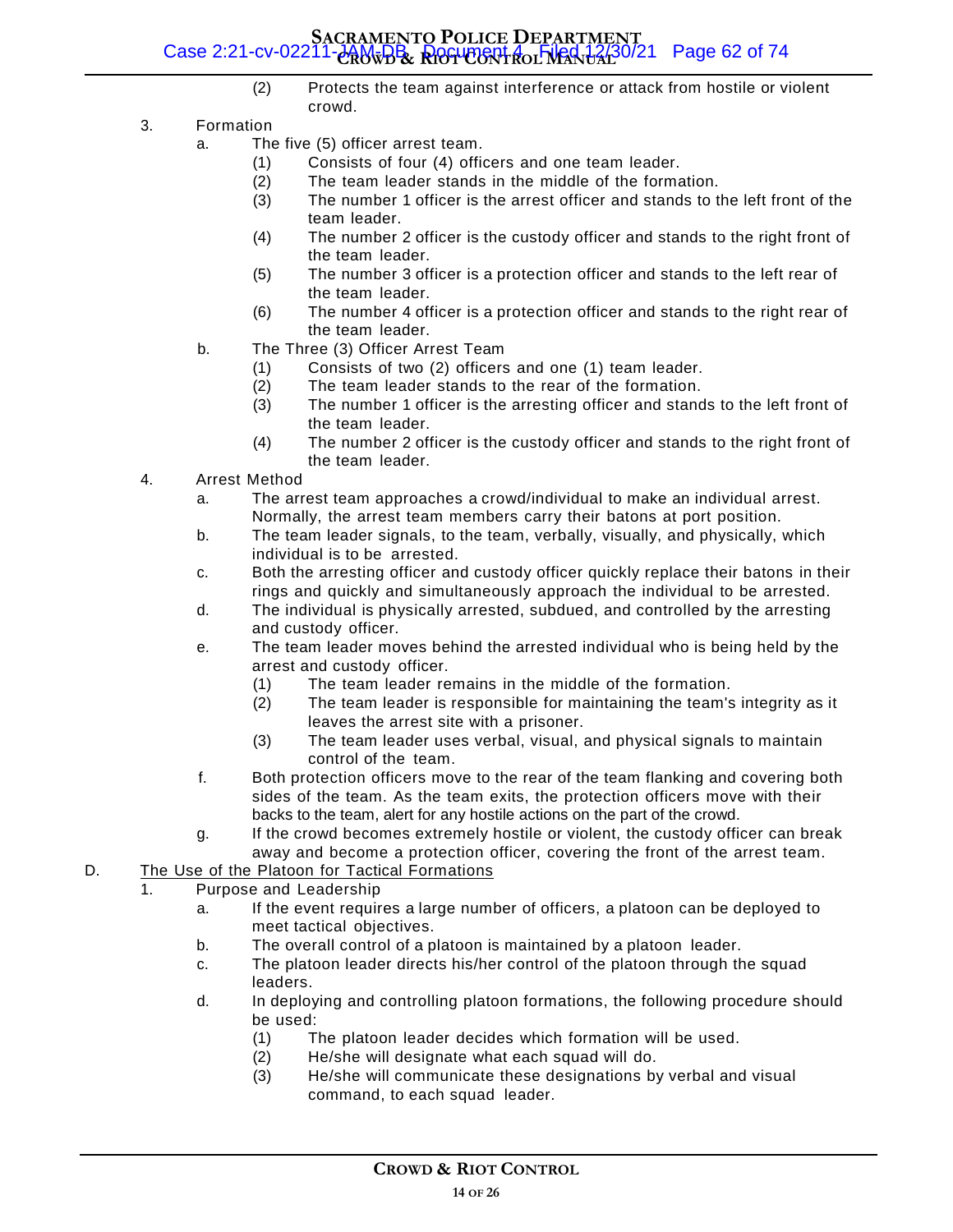(2) Protects the team against interference or attack from hostile or violent crowd.

3. Formation
   a. The five (5) officer arrest team.
      (1) Consists of four (4) officers and one team leader.
      (2) The team leader stands in the middle of the formation.
      (3) The number 1 officer is the arrest officer and stands to the left front of the team leader.
      (4) The number 2 officer is the custody officer and stands to the right front of the team leader.
      (5) The number 3 officer is a protection officer and stands to the left rear of the team leader.
      (6) The number 4 officer is a protection officer and stands to the right rear of the team leader.
   b. The Three (3) Officer Arrest Team
      (1) Consists of two (2) officers and one (1) team leader.
      (2) The team leader stands to the rear of the formation.
      (3) The number 1 officer is the arresting officer and stands to the left front of the team leader.
      (4) The number 2 officer is the custody officer and stands to the right front of the team leader.

4. Arrest Method
   a. The arrest team approaches a crowd/individual to make an individual arrest. Normally, the arrest team members carry their batons at port position.
   b. The team leader signals, to the team, verbally, visually, and physically, which individual is to be arrested.
   c. Both the arresting officer and custody officer quickly replace their batons in their rings and quickly and simultaneously approach the individual to be arrested.
   d. The individual is physically arrested, subdued, and controlled by the arresting and custody officer.
   e. The team leader moves behind the arrested individual who is being held by the arrest and custody officer.
      (1) The team leader remains in the middle of the formation.
      (2) The team leader is responsible for maintaining the team's integrity as it leaves the arrest site with a prisoner.
      (3) The team leader uses verbal, visual, and physical signals to maintain control of the team.
   f. Both protection officers move to the rear of the team flanking and covering both sides of the team. As the team exits, the protection officers move with their backs to the team, alert for any hostile actions on the part of the crowd.
   g. If the crowd becomes extremely hostile or violent, the custody officer can break away and become a protection officer, covering the front of the arrest team.

D. <u>The Use of the Platoon for Tactical Formations</u>

1. Purpose and Leadership
   a. If the event requires a large number of officers, a platoon can be deployed to meet tactical objectives.
   b. The overall control of a platoon is maintained by a platoon leader.
   c. The platoon leader directs his/her control of the platoon through the squad leaders.
   d. In deploying and controlling platoon formations, the following procedure should be used:
      (1) The platoon leader decides which formation will be used.
      (2) He/she will designate what each squad will do.
      (3) He/she will communicate these designations by verbal and visual command, to each squad leader.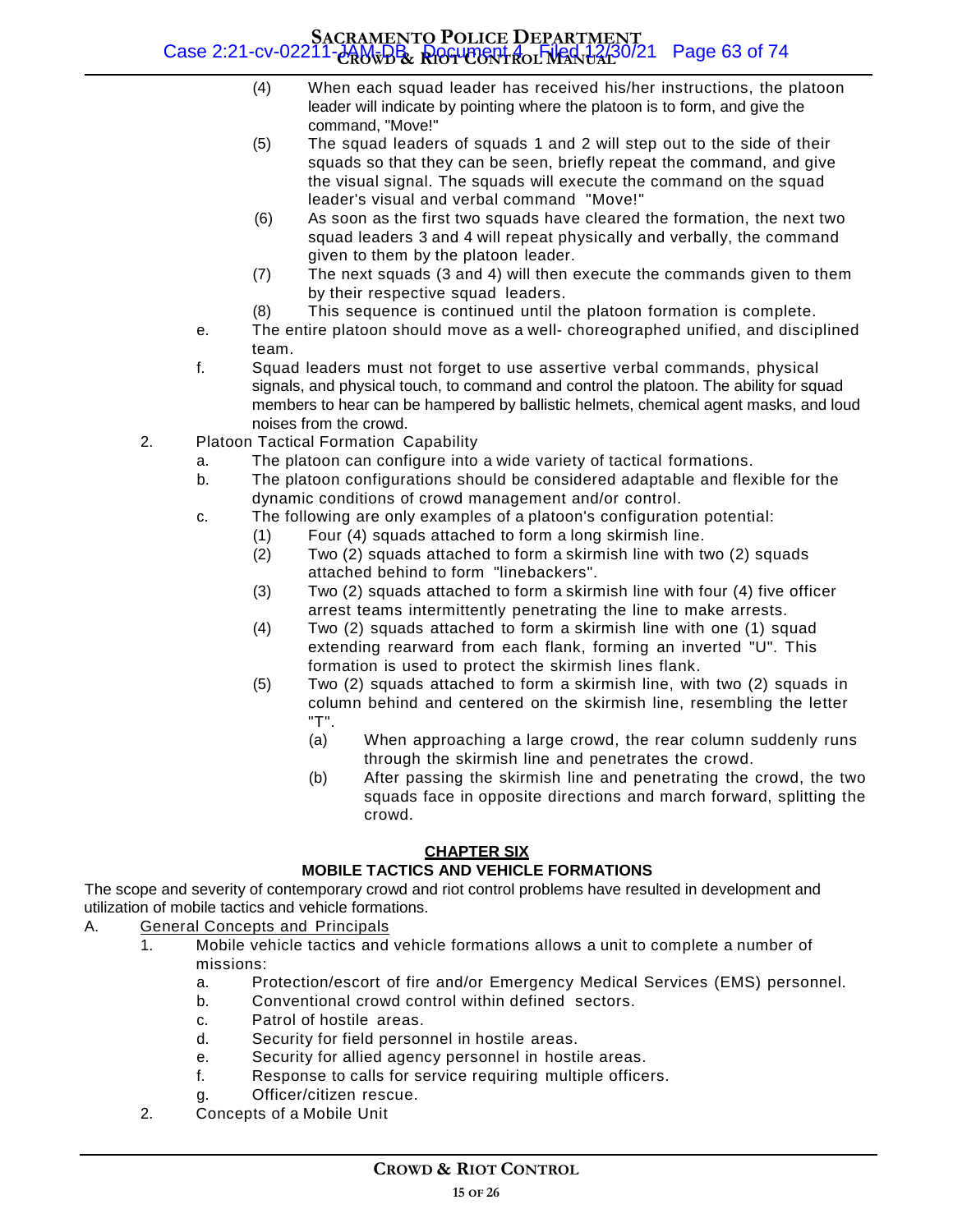(4) When each squad leader has received his/her instructions, the platoon leader will indicate by pointing where the platoon is to form, and give the command, "Move!"

(5) The squad leaders of squads 1 and 2 will step out to the side of their squads so that they can be seen, briefly repeat the command, and give the visual signal. The squads will execute the command on the squad leader's visual and verbal command "Move!"

(6) As soon as the first two squads have cleared the formation, the next two squad leaders 3 and 4 will repeat physically and verbally, the command given to them by the platoon leader.

(7) The next squads (3 and 4) will then execute the commands given to them by their respective squad leaders.

(8) This sequence is continued until the platoon formation is complete.

e. The entire platoon should move as a well- choreographed unified, and disciplined team.

f. Squad leaders must not forget to use assertive verbal commands, physical signals, and physical touch, to command and control the platoon. The ability for squad members to hear can be hampered by ballistic helmets, chemical agent masks, and loud noises from the crowd.

2. Platoon Tactical Formation Capability

a. The platoon can configure into a wide variety of tactical formations.

b. The platoon configurations should be considered adaptable and flexible for the dynamic conditions of crowd management and/or control.

c. The following are only examples of a platoon's configuration potential:

(1) Four (4) squads attached to form a long skirmish line.

(2) Two (2) squads attached to form a skirmish line with two (2) squads attached behind to form "linebackers".

(3) Two (2) squads attached to form a skirmish line with four (4) five officer arrest teams intermittently penetrating the line to make arrests.

(4) Two (2) squads attached to form a skirmish line with one (1) squad extending rearward from each flank, forming an inverted "U". This formation is used to protect the skirmish lines flank.

(5) Two (2) squads attached to form a skirmish line, with two (2) squads in column behind and centered on the skirmish line, resembling the letter "T".

(a) When approaching a large crowd, the rear column suddenly runs through the skirmish line and penetrates the crowd.

(b) After passing the skirmish line and penetrating the crowd, the two squads face in opposite directions and march forward, splitting the crowd.

## CHAPTER SIX

### MOBILE TACTICS AND VEHICLE FORMATIONS

The scope and severity of contemporary crowd and riot control problems have resulted in development and utilization of mobile tactics and vehicle formations.

A. General Concepts and Principals

1. Mobile vehicle tactics and vehicle formations allows a unit to complete a number of missions:

a. Protection/escort of fire and/or Emergency Medical Services (EMS) personnel.

b. Conventional crowd control within defined sectors.

c. Patrol of hostile areas.

d. Security for field personnel in hostile areas.

e. Security for allied agency personnel in hostile areas.

f. Response to calls for service requiring multiple officers.

g. Officer/citizen rescue.

2. Concepts of a Mobile Unit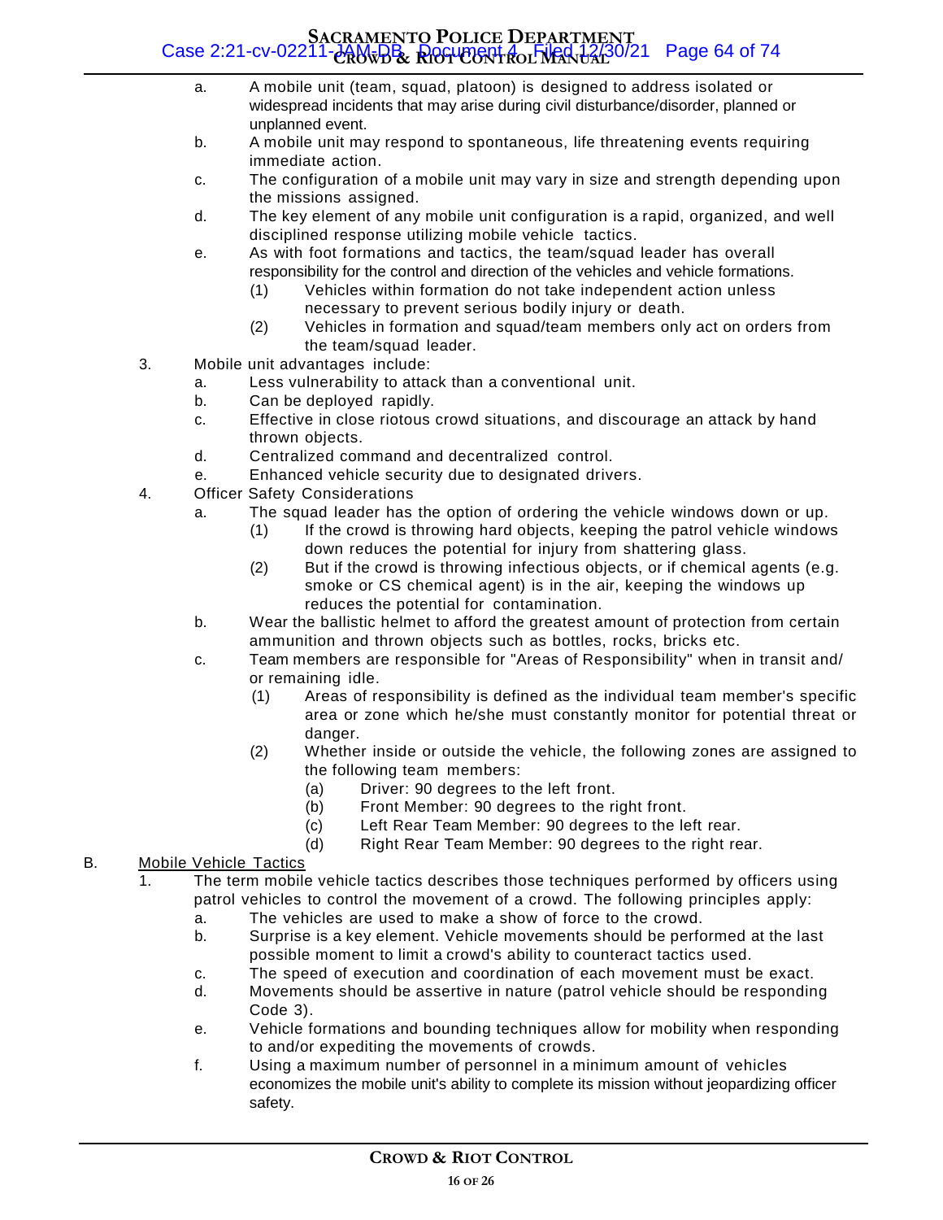a. A mobile unit (team, squad, platoon) is designed to address isolated or widespread incidents that may arise during civil disturbance/disorder, planned or unplanned event.

b. A mobile unit may respond to spontaneous, life threatening events requiring immediate action.

c. The configuration of a mobile unit may vary in size and strength depending upon the missions assigned.

d. The key element of any mobile unit configuration is a rapid, organized, and well disciplined response utilizing mobile vehicle tactics.

e. As with foot formations and tactics, the team/squad leader has overall responsibility for the control and direction of the vehicles and vehicle formations.

   (1) Vehicles within formation do not take independent action unless necessary to prevent serious bodily injury or death.

   (2) Vehicles in formation and squad/team members only act on orders from the team/squad leader.

3. Mobile unit advantages include:

   a. Less vulnerability to attack than a conventional unit.

   b. Can be deployed rapidly.

   c. Effective in close riotous crowd situations, and discourage an attack by hand thrown objects.

   d. Centralized command and decentralized control.

   e. Enhanced vehicle security due to designated drivers.

4. Officer Safety Considerations

   a. The squad leader has the option of ordering the vehicle windows down or up.

      (1) If the crowd is throwing hard objects, keeping the patrol vehicle windows down reduces the potential for injury from shattering glass.

      (2) But if the crowd is throwing infectious objects, or if chemical agents (e.g. smoke or CS chemical agent) is in the air, keeping the windows up reduces the potential for contamination.

   b. Wear the ballistic helmet to afford the greatest amount of protection from certain ammunition and thrown objects such as bottles, rocks, bricks etc.

   c. Team members are responsible for "Areas of Responsibility" when in transit and/ or remaining idle.

      (1) Areas of responsibility is defined as the individual team member's specific area or zone which he/she must constantly monitor for potential threat or danger.

      (2) Whether inside or outside the vehicle, the following zones are assigned to the following team members:

         (a) Driver: 90 degrees to the left front.

         (b) Front Member: 90 degrees to the right front.

         (c) Left Rear Team Member: 90 degrees to the left rear.

         (d) Right Rear Team Member: 90 degrees to the right rear.

B. Mobile Vehicle Tactics

1. The term mobile vehicle tactics describes those techniques performed by officers using patrol vehicles to control the movement of a crowd. The following principles apply:

   a. The vehicles are used to make a show of force to the crowd.

   b. Surprise is a key element. Vehicle movements should be performed at the last possible moment to limit a crowd's ability to counteract tactics used.

   c. The speed of execution and coordination of each movement must be exact.

   d. Movements should be assertive in nature (patrol vehicle should be responding Code 3).

   e. Vehicle formations and bounding techniques allow for mobility when responding to and/or expediting the movements of crowds.

   f. Using a maximum number of personnel in a minimum amount of vehicles economizes the mobile unit's ability to complete its mission without jeopardizing officer safety.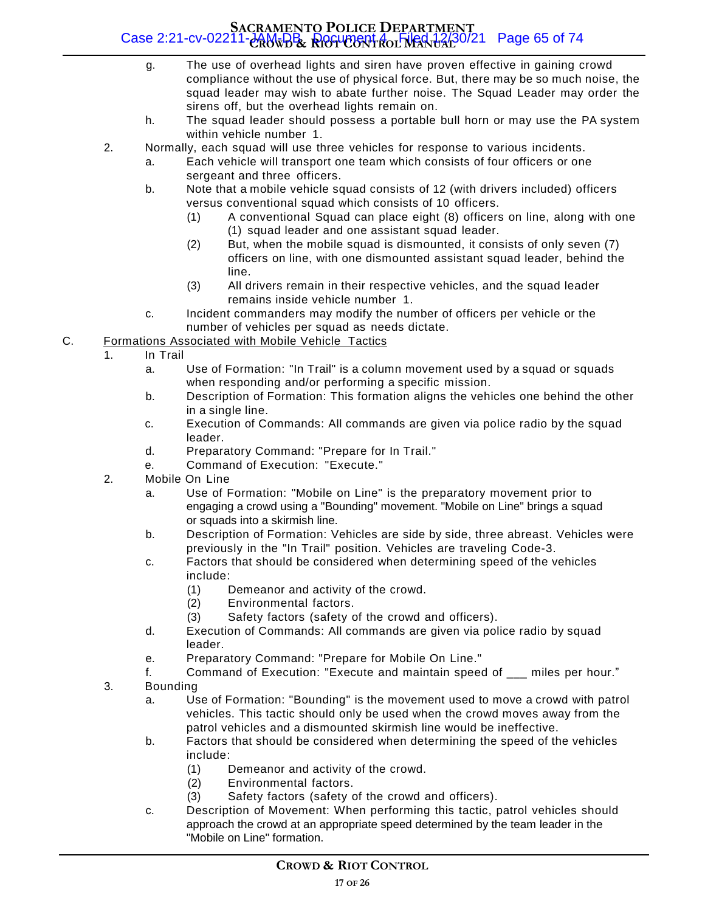g. The use of overhead lights and siren have proven effective in gaining crowd compliance without the use of physical force. But, there may be so much noise, the squad leader may wish to abate further noise. The Squad Leader may order the sirens off, but the overhead lights remain on.

h. The squad leader should possess a portable bull horn or may use the PA system within vehicle number 1.

2. Normally, each squad will use three vehicles for response to various incidents.
   - a. Each vehicle will transport one team which consists of four officers or one sergeant and three officers.
   - b. Note that a mobile vehicle squad consists of 12 (with drivers included) officers versus conventional squad which consists of 10 officers.
     - (1) A conventional Squad can place eight (8) officers on line, along with one (1) squad leader and one assistant squad leader.
     - (2) But, when the mobile squad is dismounted, it consists of only seven (7) officers on line, with one dismounted assistant squad leader, behind the line.
     - (3) All drivers remain in their respective vehicles, and the squad leader remains inside vehicle number 1.
   - c. Incident commanders may modify the number of officers per vehicle or the number of vehicles per squad as needs dictate.

C. <u>Formations Associated with Mobile Vehicle Tactics</u>

1. In Trail
   - a. Use of Formation: "In Trail" is a column movement used by a squad or squads when responding and/or performing a specific mission.
   - b. Description of Formation: This formation aligns the vehicles one behind the other in a single line.
   - c. Execution of Commands: All commands are given via police radio by the squad leader.
   - d. Preparatory Command: "Prepare for In Trail."
   - e. Command of Execution: "Execute."

2. Mobile On Line
   - a. Use of Formation: "Mobile on Line" is the preparatory movement prior to engaging a crowd using a "Bounding" movement. "Mobile on Line" brings a squad or squads into a skirmish line.
   - b. Description of Formation: Vehicles are side by side, three abreast. Vehicles were previously in the "In Trail" position. Vehicles are traveling Code-3.
   - c. Factors that should be considered when determining speed of the vehicles include:
     - (1) Demeanor and activity of the crowd.
     - (2) Environmental factors.
     - (3) Safety factors (safety of the crowd and officers).
   - d. Execution of Commands: All commands are given via police radio by squad leader.
   - e. Preparatory Command: "Prepare for Mobile On Line."
   - f. Command of Execution: "Execute and maintain speed of ___ miles per hour."

3. Bounding
   - a. Use of Formation: "Bounding" is the movement used to move a crowd with patrol vehicles. This tactic should only be used when the crowd moves away from the patrol vehicles and a dismounted skirmish line would be ineffective.
   - b. Factors that should be considered when determining the speed of the vehicles include:
     - (1) Demeanor and activity of the crowd.
     - (2) Environmental factors.
     - (3) Safety factors (safety of the crowd and officers).
   - c. Description of Movement: When performing this tactic, patrol vehicles should approach the crowd at an appropriate speed determined by the team leader in the "Mobile on Line" formation.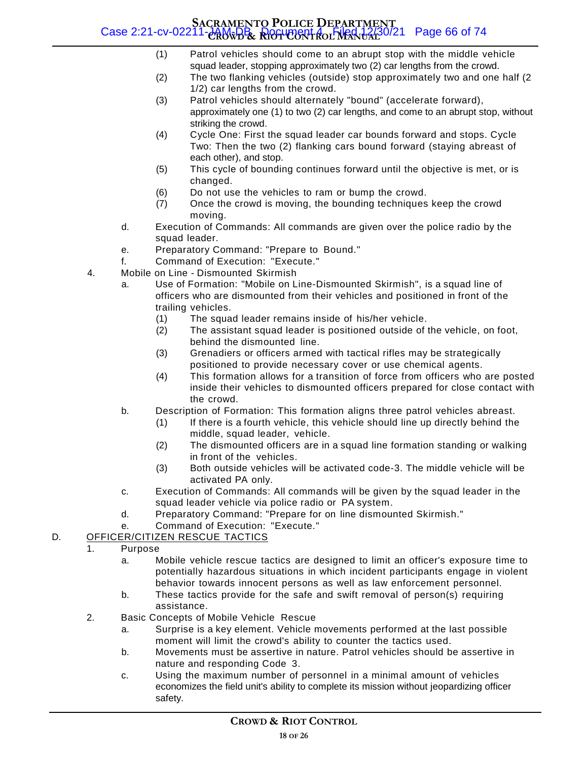(1) Patrol vehicles should come to an abrupt stop with the middle vehicle squad leader, stopping approximately two (2) car lengths from the crowd.

(2) The two flanking vehicles (outside) stop approximately two and one half (2 1/2) car lengths from the crowd.

(3) Patrol vehicles should alternately "bound" (accelerate forward), approximately one (1) to two (2) car lengths, and come to an abrupt stop, without striking the crowd.

(4) Cycle One: First the squad leader car bounds forward and stops. Cycle Two: Then the two (2) flanking cars bound forward (staying abreast of each other), and stop.

(5) This cycle of bounding continues forward until the objective is met, or is changed.

(6) Do not use the vehicles to ram or bump the crowd.

(7) Once the crowd is moving, the bounding techniques keep the crowd moving.

d. Execution of Commands: All commands are given over the police radio by the squad leader.

e. Preparatory Command: "Prepare to Bound."

f. Command of Execution: "Execute."

4. Mobile on Line - Dismounted Skirmish

a. Use of Formation: "Mobile on Line-Dismounted Skirmish", is a squad line of officers who are dismounted from their vehicles and positioned in front of the trailing vehicles.

(1) The squad leader remains inside of his/her vehicle.

(2) The assistant squad leader is positioned outside of the vehicle, on foot, behind the dismounted line.

(3) Grenadiers or officers armed with tactical rifles may be strategically positioned to provide necessary cover or use chemical agents.

(4) This formation allows for a transition of force from officers who are posted inside their vehicles to dismounted officers prepared for close contact with the crowd.

b. Description of Formation: This formation aligns three patrol vehicles abreast.

(1) If there is a fourth vehicle, this vehicle should line up directly behind the middle, squad leader, vehicle.

(2) The dismounted officers are in a squad line formation standing or walking in front of the vehicles.

(3) Both outside vehicles will be activated code-3. The middle vehicle will be activated PA only.

c. Execution of Commands: All commands will be given by the squad leader in the squad leader vehicle via police radio or PA system.

d. Preparatory Command: "Prepare for on line dismounted Skirmish."

e. Command of Execution: "Execute."

D. <u>OFFICER/CITIZEN RESCUE TACTICS</u>

1. Purpose

a. Mobile vehicle rescue tactics are designed to limit an officer's exposure time to potentially hazardous situations in which incident participants engage in violent behavior towards innocent persons as well as law enforcement personnel.

b. These tactics provide for the safe and swift removal of person(s) requiring assistance.

2. Basic Concepts of Mobile Vehicle Rescue

a. Surprise is a key element. Vehicle movements performed at the last possible moment will limit the crowd's ability to counter the tactics used.

b. Movements must be assertive in nature. Patrol vehicles should be assertive in nature and responding Code 3.

c. Using the maximum number of personnel in a minimal amount of vehicles economizes the field unit's ability to complete its mission without jeopardizing officer safety.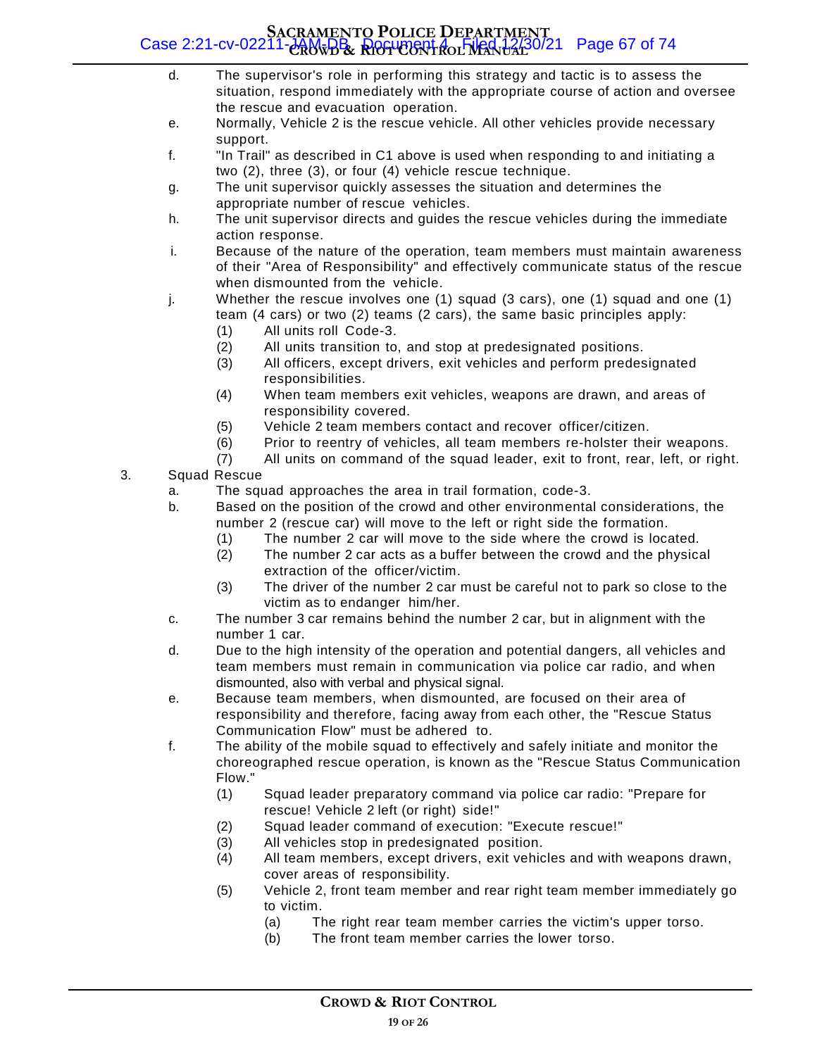d. The supervisor's role in performing this strategy and tactic is to assess the situation, respond immediately with the appropriate course of action and oversee the rescue and evacuation operation.

e. Normally, Vehicle 2 is the rescue vehicle. All other vehicles provide necessary support.

f. "In Trail" as described in C1 above is used when responding to and initiating a two (2), three (3), or four (4) vehicle rescue technique.

g. The unit supervisor quickly assesses the situation and determines the appropriate number of rescue vehicles.

h. The unit supervisor directs and guides the rescue vehicles during the immediate action response.

i. Because of the nature of the operation, team members must maintain awareness of their "Area of Responsibility" and effectively communicate status of the rescue when dismounted from the vehicle.

j. Whether the rescue involves one (1) squad (3 cars), one (1) squad and one (1) team (4 cars) or two (2) teams (2 cars), the same basic principles apply:
   (1) All units roll Code-3.
   (2) All units transition to, and stop at predesignated positions.
   (3) All officers, except drivers, exit vehicles and perform predesignated responsibilities.
   (4) When team members exit vehicles, weapons are drawn, and areas of responsibility covered.
   (5) Vehicle 2 team members contact and recover officer/citizen.
   (6) Prior to reentry of vehicles, all team members re-holster their weapons.
   (7) All units on command of the squad leader, exit to front, rear, left, or right.

3. Squad Rescue

a. The squad approaches the area in trail formation, code-3.

b. Based on the position of the crowd and other environmental considerations, the number 2 (rescue car) will move to the left or right side the formation.
   (1) The number 2 car will move to the side where the crowd is located.
   (2) The number 2 car acts as a buffer between the crowd and the physical extraction of the officer/victim.
   (3) The driver of the number 2 car must be careful not to park so close to the victim as to endanger him/her.

c. The number 3 car remains behind the number 2 car, but in alignment with the number 1 car.

d. Due to the high intensity of the operation and potential dangers, all vehicles and team members must remain in communication via police car radio, and when dismounted, also with verbal and physical signal.

e. Because team members, when dismounted, are focused on their area of responsibility and therefore, facing away from each other, the "Rescue Status Communication Flow" must be adhered to.

f. The ability of the mobile squad to effectively and safely initiate and monitor the choreographed rescue operation, is known as the "Rescue Status Communication Flow."
   (1) Squad leader preparatory command via police car radio: "Prepare for rescue! Vehicle 2 left (or right) side!"
   (2) Squad leader command of execution: "Execute rescue!"
   (3) All vehicles stop in predesignated position.
   (4) All team members, except drivers, exit vehicles and with weapons drawn, cover areas of responsibility.
   (5) Vehicle 2, front team member and rear right team member immediately go to victim.
      (a) The right rear team member carries the victim's upper torso.
      (b) The front team member carries the lower torso.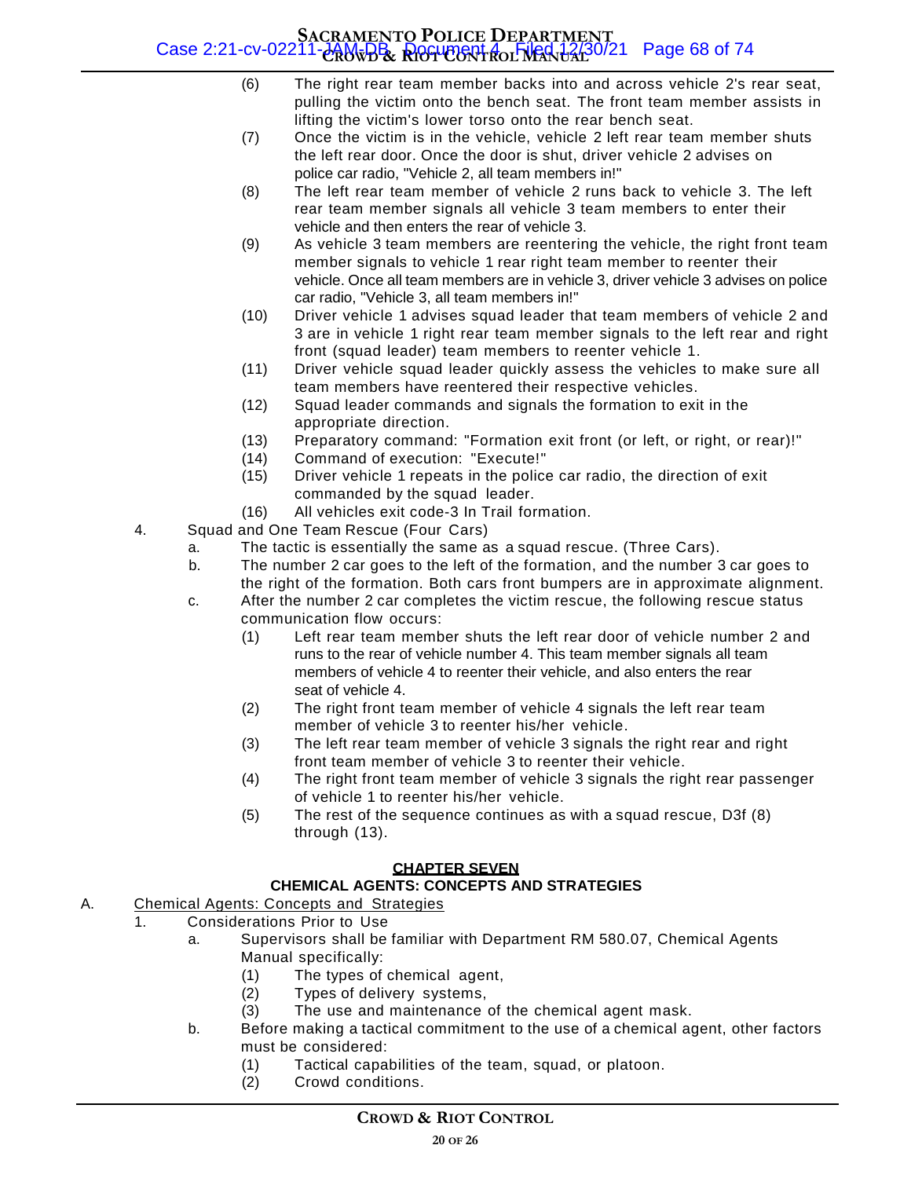(6) The right rear team member backs into and across vehicle 2's rear seat, pulling the victim onto the bench seat. The front team member assists in lifting the victim's lower torso onto the rear bench seat.

(7) Once the victim is in the vehicle, vehicle 2 left rear team member shuts the left rear door. Once the door is shut, driver vehicle 2 advises on police car radio, "Vehicle 2, all team members in!"

(8) The left rear team member of vehicle 2 runs back to vehicle 3. The left rear team member signals all vehicle 3 team members to enter their vehicle and then enters the rear of vehicle 3.

(9) As vehicle 3 team members are reentering the vehicle, the right front team member signals to vehicle 1 rear right team member to reenter their vehicle. Once all team members are in vehicle 3, driver vehicle 3 advises on police car radio, "Vehicle 3, all team members in!"

(10) Driver vehicle 1 advises squad leader that team members of vehicle 2 and 3 are in vehicle 1 right rear team member signals to the left rear and right front (squad leader) team members to reenter vehicle 1.

(11) Driver vehicle squad leader quickly assess the vehicles to make sure all team members have reentered their respective vehicles.

(12) Squad leader commands and signals the formation to exit in the appropriate direction.

(13) Preparatory command: "Formation exit front (or left, or right, or rear)!"

(14) Command of execution: "Execute!"

(15) Driver vehicle 1 repeats in the police car radio, the direction of exit commanded by the squad leader.

(16) All vehicles exit code-3 In Trail formation.

4. Squad and One Team Rescue (Four Cars)

a. The tactic is essentially the same as a squad rescue. (Three Cars).

b. The number 2 car goes to the left of the formation, and the number 3 car goes to the right of the formation. Both cars front bumpers are in approximate alignment.

c. After the number 2 car completes the victim rescue, the following rescue status communication flow occurs:

(1) Left rear team member shuts the left rear door of vehicle number 2 and runs to the rear of vehicle number 4. This team member signals all team members of vehicle 4 to reenter their vehicle, and also enters the rear seat of vehicle 4.

(2) The right front team member of vehicle 4 signals the left rear team member of vehicle 3 to reenter his/her vehicle.

(3) The left rear team member of vehicle 3 signals the right rear and right front team member of vehicle 3 to reenter their vehicle.

(4) The right front team member of vehicle 3 signals the right rear passenger of vehicle 1 to reenter his/her vehicle.

(5) The rest of the sequence continues as with a squad rescue, D3f (8) through (13).

## CHAPTER SEVEN

## CHEMICAL AGENTS: CONCEPTS AND STRATEGIES

A. Chemical Agents: Concepts and Strategies

1. Considerations Prior to Use

a. Supervisors shall be familiar with Department RM 580.07, Chemical Agents Manual specifically:

(1) The types of chemical agent,

(2) Types of delivery systems,

(3) The use and maintenance of the chemical agent mask.

b. Before making a tactical commitment to the use of a chemical agent, other factors must be considered:

(1) Tactical capabilities of the team, squad, or platoon.

(2) Crowd conditions.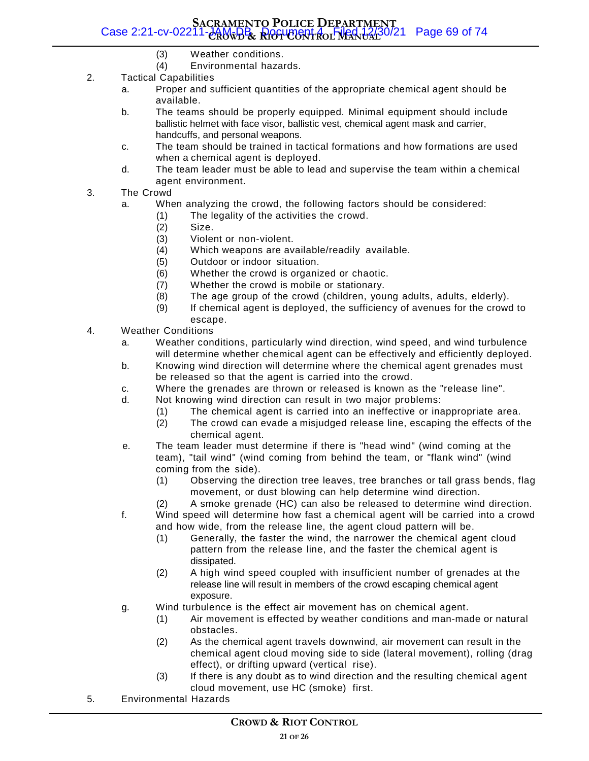(3) Weather conditions.
(4) Environmental hazards.

2. Tactical Capabilities
    a. Proper and sufficient quantities of the appropriate chemical agent should be available.
    b. The teams should be properly equipped. Minimal equipment should include ballistic helmet with face visor, ballistic vest, chemical agent mask and carrier, handcuffs, and personal weapons.
    c. The team should be trained in tactical formations and how formations are used when a chemical agent is deployed.
    d. The team leader must be able to lead and supervise the team within a chemical agent environment.

3. The Crowd
    a. When analyzing the crowd, the following factors should be considered:
        (1) The legality of the activities the crowd.
        (2) Size.
        (3) Violent or non-violent.
        (4) Which weapons are available/readily available.
        (5) Outdoor or indoor situation.
        (6) Whether the crowd is organized or chaotic.
        (7) Whether the crowd is mobile or stationary.
        (8) The age group of the crowd (children, young adults, adults, elderly).
        (9) If chemical agent is deployed, the sufficiency of avenues for the crowd to escape.

4. Weather Conditions
    a. Weather conditions, particularly wind direction, wind speed, and wind turbulence will determine whether chemical agent can be effectively and efficiently deployed.
    b. Knowing wind direction will determine where the chemical agent grenades must be released so that the agent is carried into the crowd.
    c. Where the grenades are thrown or released is known as the "release line".
    d. Not knowing wind direction can result in two major problems:
        (1) The chemical agent is carried into an ineffective or inappropriate area.
        (2) The crowd can evade a misjudged release line, escaping the effects of the chemical agent.
    e. The team leader must determine if there is "head wind" (wind coming at the team), "tail wind" (wind coming from behind the team, or "flank wind" (wind coming from the side).
        (1) Observing the direction tree leaves, tree branches or tall grass bends, flag movement, or dust blowing can help determine wind direction.
        (2) A smoke grenade (HC) can also be released to determine wind direction.
    f. Wind speed will determine how fast a chemical agent will be carried into a crowd and how wide, from the release line, the agent cloud pattern will be.
        (1) Generally, the faster the wind, the narrower the chemical agent cloud pattern from the release line, and the faster the chemical agent is dissipated.
        (2) A high wind speed coupled with insufficient number of grenades at the release line will result in members of the crowd escaping chemical agent exposure.
    g. Wind turbulence is the effect air movement has on chemical agent.
        (1) Air movement is effected by weather conditions and man-made or natural obstacles.
        (2) As the chemical agent travels downwind, air movement can result in the chemical agent cloud moving side to side (lateral movement), rolling (drag effect), or drifting upward (vertical rise).
        (3) If there is any doubt as to wind direction and the resulting chemical agent cloud movement, use HC (smoke) first.

5. Environmental Hazards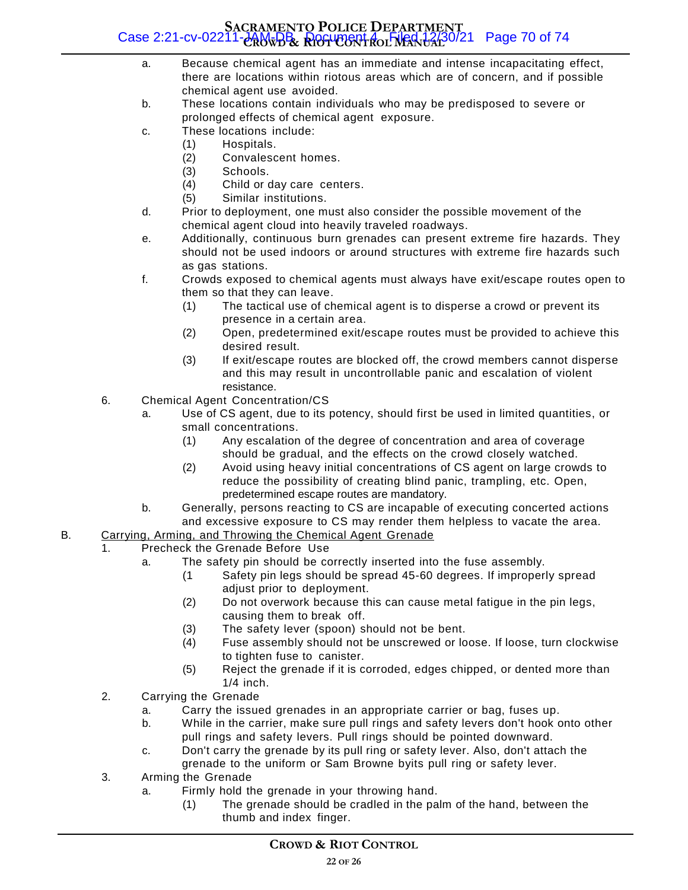a. Because chemical agent has an immediate and intense incapacitating effect, there are locations within riotous areas which are of concern, and if possible chemical agent use avoided.

b. These locations contain individuals who may be predisposed to severe or prolonged effects of chemical agent exposure.

c. These locations include:

   (1) Hospitals.

   (2) Convalescent homes.

   (3) Schools.

   (4) Child or day care centers.

   (5) Similar institutions.

d. Prior to deployment, one must also consider the possible movement of the chemical agent cloud into heavily traveled roadways.

e. Additionally, continuous burn grenades can present extreme fire hazards. They should not be used indoors or around structures with extreme fire hazards such as gas stations.

f. Crowds exposed to chemical agents must always have exit/escape routes open to them so that they can leave.

   (1) The tactical use of chemical agent is to disperse a crowd or prevent its presence in a certain area.

   (2) Open, predetermined exit/escape routes must be provided to achieve this desired result.

   (3) If exit/escape routes are blocked off, the crowd members cannot disperse and this may result in uncontrollable panic and escalation of violent resistance.

6. Chemical Agent Concentration/CS

   a. Use of CS agent, due to its potency, should first be used in limited quantities, or small concentrations.

      (1) Any escalation of the degree of concentration and area of coverage should be gradual, and the effects on the crowd closely watched.

      (2) Avoid using heavy initial concentrations of CS agent on large crowds to reduce the possibility of creating blind panic, trampling, etc. Open, predetermined escape routes are mandatory.

   b. Generally, persons reacting to CS are incapable of executing concerted actions and excessive exposure to CS may render them helpless to vacate the area.

B. <u>Carrying, Arming, and Throwing the Chemical Agent Grenade</u>

1. Precheck the Grenade Before Use

   a. The safety pin should be correctly inserted into the fuse assembly.

      (1 Safety pin legs should be spread 45-60 degrees. If improperly spread adjust prior to deployment.

      (2) Do not overwork because this can cause metal fatigue in the pin legs, causing them to break off.

      (3) The safety lever (spoon) should not be bent.

      (4) Fuse assembly should not be unscrewed or loose. If loose, turn clockwise to tighten fuse to canister.

      (5) Reject the grenade if it is corroded, edges chipped, or dented more than 1/4 inch.

2. Carrying the Grenade

   a. Carry the issued grenades in an appropriate carrier or bag, fuses up.

   b. While in the carrier, make sure pull rings and safety levers don't hook onto other pull rings and safety levers. Pull rings should be pointed downward.

   c. Don't carry the grenade by its pull ring or safety lever. Also, don't attach the grenade to the uniform or Sam Browne byits pull ring or safety lever.

3. Arming the Grenade

   a. Firmly hold the grenade in your throwing hand.

      (1) The grenade should be cradled in the palm of the hand, between the thumb and index finger.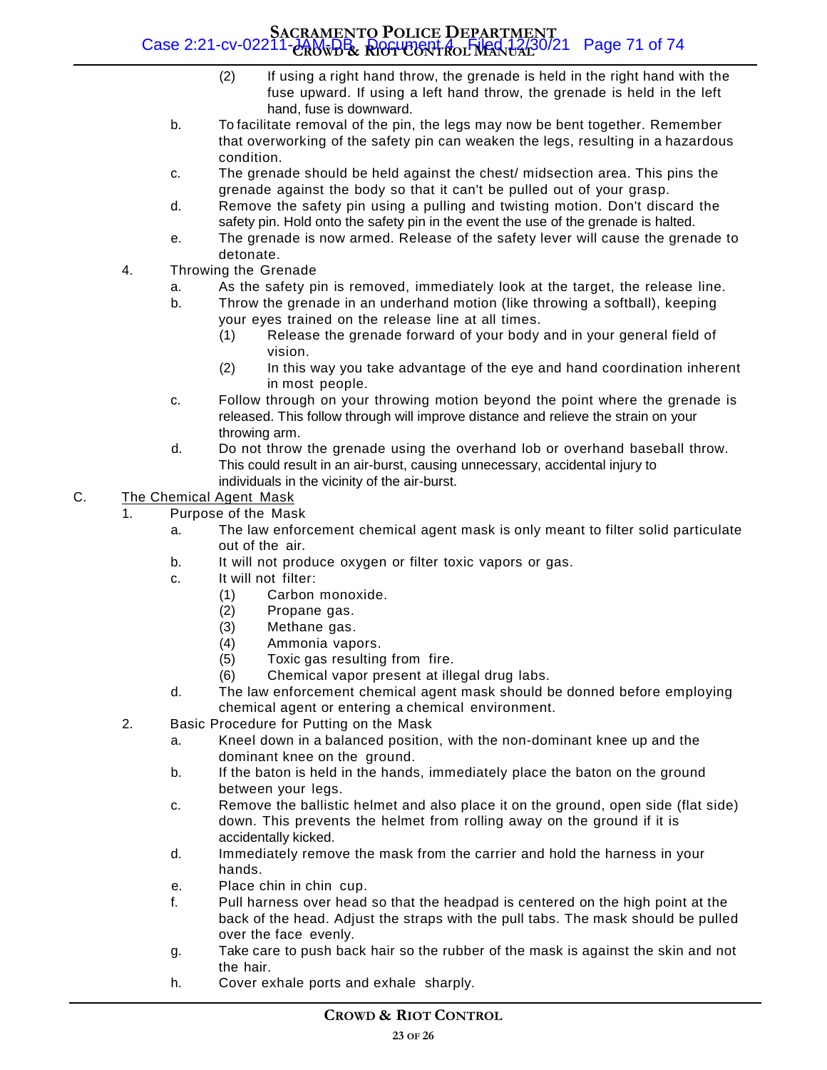- (2) If using a right hand throw, the grenade is held in the right hand with the fuse upward. If using a left hand throw, the grenade is held in the left hand, fuse is downward.
  - b. To facilitate removal of the pin, the legs may now be bent together. Remember that overworking of the safety pin can weaken the legs, resulting in a hazardous condition.
  - c. The grenade should be held against the chest/ midsection area. This pins the grenade against the body so that it can't be pulled out of your grasp.
  - d. Remove the safety pin using a pulling and twisting motion. Don't discard the safety pin. Hold onto the safety pin in the event the use of the grenade is halted.
  - e. The grenade is now armed. Release of the safety lever will cause the grenade to detonate.

4. Throwing the Grenade
   - a. As the safety pin is removed, immediately look at the target, the release line.
   - b. Throw the grenade in an underhand motion (like throwing a softball), keeping your eyes trained on the release line at all times.
     - (1) Release the grenade forward of your body and in your general field of vision.
     - (2) In this way you take advantage of the eye and hand coordination inherent in most people.
   - c. Follow through on your throwing motion beyond the point where the grenade is released. This follow through will improve distance and relieve the strain on your throwing arm.
   - d. Do not throw the grenade using the overhand lob or overhand baseball throw. This could result in an air-burst, causing unnecessary, accidental injury to individuals in the vicinity of the air-burst.

C. The Chemical Agent Mask

1. Purpose of the Mask
   - a. The law enforcement chemical agent mask is only meant to filter solid particulate out of the air.
   - b. It will not produce oxygen or filter toxic vapors or gas.
   - c. It will not filter:
     - (1) Carbon monoxide.
     - (2) Propane gas.
     - (3) Methane gas.
     - (4) Ammonia vapors.
     - (5) Toxic gas resulting from fire.
     - (6) Chemical vapor present at illegal drug labs.
   - d. The law enforcement chemical agent mask should be donned before employing chemical agent or entering a chemical environment.

2. Basic Procedure for Putting on the Mask
   - a. Kneel down in a balanced position, with the non-dominant knee up and the dominant knee on the ground.
   - b. If the baton is held in the hands, immediately place the baton on the ground between your legs.
   - c. Remove the ballistic helmet and also place it on the ground, open side (flat side) down. This prevents the helmet from rolling away on the ground if it is accidentally kicked.
   - d. Immediately remove the mask from the carrier and hold the harness in your hands.
   - e. Place chin in chin cup.
   - f. Pull harness over head so that the headpad is centered on the high point at the back of the head. Adjust the straps with the pull tabs. The mask should be pulled over the face evenly.
   - g. Take care to push back hair so the rubber of the mask is against the skin and not the hair.
   - h. Cover exhale ports and exhale sharply.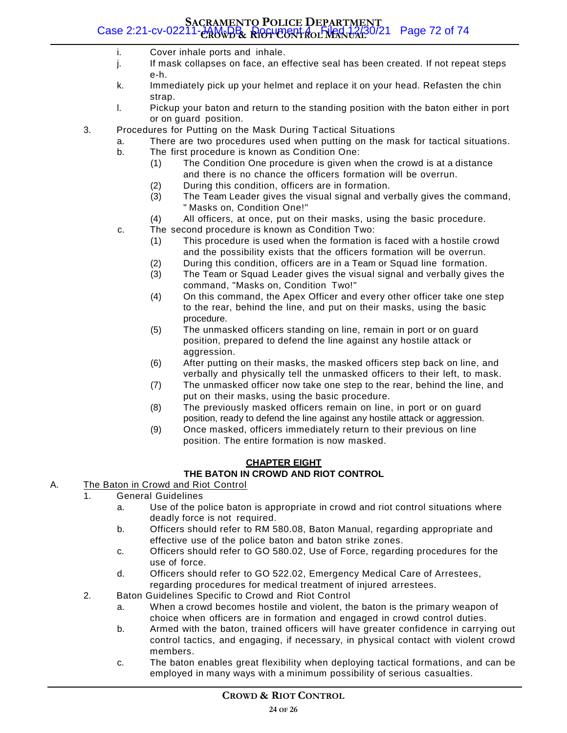i. Cover inhale ports and inhale.

j. If mask collapses on face, an effective seal has been created. If not repeat steps e-h.

k. Immediately pick up your helmet and replace it on your head. Refasten the chin strap.

l. Pickup your baton and return to the standing position with the baton either in port or on guard position.

3. Procedures for Putting on the Mask During Tactical Situations

   a. There are two procedures used when putting on the mask for tactical situations.

   b. The first procedure is known as Condition One:

      (1) The Condition One procedure is given when the crowd is at a distance and there is no chance the officers formation will be overrun.

      (2) During this condition, officers are in formation.

      (3) The Team Leader gives the visual signal and verbally gives the command, " Masks on, Condition One!"

      (4) All officers, at once, put on their masks, using the basic procedure.

   c. The second procedure is known as Condition Two:

      (1) This procedure is used when the formation is faced with a hostile crowd and the possibility exists that the officers formation will be overrun.

      (2) During this condition, officers are in a Team or Squad line formation.

      (3) The Team or Squad Leader gives the visual signal and verbally gives the command, "Masks on, Condition Two!"

      (4) On this command, the Apex Officer and every other officer take one step to the rear, behind the line, and put on their masks, using the basic procedure.

      (5) The unmasked officers standing on line, remain in port or on guard position, prepared to defend the line against any hostile attack or aggression.

      (6) After putting on their masks, the masked officers step back on line, and verbally and physically tell the unmasked officers to their left, to mask.

      (7) The unmasked officer now take one step to the rear, behind the line, and put on their masks, using the basic procedure.

      (8) The previously masked officers remain on line, in port or on guard position, ready to defend the line against any hostile attack or aggression.

      (9) Once masked, officers immediately return to their previous on line position. The entire formation is now masked.

## CHAPTER EIGHT

### THE BATON IN CROWD AND RIOT CONTROL

A. The Baton in Crowd and Riot Control

1. General Guidelines

   a. Use of the police baton is appropriate in crowd and riot control situations where deadly force is not required.

   b. Officers should refer to RM 580.08, Baton Manual, regarding appropriate and effective use of the police baton and baton strike zones.

   c. Officers should refer to GO 580.02, Use of Force, regarding procedures for the use of force.

   d. Officers should refer to GO 522.02, Emergency Medical Care of Arrestees, regarding procedures for medical treatment of injured arrestees.

2. Baton Guidelines Specific to Crowd and Riot Control

   a. When a crowd becomes hostile and violent, the baton is the primary weapon of choice when officers are in formation and engaged in crowd control duties.

   b. Armed with the baton, trained officers will have greater confidence in carrying out control tactics, and engaging, if necessary, in physical contact with violent crowd members.

   c. The baton enables great flexibility when deploying tactical formations, and can be employed in many ways with a minimum possibility of serious casualties.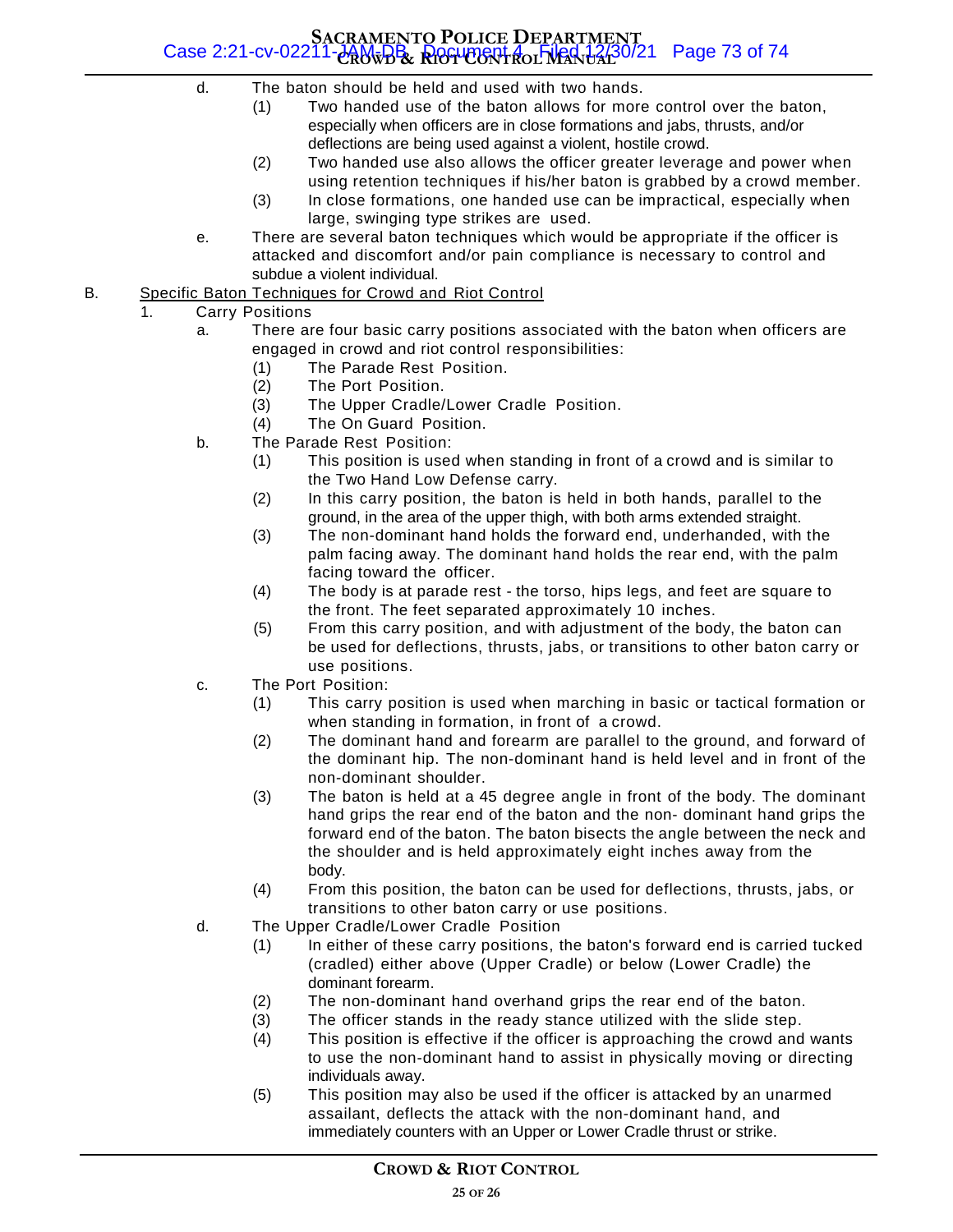d. The baton should be held and used with two hands.

   (1) Two handed use of the baton allows for more control over the baton, especially when officers are in close formations and jabs, thrusts, and/or deflections are being used against a violent, hostile crowd.

   (2) Two handed use also allows the officer greater leverage and power when using retention techniques if his/her baton is grabbed by a crowd member.

   (3) In close formations, one handed use can be impractical, especially when large, swinging type strikes are used.

e. There are several baton techniques which would be appropriate if the officer is attacked and discomfort and/or pain compliance is necessary to control and subdue a violent individual.

B. Specific Baton Techniques for Crowd and Riot Control

1. Carry Positions

a. There are four basic carry positions associated with the baton when officers are engaged in crowd and riot control responsibilities:

   (1) The Parade Rest Position.

   (2) The Port Position.

   (3) The Upper Cradle/Lower Cradle Position.

   (4) The On Guard Position.

b. The Parade Rest Position:

   (1) This position is used when standing in front of a crowd and is similar to the Two Hand Low Defense carry.

   (2) In this carry position, the baton is held in both hands, parallel to the ground, in the area of the upper thigh, with both arms extended straight.

   (3) The non-dominant hand holds the forward end, underhanded, with the palm facing away. The dominant hand holds the rear end, with the palm facing toward the officer.

   (4) The body is at parade rest - the torso, hips legs, and feet are square to the front. The feet separated approximately 10 inches.

   (5) From this carry position, and with adjustment of the body, the baton can be used for deflections, thrusts, jabs, or transitions to other baton carry or use positions.

c. The Port Position:

   (1) This carry position is used when marching in basic or tactical formation or when standing in formation, in front of a crowd.

   (2) The dominant hand and forearm are parallel to the ground, and forward of the dominant hip. The non-dominant hand is held level and in front of the non-dominant shoulder.

   (3) The baton is held at a 45 degree angle in front of the body. The dominant hand grips the rear end of the baton and the non- dominant hand grips the forward end of the baton. The baton bisects the angle between the neck and the shoulder and is held approximately eight inches away from the body.

   (4) From this position, the baton can be used for deflections, thrusts, jabs, or transitions to other baton carry or use positions.

d. The Upper Cradle/Lower Cradle Position

   (1) In either of these carry positions, the baton's forward end is carried tucked (cradled) either above (Upper Cradle) or below (Lower Cradle) the dominant forearm.

   (2) The non-dominant hand overhand grips the rear end of the baton.

   (3) The officer stands in the ready stance utilized with the slide step.

   (4) This position is effective if the officer is approaching the crowd and wants to use the non-dominant hand to assist in physically moving or directing individuals away.

   (5) This position may also be used if the officer is attacked by an unarmed assailant, deflects the attack with the non-dominant hand, and immediately counters with an Upper or Lower Cradle thrust or strike.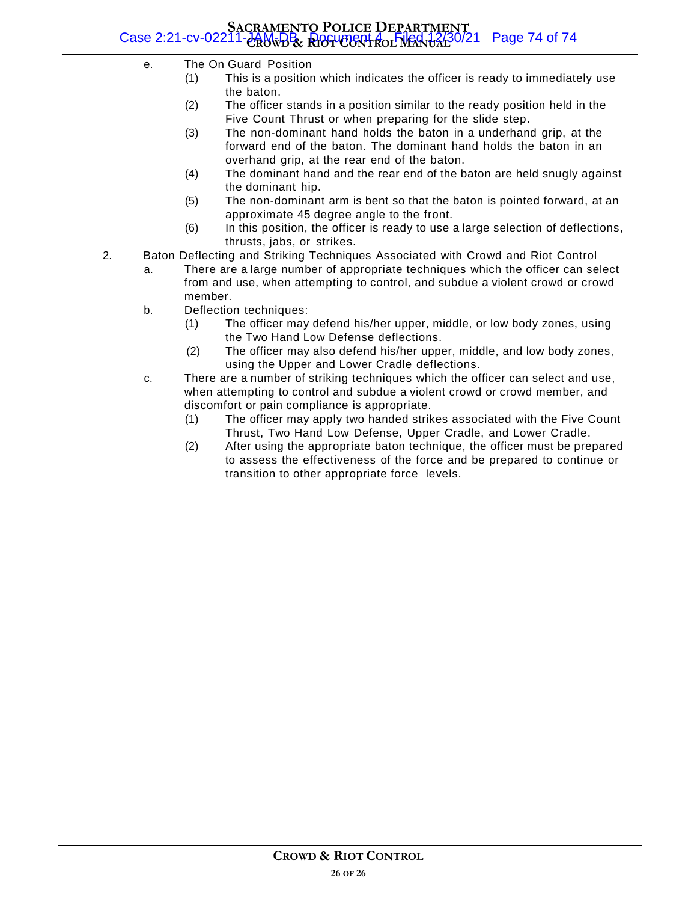e. The On Guard Position

   (1) This is a position which indicates the officer is ready to immediately use the baton.

   (2) The officer stands in a position similar to the ready position held in the Five Count Thrust or when preparing for the slide step.

   (3) The non-dominant hand holds the baton in a underhand grip, at the forward end of the baton. The dominant hand holds the baton in an overhand grip, at the rear end of the baton.

   (4) The dominant hand and the rear end of the baton are held snugly against the dominant hip.

   (5) The non-dominant arm is bent so that the baton is pointed forward, at an approximate 45 degree angle to the front.

   (6) In this position, the officer is ready to use a large selection of deflections, thrusts, jabs, or strikes.

2. Baton Deflecting and Striking Techniques Associated with Crowd and Riot Control

   a. There are a large number of appropriate techniques which the officer can select from and use, when attempting to control, and subdue a violent crowd or crowd member.

   b. Deflection techniques:

      (1) The officer may defend his/her upper, middle, or low body zones, using the Two Hand Low Defense deflections.

      (2) The officer may also defend his/her upper, middle, and low body zones, using the Upper and Lower Cradle deflections.

   c. There are a number of striking techniques which the officer can select and use, when attempting to control and subdue a violent crowd or crowd member, and discomfort or pain compliance is appropriate.

      (1) The officer may apply two handed strikes associated with the Five Count Thrust, Two Hand Low Defense, Upper Cradle, and Lower Cradle.

      (2) After using the appropriate baton technique, the officer must be prepared to assess the effectiveness of the force and be prepared to continue or transition to other appropriate force levels.